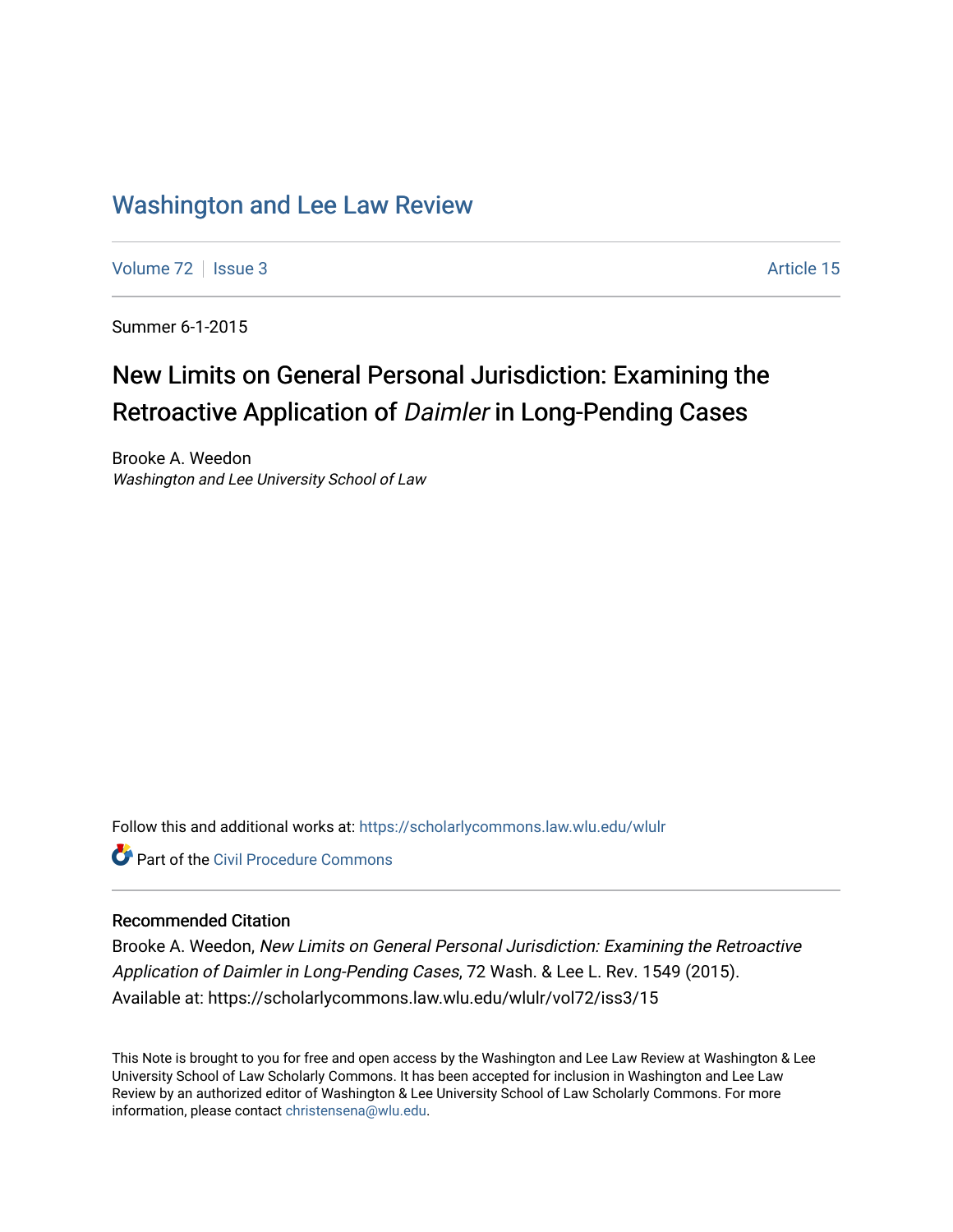# Washington and Lee Law Review

Volume 72 | Issue 3 Article 15

Summer 6-1-2015

## New Limits on General Personal Jurisdiction: Examining the Retroactive Application of *Daimler* in Long-Pending Cases

Brooke A. Weedon
*Washington and Lee University School of Law*

Follow this and additional works at: https://scholarlycommons.law.wlu.edu/wlulr

Part of the Civil Procedure Commons

### Recommended Citation

Brooke A. Weedon, *New Limits on General Personal Jurisdiction: Examining the Retroactive Application of Daimler in Long-Pending Cases*, 72 Wash. & Lee L. Rev. 1549 (2015).
Available at: https://scholarlycommons.law.wlu.edu/wlulr/vol72/iss3/15

This Note is brought to you for free and open access by the Washington and Lee Law Review at Washington & Lee University School of Law Scholarly Commons. It has been accepted for inclusion in Washington and Lee Law Review by an authorized editor of Washington & Lee University School of Law Scholarly Commons. For more information, please contact christensena@wlu.edu.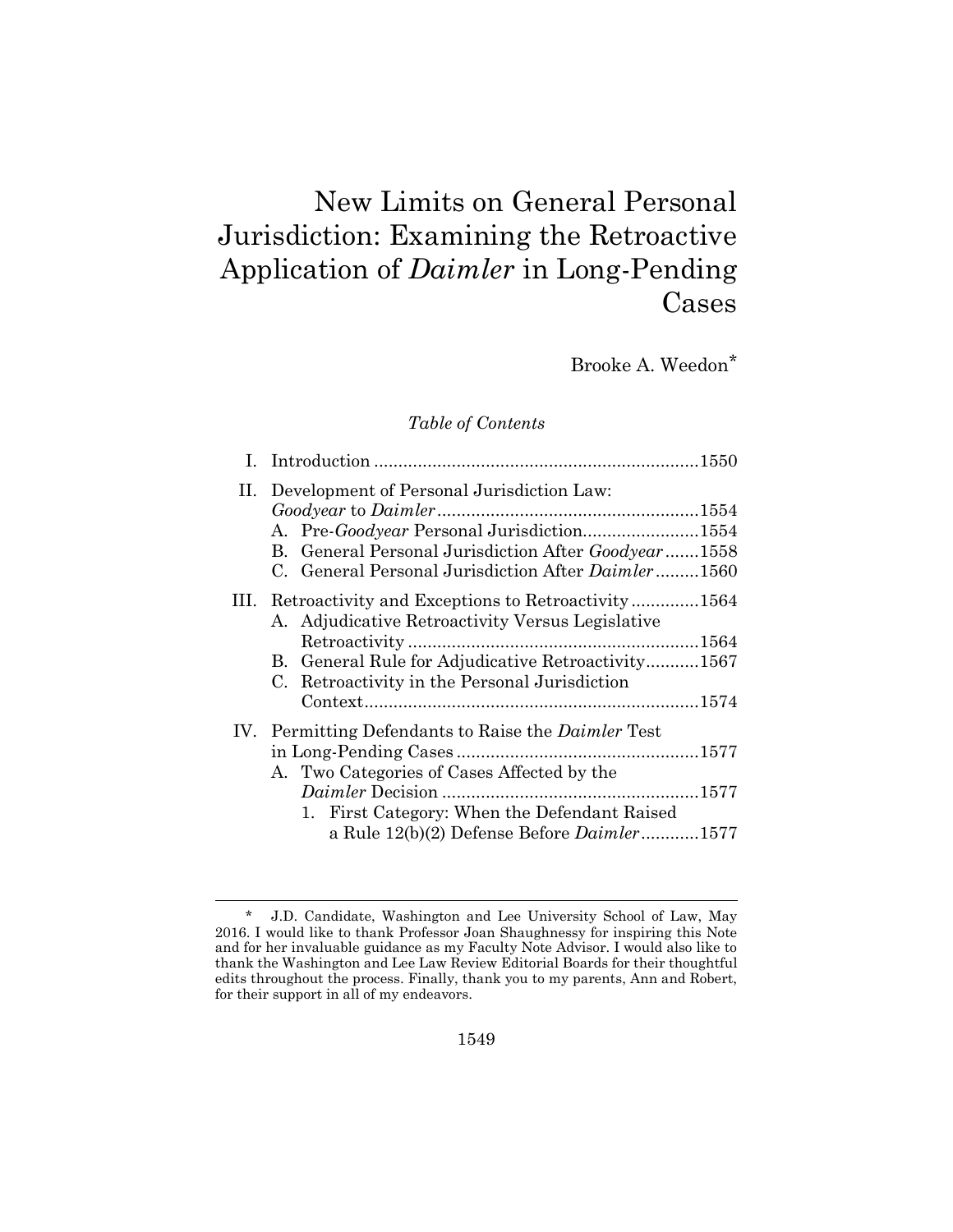# New Limits on General Personal Jurisdiction: Examining the Retroactive Application of *Daimler* in Long-Pending Cases

Brooke A. Weedon*

*Table of Contents*

I. Introduction ....................................................................1550

II. Development of Personal Jurisdiction Law: *Goodyear* to *Daimler* ......................................................1554

  A. Pre-*Goodyear* Personal Jurisdiction........................1554

  B. General Personal Jurisdiction After *Goodyear* .......1558

  C. General Personal Jurisdiction After *Daimler* .........1560

III. Retroactivity and Exceptions to Retroactivity ..............1564

  A. Adjudicative Retroactivity Versus Legislative Retroactivity ............................................................1564

  B. General Rule for Adjudicative Retroactivity...........1567

  C. Retroactivity in the Personal Jurisdiction Context.....................................................................1574

IV. Permitting Defendants to Raise the *Daimler* Test in Long-Pending Cases ..................................................1577

  A. Two Categories of Cases Affected by the *Daimler* Decision .....................................................1577

    1. First Category: When the Defendant Raised a Rule 12(b)(2) Defense Before *Daimler* ............1577

---

\* J.D. Candidate, Washington and Lee University School of Law, May 2016. I would like to thank Professor Joan Shaughnessy for inspiring this Note and for her invaluable guidance as my Faculty Note Advisor. I would also like to thank the Washington and Lee Law Review Editorial Boards for their thoughtful edits throughout the process. Finally, thank you to my parents, Ann and Robert, for their support in all of my endeavors.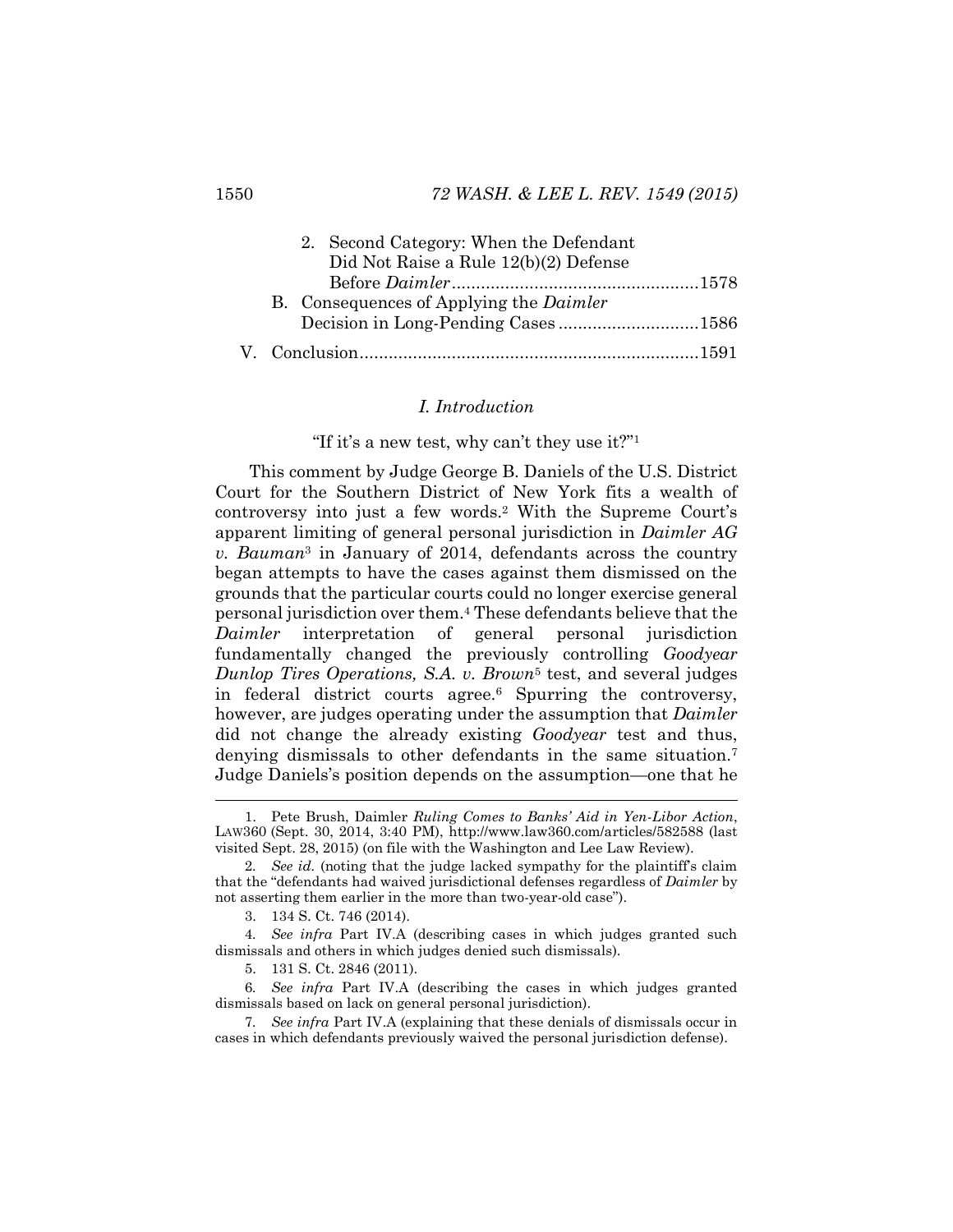2. Second Category: When the Defendant Did Not Raise a Rule 12(b)(2) Defense Before *Daimler*...................................................1578

B. Consequences of Applying the *Daimler* Decision in Long-Pending Cases .............................1586

V. Conclusion.....................................................................1591

## *I. Introduction*

"If it's a new test, why can't they use it?"[1]

This comment by Judge George B. Daniels of the U.S. District Court for the Southern District of New York fits a wealth of controversy into just a few words.[2] With the Supreme Court's apparent limiting of general personal jurisdiction in *Daimler AG v. Bauman*[3] in January of 2014, defendants across the country began attempts to have the cases against them dismissed on the grounds that the particular courts could no longer exercise general personal jurisdiction over them.[4] These defendants believe that the *Daimler* interpretation of general personal jurisdiction fundamentally changed the previously controlling *Goodyear Dunlop Tires Operations, S.A. v. Brown*[5] test, and several judges in federal district courts agree.[6] Spurring the controversy, however, are judges operating under the assumption that *Daimler* did not change the already existing *Goodyear* test and thus, denying dismissals to other defendants in the same situation.[7] Judge Daniels's position depends on the assumption—one that he

---

1. Pete Brush, Daimler *Ruling Comes to Banks' Aid in Yen-Libor Action*, LAW360 (Sept. 30, 2014, 3:40 PM), http://www.law360.com/articles/582588 (last visited Sept. 28, 2015) (on file with the Washington and Lee Law Review).

2. *See id.* (noting that the judge lacked sympathy for the plaintiff's claim that the "defendants had waived jurisdictional defenses regardless of *Daimler* by not asserting them earlier in the more than two-year-old case").

3. 134 S. Ct. 746 (2014).

4. *See infra* Part IV.A (describing cases in which judges granted such dismissals and others in which judges denied such dismissals).

5. 131 S. Ct. 2846 (2011).

6. *See infra* Part IV.A (describing the cases in which judges granted dismissals based on lack on general personal jurisdiction).

7. *See infra* Part IV.A (explaining that these denials of dismissals occur in cases in which defendants previously waived the personal jurisdiction defense).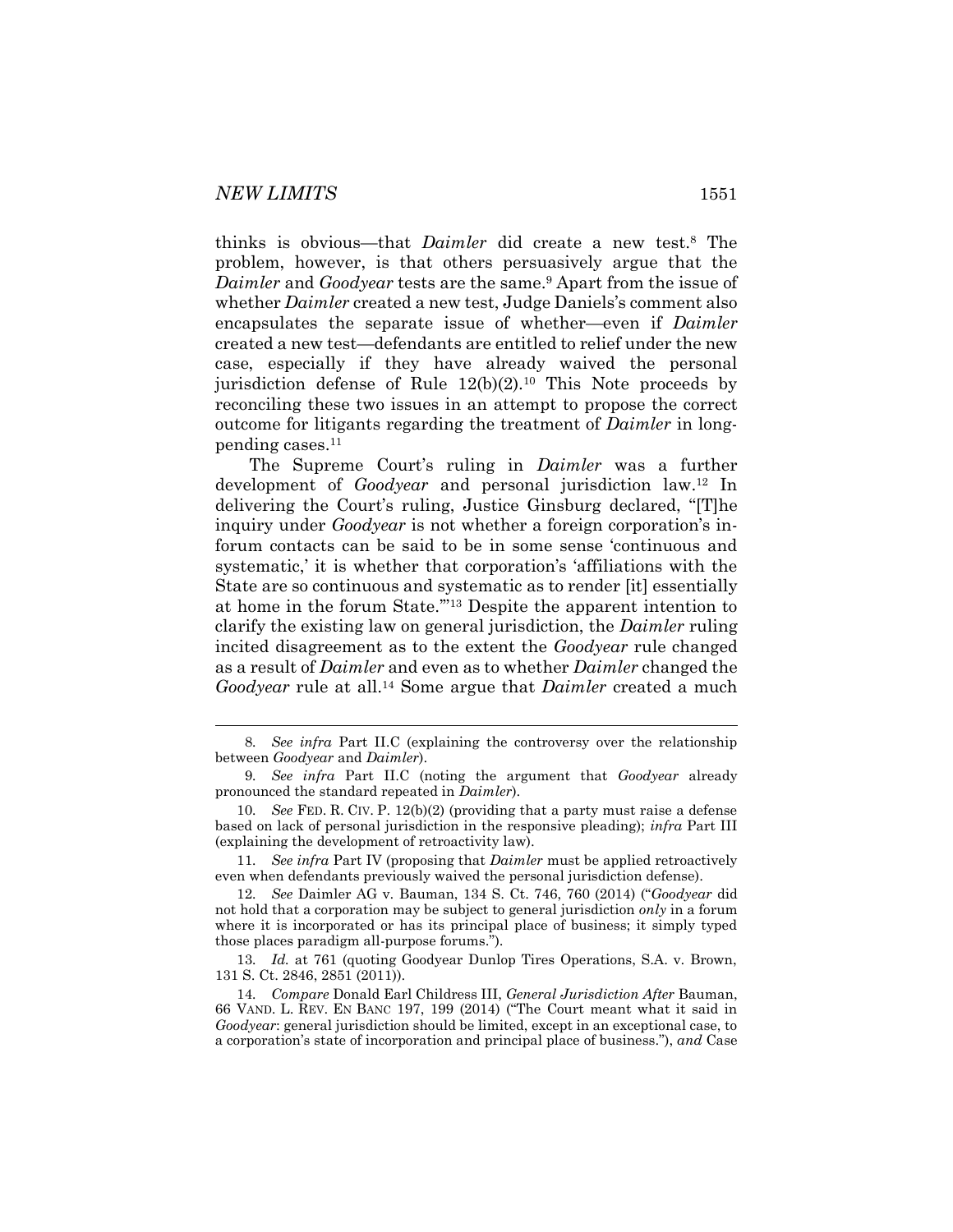thinks is obvious—that *Daimler* did create a new test.[8] The problem, however, is that others persuasively argue that the *Daimler* and *Goodyear* tests are the same.[9] Apart from the issue of whether *Daimler* created a new test, Judge Daniels's comment also encapsulates the separate issue of whether—even if *Daimler* created a new test—defendants are entitled to relief under the new case, especially if they have already waived the personal jurisdiction defense of Rule 12(b)(2).[10] This Note proceeds by reconciling these two issues in an attempt to propose the correct outcome for litigants regarding the treatment of *Daimler* in long-pending cases.[11]

The Supreme Court's ruling in *Daimler* was a further development of *Goodyear* and personal jurisdiction law.[12] In delivering the Court's ruling, Justice Ginsburg declared, "[T]he inquiry under *Goodyear* is not whether a foreign corporation's in-forum contacts can be said to be in some sense 'continuous and systematic,' it is whether that corporation's 'affiliations with the State are so continuous and systematic as to render [it] essentially at home in the forum State.'"[13] Despite the apparent intention to clarify the existing law on general jurisdiction, the *Daimler* ruling incited disagreement as to the extent the *Goodyear* rule changed as a result of *Daimler* and even as to whether *Daimler* changed the *Goodyear* rule at all.[14] Some argue that *Daimler* created a much

---

8. *See infra* Part II.C (explaining the controversy over the relationship between *Goodyear* and *Daimler*).

9. *See infra* Part II.C (noting the argument that *Goodyear* already pronounced the standard repeated in *Daimler*).

10. *See* FED. R. CIV. P. 12(b)(2) (providing that a party must raise a defense based on lack of personal jurisdiction in the responsive pleading); *infra* Part III (explaining the development of retroactivity law).

11. *See infra* Part IV (proposing that *Daimler* must be applied retroactively even when defendants previously waived the personal jurisdiction defense).

12. *See* Daimler AG v. Bauman, 134 S. Ct. 746, 760 (2014) ("*Goodyear* did not hold that a corporation may be subject to general jurisdiction *only* in a forum where it is incorporated or has its principal place of business; it simply typed those places paradigm all-purpose forums.").

13. *Id.* at 761 (quoting Goodyear Dunlop Tires Operations, S.A. v. Brown, 131 S. Ct. 2846, 2851 (2011)).

14. *Compare* Donald Earl Childress III, *General Jurisdiction After* Bauman, 66 VAND. L. REV. EN BANC 197, 199 (2014) ("The Court meant what it said in *Goodyear*: general jurisdiction should be limited, except in an exceptional case, to a corporation's state of incorporation and principal place of business."), *and* Case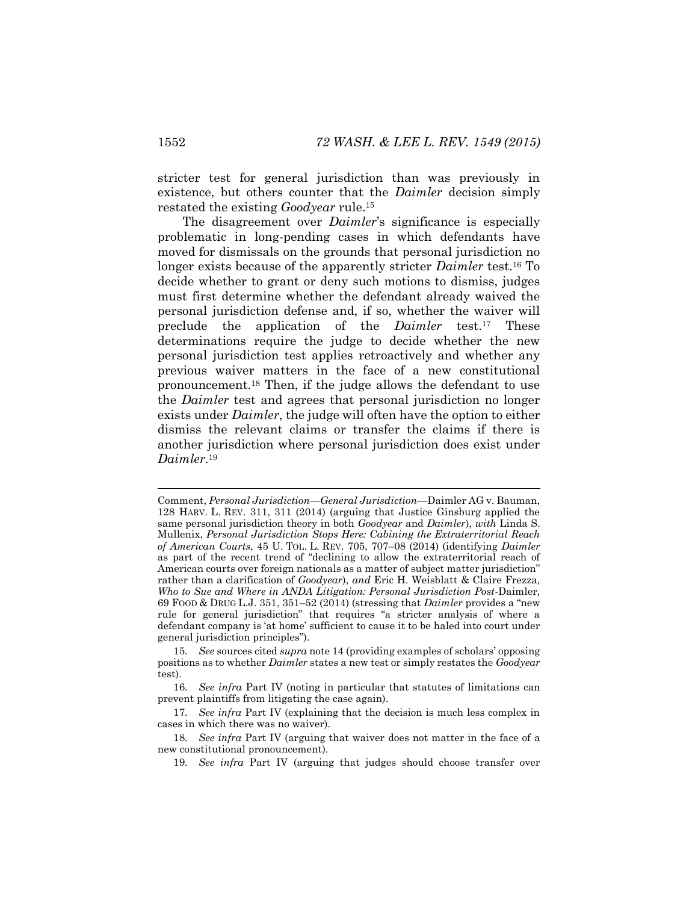stricter test for general jurisdiction than was previously in existence, but others counter that the *Daimler* decision simply restated the existing *Goodyear* rule.[15]

The disagreement over *Daimler*'s significance is especially problematic in long-pending cases in which defendants have moved for dismissals on the grounds that personal jurisdiction no longer exists because of the apparently stricter *Daimler* test.[16] To decide whether to grant or deny such motions to dismiss, judges must first determine whether the defendant already waived the personal jurisdiction defense and, if so, whether the waiver will preclude the application of the *Daimler* test.[17] These determinations require the judge to decide whether the new personal jurisdiction test applies retroactively and whether any previous waiver matters in the face of a new constitutional pronouncement.[18] Then, if the judge allows the defendant to use the *Daimler* test and agrees that personal jurisdiction no longer exists under *Daimler*, the judge will often have the option to either dismiss the relevant claims or transfer the claims if there is another jurisdiction where personal jurisdiction does exist under *Daimler*.[19]

---

Comment, *Personal Jurisdiction—General Jurisdiction—*Daimler AG v. Bauman, 128 HARV. L. REV. 311, 311 (2014) (arguing that Justice Ginsburg applied the same personal jurisdiction theory in both *Goodyear* and *Daimler*), *with* Linda S. Mullenix, *Personal Jurisdiction Stops Here: Cabining the Extraterritorial Reach of American Courts*, 45 U. TOL. L. REV. 705, 707–08 (2014) (identifying *Daimler* as part of the recent trend of "declining to allow the extraterritorial reach of American courts over foreign nationals as a matter of subject matter jurisdiction" rather than a clarification of *Goodyear*), *and* Eric H. Weisblatt & Claire Frezza, *Who to Sue and Where in ANDA Litigation: Personal Jurisdiction Post-*Daimler, 69 FOOD & DRUG L.J. 351, 351–52 (2014) (stressing that *Daimler* provides a "new rule for general jurisdiction" that requires "a stricter analysis of where a defendant company is 'at home' sufficient to cause it to be haled into court under general jurisdiction principles").

15. *See* sources cited *supra* note 14 (providing examples of scholars' opposing positions as to whether *Daimler* states a new test or simply restates the *Goodyear* test).

16. *See infra* Part IV (noting in particular that statutes of limitations can prevent plaintiffs from litigating the case again).

17. *See infra* Part IV (explaining that the decision is much less complex in cases in which there was no waiver).

18. *See infra* Part IV (arguing that waiver does not matter in the face of a new constitutional pronouncement).

19. *See infra* Part IV (arguing that judges should choose transfer over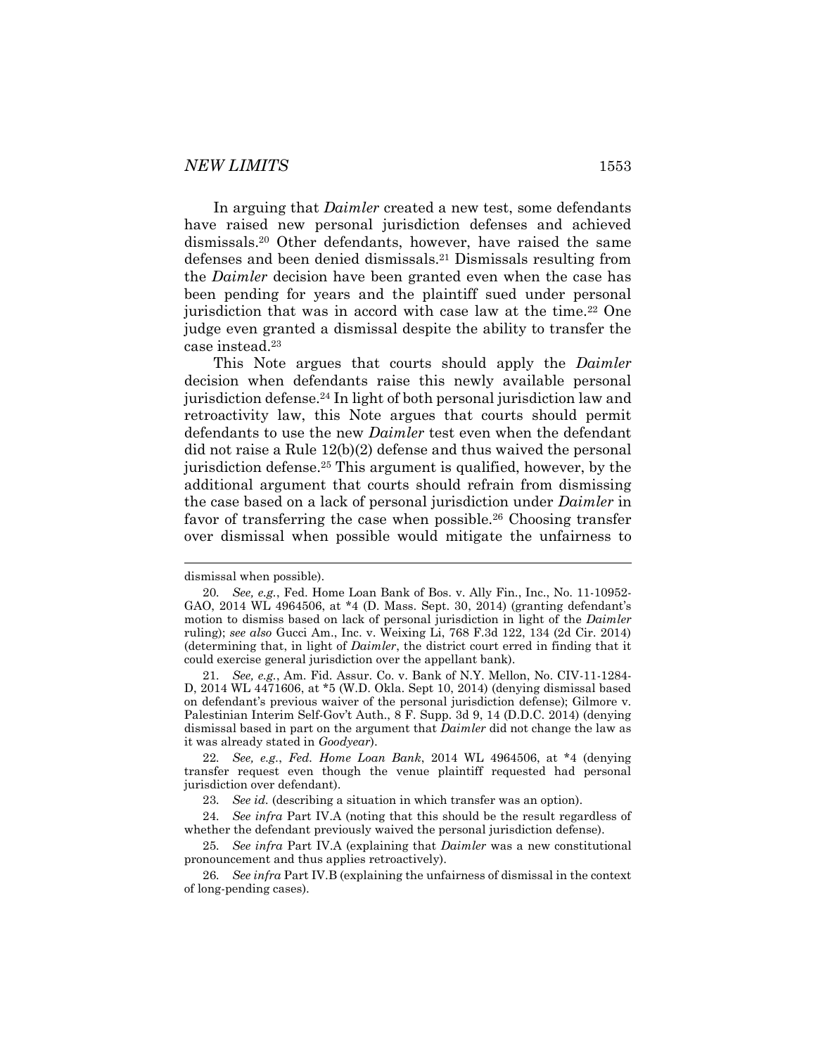In arguing that *Daimler* created a new test, some defendants have raised new personal jurisdiction defenses and achieved dismissals.[20] Other defendants, however, have raised the same defenses and been denied dismissals.[21] Dismissals resulting from the *Daimler* decision have been granted even when the case has been pending for years and the plaintiff sued under personal jurisdiction that was in accord with case law at the time.[22] One judge even granted a dismissal despite the ability to transfer the case instead.[23]

This Note argues that courts should apply the *Daimler* decision when defendants raise this newly available personal jurisdiction defense.[24] In light of both personal jurisdiction law and retroactivity law, this Note argues that courts should permit defendants to use the new *Daimler* test even when the defendant did not raise a Rule 12(b)(2) defense and thus waived the personal jurisdiction defense.[25] This argument is qualified, however, by the additional argument that courts should refrain from dismissing the case based on a lack of personal jurisdiction under *Daimler* in favor of transferring the case when possible.[26] Choosing transfer over dismissal when possible would mitigate the unfairness to

---

dismissal when possible).

20. *See, e.g.*, Fed. Home Loan Bank of Bos. v. Ally Fin., Inc., No. 11-10952-GAO, 2014 WL 4964506, at *4 (D. Mass. Sept. 30, 2014) (granting defendant's motion to dismiss based on lack of personal jurisdiction in light of the *Daimler* ruling); *see also* Gucci Am., Inc. v. Weixing Li, 768 F.3d 122, 134 (2d Cir. 2014) (determining that, in light of *Daimler*, the district court erred in finding that it could exercise general jurisdiction over the appellant bank).

21. *See, e.g.*, Am. Fid. Assur. Co. v. Bank of N.Y. Mellon, No. CIV-11-1284-D, 2014 WL 4471606, at *5 (W.D. Okla. Sept 10, 2014) (denying dismissal based on defendant's previous waiver of the personal jurisdiction defense); Gilmore v. Palestinian Interim Self-Gov't Auth., 8 F. Supp. 3d 9, 14 (D.D.C. 2014) (denying dismissal based in part on the argument that *Daimler* did not change the law as it was already stated in *Goodyear*).

22. *See, e.g.*, *Fed. Home Loan Bank*, 2014 WL 4964506, at *4 (denying transfer request even though the venue plaintiff requested had personal jurisdiction over defendant).

23. *See id.* (describing a situation in which transfer was an option).

24. *See infra* Part IV.A (noting that this should be the result regardless of whether the defendant previously waived the personal jurisdiction defense).

25. *See infra* Part IV.A (explaining that *Daimler* was a new constitutional pronouncement and thus applies retroactively).

26. *See infra* Part IV.B (explaining the unfairness of dismissal in the context of long-pending cases).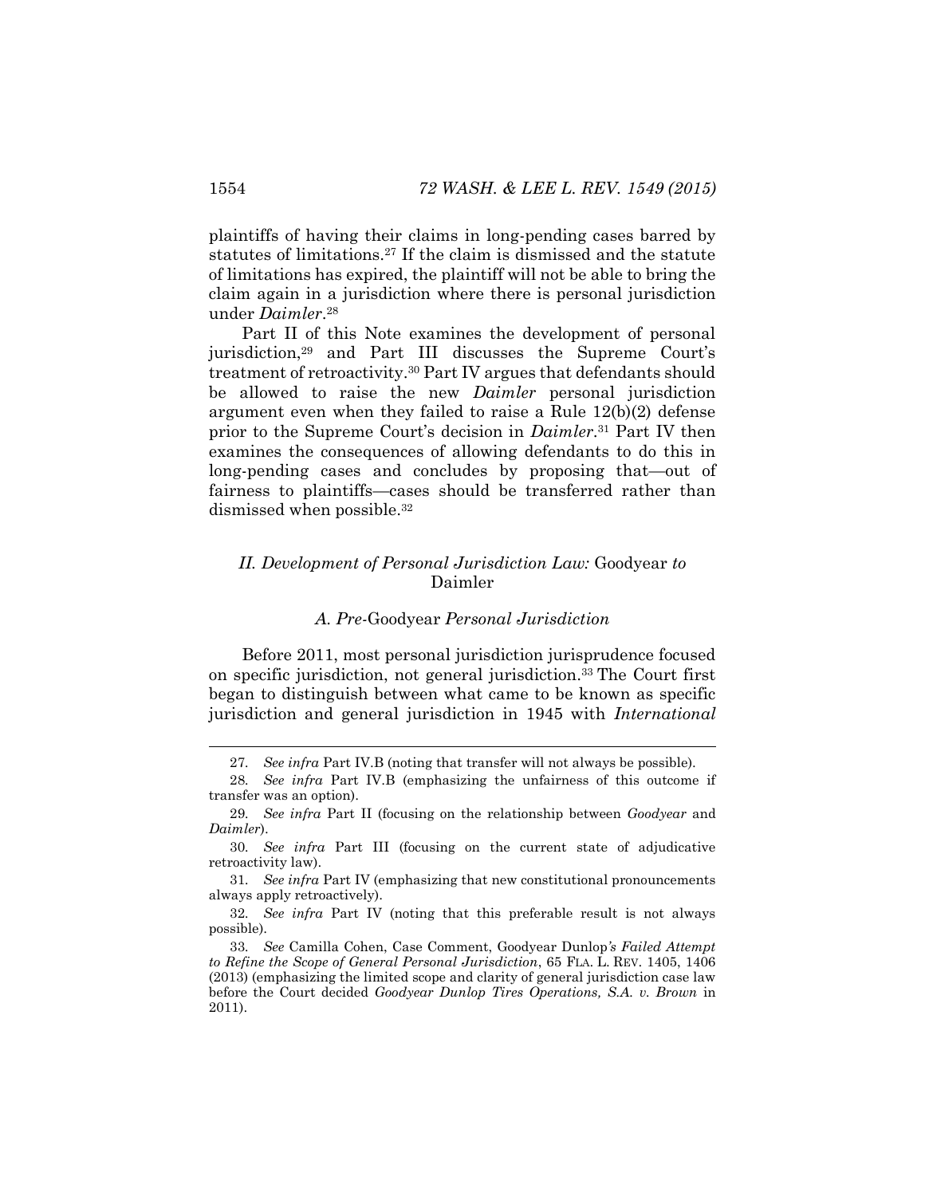plaintiffs of having their claims in long-pending cases barred by statutes of limitations.[27] If the claim is dismissed and the statute of limitations has expired, the plaintiff will not be able to bring the claim again in a jurisdiction where there is personal jurisdiction under *Daimler*.[28]

Part II of this Note examines the development of personal jurisdiction,[29] and Part III discusses the Supreme Court's treatment of retroactivity.[30] Part IV argues that defendants should be allowed to raise the new *Daimler* personal jurisdiction argument even when they failed to raise a Rule 12(b)(2) defense prior to the Supreme Court's decision in *Daimler*.[31] Part IV then examines the consequences of allowing defendants to do this in long-pending cases and concludes by proposing that—out of fairness to plaintiffs—cases should be transferred rather than dismissed when possible.[32]

## *II. Development of Personal Jurisdiction Law:* Goodyear *to* Daimler

### *A. Pre-*Goodyear *Personal Jurisdiction*

Before 2011, most personal jurisdiction jurisprudence focused on specific jurisdiction, not general jurisdiction.[33] The Court first began to distinguish between what came to be known as specific jurisdiction and general jurisdiction in 1945 with *International*

---

27. *See infra* Part IV.B (noting that transfer will not always be possible).

28. *See infra* Part IV.B (emphasizing the unfairness of this outcome if transfer was an option).

29. *See infra* Part II (focusing on the relationship between *Goodyear* and *Daimler*).

30. *See infra* Part III (focusing on the current state of adjudicative retroactivity law).

31. *See infra* Part IV (emphasizing that new constitutional pronouncements always apply retroactively).

32. *See infra* Part IV (noting that this preferable result is not always possible).

33. *See* Camilla Cohen, Case Comment, *Goodyear Dunlop's Failed Attempt to Refine the Scope of General Personal Jurisdiction*, 65 FLA. L. REV. 1405, 1406 (2013) (emphasizing the limited scope and clarity of general jurisdiction case law before the Court decided *Goodyear Dunlop Tires Operations, S.A. v. Brown* in 2011).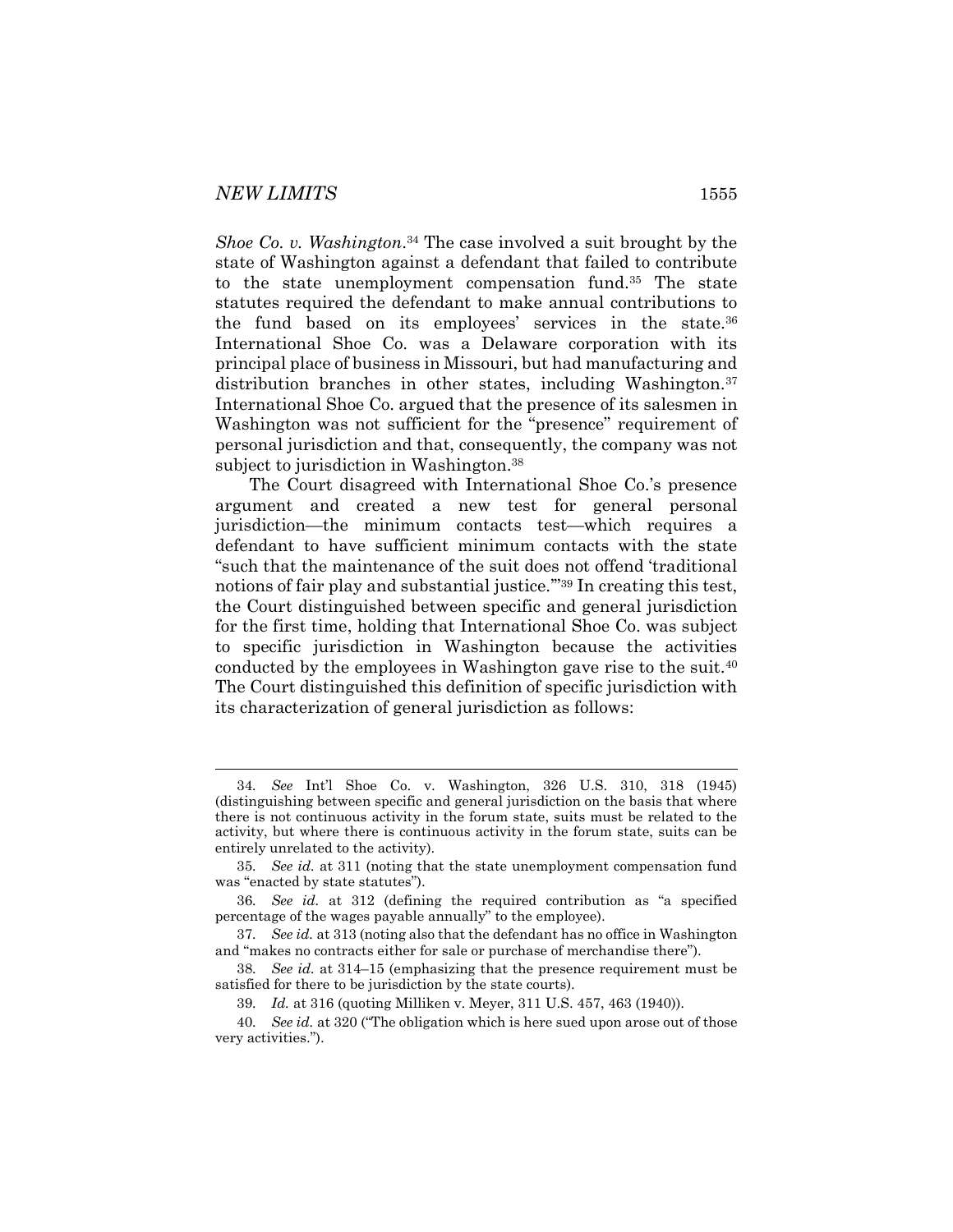*Shoe Co. v. Washington*.[34] The case involved a suit brought by the state of Washington against a defendant that failed to contribute to the state unemployment compensation fund.[35] The state statutes required the defendant to make annual contributions to the fund based on its employees' services in the state.[36] International Shoe Co. was a Delaware corporation with its principal place of business in Missouri, but had manufacturing and distribution branches in other states, including Washington.[37] International Shoe Co. argued that the presence of its salesmen in Washington was not sufficient for the "presence" requirement of personal jurisdiction and that, consequently, the company was not subject to jurisdiction in Washington.[38]

The Court disagreed with International Shoe Co.'s presence argument and created a new test for general personal jurisdiction—the minimum contacts test—which requires a defendant to have sufficient minimum contacts with the state "such that the maintenance of the suit does not offend 'traditional notions of fair play and substantial justice.'"[39] In creating this test, the Court distinguished between specific and general jurisdiction for the first time, holding that International Shoe Co. was subject to specific jurisdiction in Washington because the activities conducted by the employees in Washington gave rise to the suit.[40] The Court distinguished this definition of specific jurisdiction with its characterization of general jurisdiction as follows:

---

34. *See* Int'l Shoe Co. v. Washington, 326 U.S. 310, 318 (1945) (distinguishing between specific and general jurisdiction on the basis that where there is not continuous activity in the forum state, suits must be related to the activity, but where there is continuous activity in the forum state, suits can be entirely unrelated to the activity).

35. *See id.* at 311 (noting that the state unemployment compensation fund was "enacted by state statutes").

36. *See id.* at 312 (defining the required contribution as "a specified percentage of the wages payable annually" to the employee).

37. *See id.* at 313 (noting also that the defendant has no office in Washington and "makes no contracts either for sale or purchase of merchandise there").

38. *See id.* at 314–15 (emphasizing that the presence requirement must be satisfied for there to be jurisdiction by the state courts).

39. *Id.* at 316 (quoting Milliken v. Meyer, 311 U.S. 457, 463 (1940)).

40. *See id.* at 320 ("The obligation which is here sued upon arose out of those very activities.").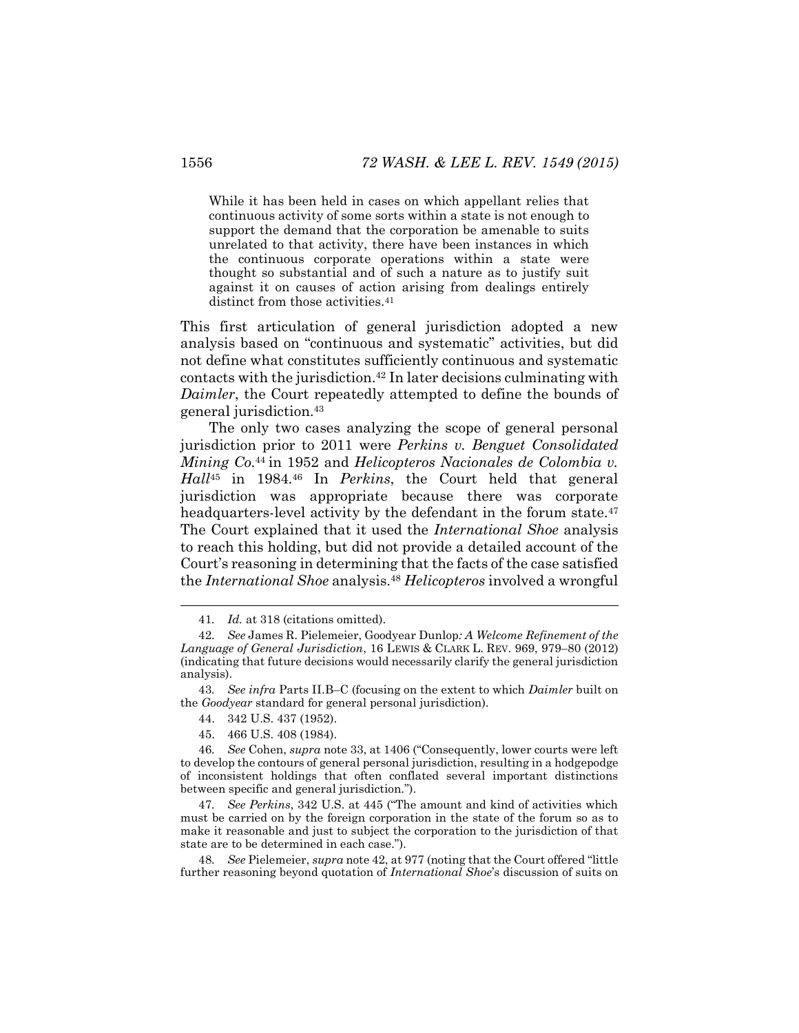> While it has been held in cases on which appellant relies that continuous activity of some sorts within a state is not enough to support the demand that the corporation be amenable to suits unrelated to that activity, there have been instances in which the continuous corporate operations within a state were thought so substantial and of such a nature as to justify suit against it on causes of action arising from dealings entirely distinct from those activities.[41]

This first articulation of general jurisdiction adopted a new analysis based on "continuous and systematic" activities, but did not define what constitutes sufficiently continuous and systematic contacts with the jurisdiction.[42] In later decisions culminating with *Daimler*, the Court repeatedly attempted to define the bounds of general jurisdiction.[43]

The only two cases analyzing the scope of general personal jurisdiction prior to 2011 were *Perkins v. Benguet Consolidated Mining Co.*[44] in 1952 and *Helicopteros Nacionales de Colombia v. Hall*[45] in 1984.[46] In *Perkins*, the Court held that general jurisdiction was appropriate because there was corporate headquarters-level activity by the defendant in the forum state.[47] The Court explained that it used the *International Shoe* analysis to reach this holding, but did not provide a detailed account of the Court's reasoning in determining that the facts of the case satisfied the *International Shoe* analysis.[48] *Helicopteros* involved a wrongful

---

41. *Id.* at 318 (citations omitted).

42. *See* James R. Pielemeier, Goodyear Dunlop*: A Welcome Refinement of the Language of General Jurisdiction*, 16 LEWIS & CLARK L. REV. 969, 979–80 (2012) (indicating that future decisions would necessarily clarify the general jurisdiction analysis).

43. *See infra* Parts II.B–C (focusing on the extent to which *Daimler* built on the *Goodyear* standard for general personal jurisdiction).

44. 342 U.S. 437 (1952).

45. 466 U.S. 408 (1984).

46. *See* Cohen, *supra* note 33, at 1406 ("Consequently, lower courts were left to develop the contours of general personal jurisdiction, resulting in a hodgepodge of inconsistent holdings that often conflated several important distinctions between specific and general jurisdiction.").

47. *See Perkins*, 342 U.S. at 445 ("The amount and kind of activities which must be carried on by the foreign corporation in the state of the forum so as to make it reasonable and just to subject the corporation to the jurisdiction of that state are to be determined in each case.").

48. *See* Pielemeier, *supra* note 42, at 977 (noting that the Court offered "little further reasoning beyond quotation of *International Shoe*'s discussion of suits on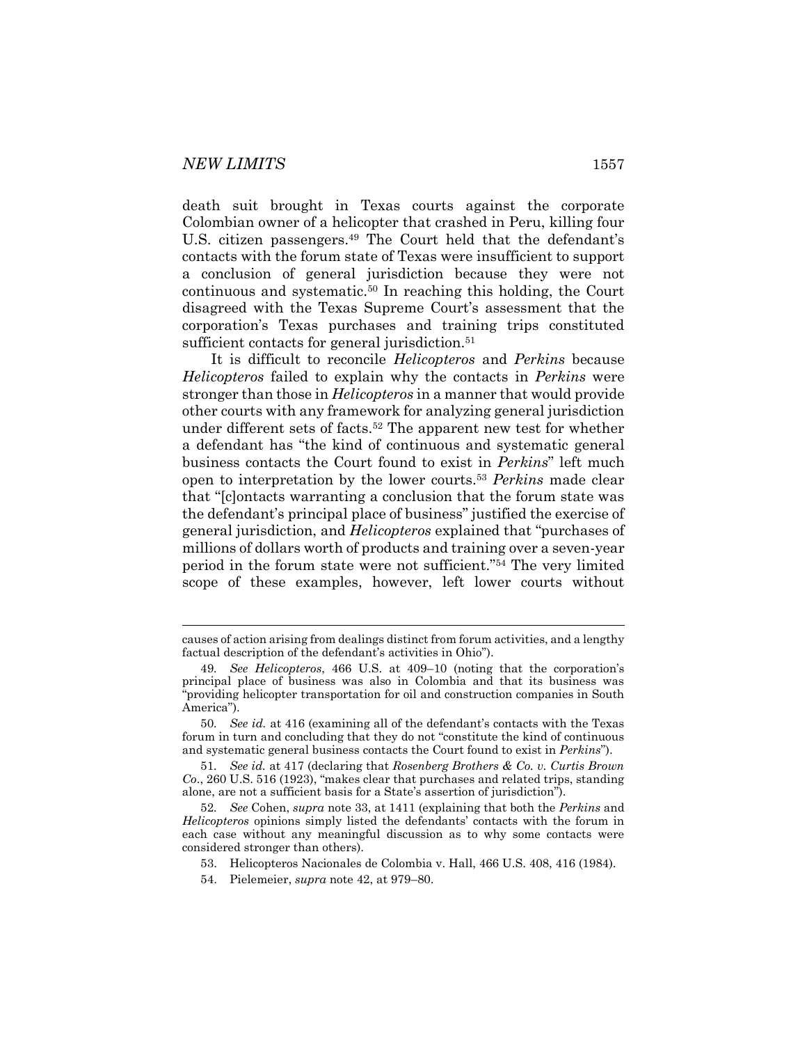death suit brought in Texas courts against the corporate Colombian owner of a helicopter that crashed in Peru, killing four U.S. citizen passengers.[49] The Court held that the defendant's contacts with the forum state of Texas were insufficient to support a conclusion of general jurisdiction because they were not continuous and systematic.[50] In reaching this holding, the Court disagreed with the Texas Supreme Court's assessment that the corporation's Texas purchases and training trips constituted sufficient contacts for general jurisdiction.[51]

It is difficult to reconcile *Helicopteros* and *Perkins* because *Helicopteros* failed to explain why the contacts in *Perkins* were stronger than those in *Helicopteros* in a manner that would provide other courts with any framework for analyzing general jurisdiction under different sets of facts.[52] The apparent new test for whether a defendant has "the kind of continuous and systematic general business contacts the Court found to exist in *Perkins*" left much open to interpretation by the lower courts.[53] *Perkins* made clear that "[c]ontacts warranting a conclusion that the forum state was the defendant's principal place of business" justified the exercise of general jurisdiction, and *Helicopteros* explained that "purchases of millions of dollars worth of products and training over a seven-year period in the forum state were not sufficient."[54] The very limited scope of these examples, however, left lower courts without

---

causes of action arising from dealings distinct from forum activities, and a lengthy factual description of the defendant's activities in Ohio").

49. *See Helicopteros*, 466 U.S. at 409–10 (noting that the corporation's principal place of business was also in Colombia and that its business was "providing helicopter transportation for oil and construction companies in South America").

50. *See id.* at 416 (examining all of the defendant's contacts with the Texas forum in turn and concluding that they do not "constitute the kind of continuous and systematic general business contacts the Court found to exist in *Perkins*").

51. *See id.* at 417 (declaring that *Rosenberg Brothers & Co. v. Curtis Brown Co.*, 260 U.S. 516 (1923), "makes clear that purchases and related trips, standing alone, are not a sufficient basis for a State's assertion of jurisdiction").

52. *See* Cohen, *supra* note 33, at 1411 (explaining that both the *Perkins* and *Helicopteros* opinions simply listed the defendants' contacts with the forum in each case without any meaningful discussion as to why some contacts were considered stronger than others).

53. Helicopteros Nacionales de Colombia v. Hall, 466 U.S. 408, 416 (1984).

54. Pielemeier, *supra* note 42, at 979–80.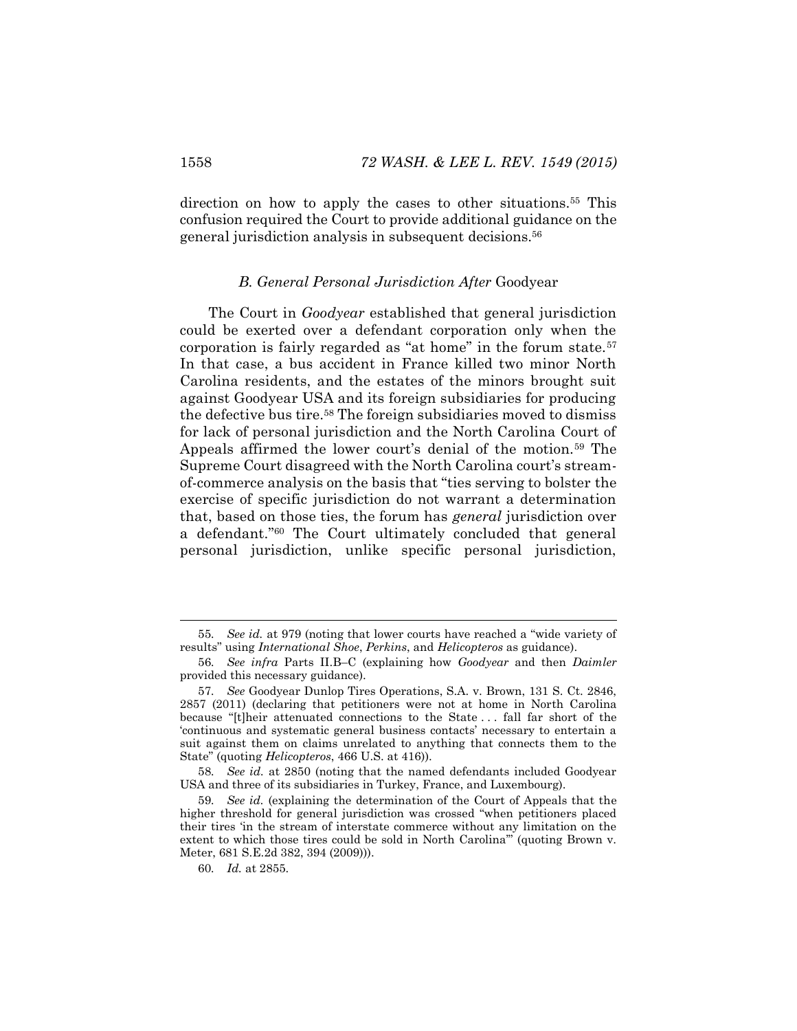direction on how to apply the cases to other situations.[55] This confusion required the Court to provide additional guidance on the general jurisdiction analysis in subsequent decisions.[56]

### *B. General Personal Jurisdiction After* Goodyear

The Court in *Goodyear* established that general jurisdiction could be exerted over a defendant corporation only when the corporation is fairly regarded as "at home" in the forum state.[57] In that case, a bus accident in France killed two minor North Carolina residents, and the estates of the minors brought suit against Goodyear USA and its foreign subsidiaries for producing the defective bus tire.[58] The foreign subsidiaries moved to dismiss for lack of personal jurisdiction and the North Carolina Court of Appeals affirmed the lower court's denial of the motion.[59] The Supreme Court disagreed with the North Carolina court's stream-of-commerce analysis on the basis that "ties serving to bolster the exercise of specific jurisdiction do not warrant a determination that, based on those ties, the forum has *general* jurisdiction over a defendant."[60] The Court ultimately concluded that general personal jurisdiction, unlike specific personal jurisdiction,

---

55. *See id.* at 979 (noting that lower courts have reached a "wide variety of results" using *International Shoe*, *Perkins*, and *Helicopteros* as guidance).

56. *See infra* Parts II.B–C (explaining how *Goodyear* and then *Daimler* provided this necessary guidance).

57. *See* Goodyear Dunlop Tires Operations, S.A. v. Brown, 131 S. Ct. 2846, 2857 (2011) (declaring that petitioners were not at home in North Carolina because "[t]heir attenuated connections to the State . . . fall far short of the 'continuous and systematic general business contacts' necessary to entertain a suit against them on claims unrelated to anything that connects them to the State" (quoting *Helicopteros*, 466 U.S. at 416)).

58. *See id.* at 2850 (noting that the named defendants included Goodyear USA and three of its subsidiaries in Turkey, France, and Luxembourg).

59. *See id.* (explaining the determination of the Court of Appeals that the higher threshold for general jurisdiction was crossed "when petitioners placed their tires 'in the stream of interstate commerce without any limitation on the extent to which those tires could be sold in North Carolina'" (quoting Brown v. Meter, 681 S.E.2d 382, 394 (2009))).

60. *Id.* at 2855.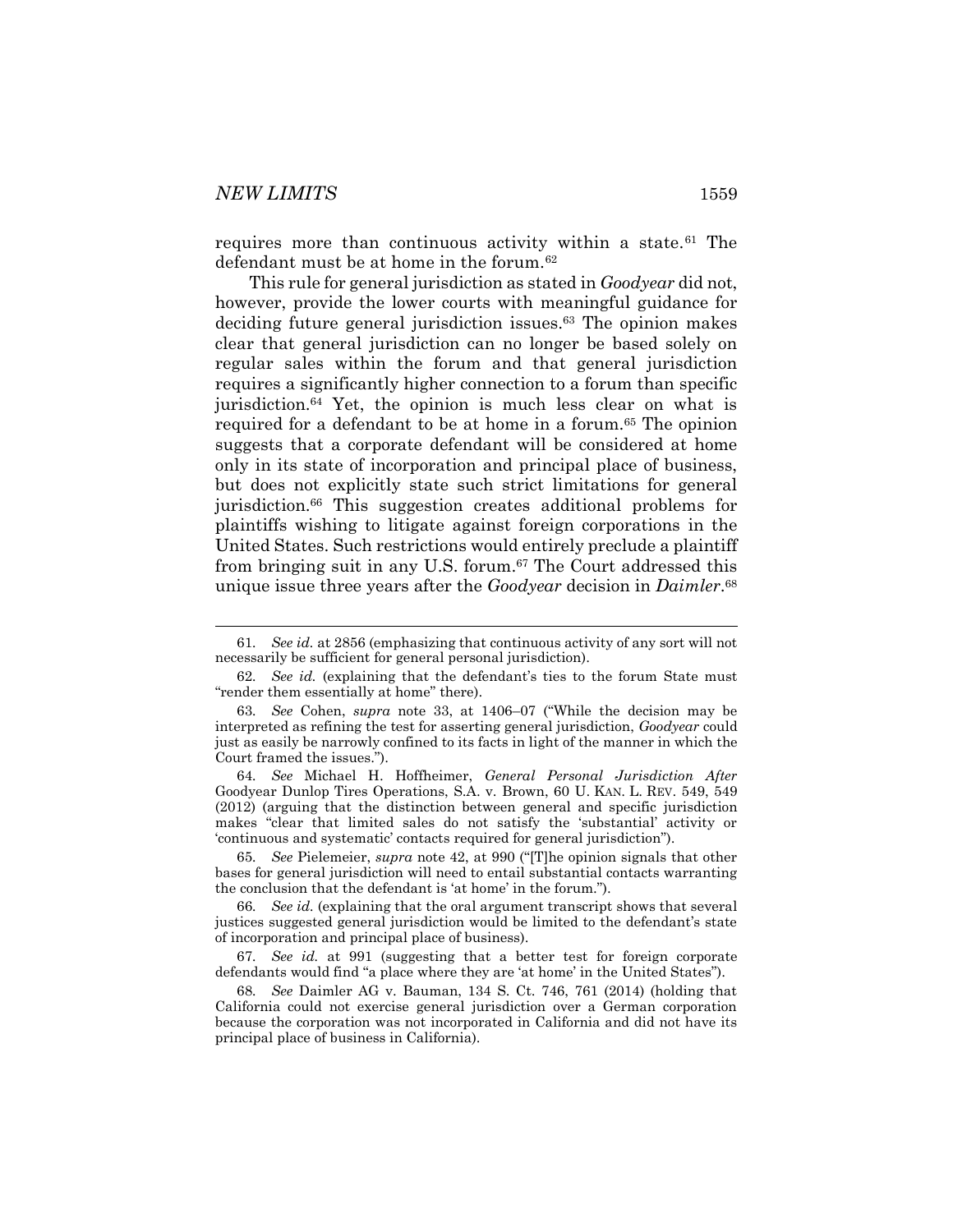requires more than continuous activity within a state.[61] The defendant must be at home in the forum.[62]

This rule for general jurisdiction as stated in *Goodyear* did not, however, provide the lower courts with meaningful guidance for deciding future general jurisdiction issues.[63] The opinion makes clear that general jurisdiction can no longer be based solely on regular sales within the forum and that general jurisdiction requires a significantly higher connection to a forum than specific jurisdiction.[64] Yet, the opinion is much less clear on what is required for a defendant to be at home in a forum.[65] The opinion suggests that a corporate defendant will be considered at home only in its state of incorporation and principal place of business, but does not explicitly state such strict limitations for general jurisdiction.[66] This suggestion creates additional problems for plaintiffs wishing to litigate against foreign corporations in the United States. Such restrictions would entirely preclude a plaintiff from bringing suit in any U.S. forum.[67] The Court addressed this unique issue three years after the *Goodyear* decision in *Daimler*.[68]

---

61. *See id.* at 2856 (emphasizing that continuous activity of any sort will not necessarily be sufficient for general personal jurisdiction).

62. *See id.* (explaining that the defendant's ties to the forum State must "render them essentially at home" there).

63. *See* Cohen, *supra* note 33, at 1406–07 ("While the decision may be interpreted as refining the test for asserting general jurisdiction, *Goodyear* could just as easily be narrowly confined to its facts in light of the manner in which the Court framed the issues.").

64. *See* Michael H. Hoffheimer, *General Personal Jurisdiction After* Goodyear Dunlop Tires Operations, S.A. v. Brown, 60 U. KAN. L. REV. 549, 549 (2012) (arguing that the distinction between general and specific jurisdiction makes "clear that limited sales do not satisfy the 'substantial' activity or 'continuous and systematic' contacts required for general jurisdiction").

65. *See* Pielemeier, *supra* note 42, at 990 ("[T]he opinion signals that other bases for general jurisdiction will need to entail substantial contacts warranting the conclusion that the defendant is 'at home' in the forum.").

66. *See id.* (explaining that the oral argument transcript shows that several justices suggested general jurisdiction would be limited to the defendant's state of incorporation and principal place of business).

67. *See id.* at 991 (suggesting that a better test for foreign corporate defendants would find "a place where they are 'at home' in the United States").

68. *See* Daimler AG v. Bauman, 134 S. Ct. 746, 761 (2014) (holding that California could not exercise general jurisdiction over a German corporation because the corporation was not incorporated in California and did not have its principal place of business in California).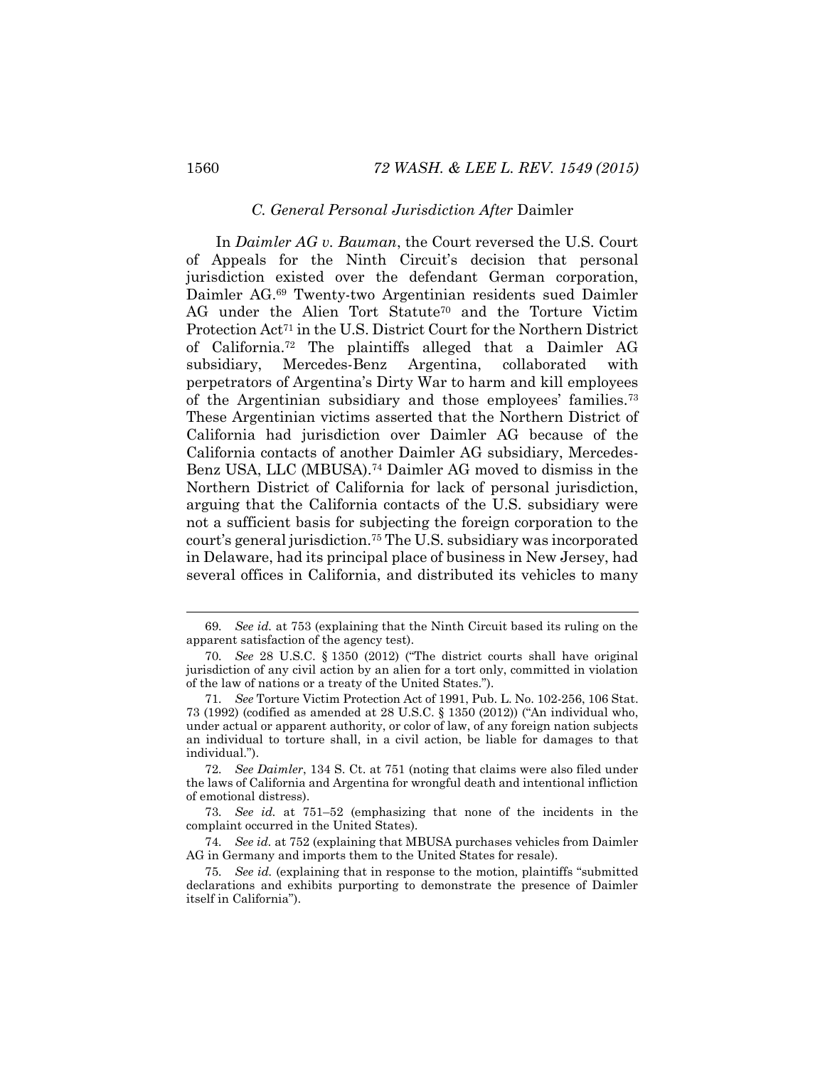### C. General Personal Jurisdiction After Daimler

In *Daimler AG v. Bauman*, the Court reversed the U.S. Court of Appeals for the Ninth Circuit's decision that personal jurisdiction existed over the defendant German corporation, Daimler AG.[69] Twenty-two Argentinian residents sued Daimler AG under the Alien Tort Statute[70] and the Torture Victim Protection Act[71] in the U.S. District Court for the Northern District of California.[72] The plaintiffs alleged that a Daimler AG subsidiary, Mercedes-Benz Argentina, collaborated with perpetrators of Argentina's Dirty War to harm and kill employees of the Argentinian subsidiary and those employees' families.[73] These Argentinian victims asserted that the Northern District of California had jurisdiction over Daimler AG because of the California contacts of another Daimler AG subsidiary, Mercedes-Benz USA, LLC (MBUSA).[74] Daimler AG moved to dismiss in the Northern District of California for lack of personal jurisdiction, arguing that the California contacts of the U.S. subsidiary were not a sufficient basis for subjecting the foreign corporation to the court's general jurisdiction.[75] The U.S. subsidiary was incorporated in Delaware, had its principal place of business in New Jersey, had several offices in California, and distributed its vehicles to many

---

69. *See id.* at 753 (explaining that the Ninth Circuit based its ruling on the apparent satisfaction of the agency test).

70. *See* 28 U.S.C. § 1350 (2012) ("The district courts shall have original jurisdiction of any civil action by an alien for a tort only, committed in violation of the law of nations or a treaty of the United States.").

71. *See* Torture Victim Protection Act of 1991, Pub. L. No. 102-256, 106 Stat. 73 (1992) (codified as amended at 28 U.S.C. § 1350 (2012)) ("An individual who, under actual or apparent authority, or color of law, of any foreign nation subjects an individual to torture shall, in a civil action, be liable for damages to that individual.").

72. *See Daimler*, 134 S. Ct. at 751 (noting that claims were also filed under the laws of California and Argentina for wrongful death and intentional infliction of emotional distress).

73. *See id.* at 751–52 (emphasizing that none of the incidents in the complaint occurred in the United States).

74. *See id.* at 752 (explaining that MBUSA purchases vehicles from Daimler AG in Germany and imports them to the United States for resale).

75. *See id.* (explaining that in response to the motion, plaintiffs "submitted declarations and exhibits purporting to demonstrate the presence of Daimler itself in California").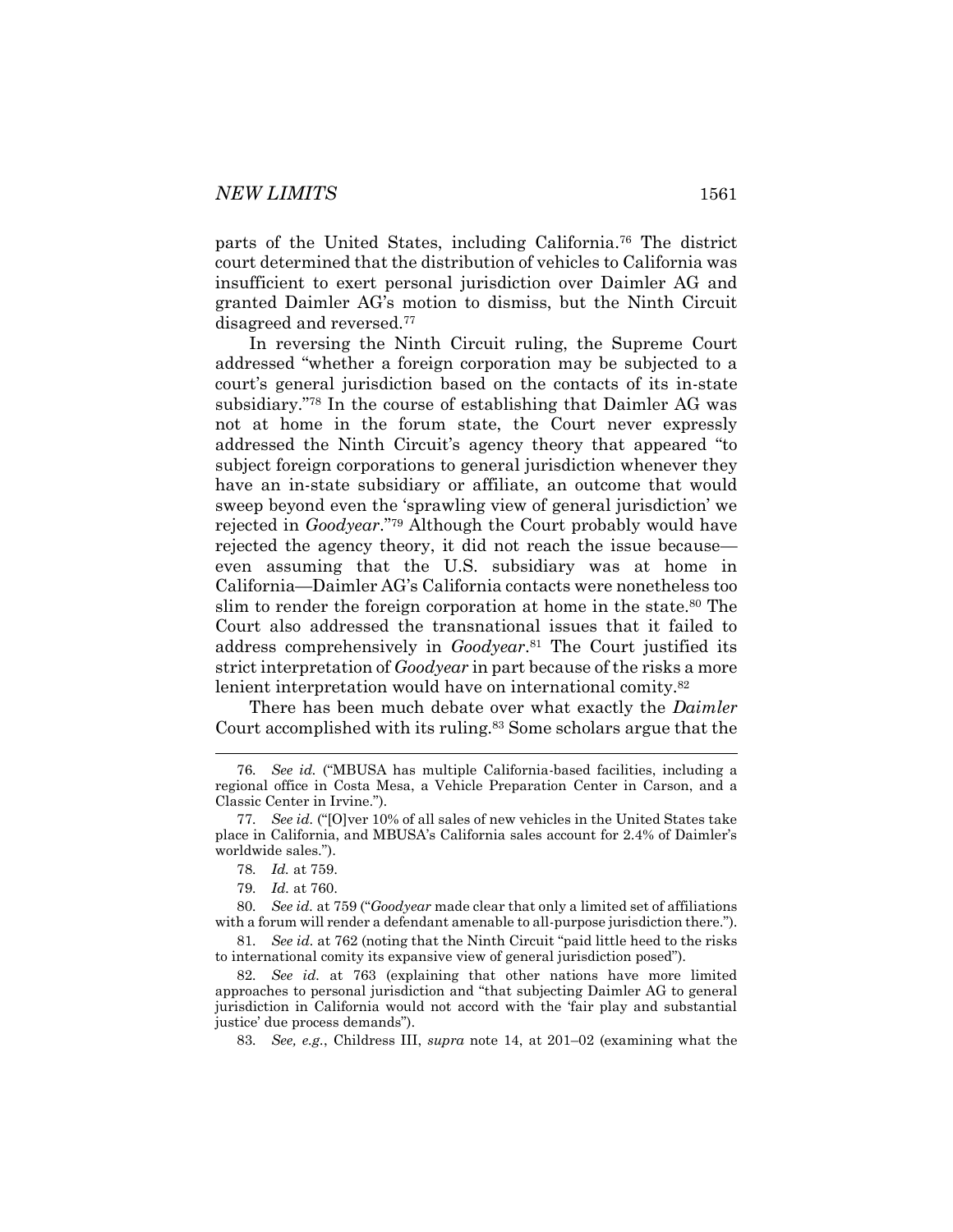parts of the United States, including California.[76] The district court determined that the distribution of vehicles to California was insufficient to exert personal jurisdiction over Daimler AG and granted Daimler AG's motion to dismiss, but the Ninth Circuit disagreed and reversed.[77]

In reversing the Ninth Circuit ruling, the Supreme Court addressed "whether a foreign corporation may be subjected to a court's general jurisdiction based on the contacts of its in-state subsidiary."[78] In the course of establishing that Daimler AG was not at home in the forum state, the Court never expressly addressed the Ninth Circuit's agency theory that appeared "to subject foreign corporations to general jurisdiction whenever they have an in-state subsidiary or affiliate, an outcome that would sweep beyond even the 'sprawling view of general jurisdiction' we rejected in *Goodyear*."[79] Although the Court probably would have rejected the agency theory, it did not reach the issue because—even assuming that the U.S. subsidiary was at home in California—Daimler AG's California contacts were nonetheless too slim to render the foreign corporation at home in the state.[80] The Court also addressed the transnational issues that it failed to address comprehensively in *Goodyear*.[81] The Court justified its strict interpretation of *Goodyear* in part because of the risks a more lenient interpretation would have on international comity.[82]

There has been much debate over what exactly the *Daimler* Court accomplished with its ruling.[83] Some scholars argue that the

---

76. *See id.* ("MBUSA has multiple California-based facilities, including a regional office in Costa Mesa, a Vehicle Preparation Center in Carson, and a Classic Center in Irvine.").

77. *See id.* ("[O]ver 10% of all sales of new vehicles in the United States take place in California, and MBUSA's California sales account for 2.4% of Daimler's worldwide sales.").

78. *Id.* at 759.

79. *Id.* at 760.

80. *See id.* at 759 ("*Goodyear* made clear that only a limited set of affiliations with a forum will render a defendant amenable to all-purpose jurisdiction there.").

81. *See id.* at 762 (noting that the Ninth Circuit "paid little heed to the risks to international comity its expansive view of general jurisdiction posed").

82. *See id.* at 763 (explaining that other nations have more limited approaches to personal jurisdiction and "that subjecting Daimler AG to general jurisdiction in California would not accord with the 'fair play and substantial justice' due process demands").

83. *See, e.g.*, Childress III, *supra* note 14, at 201–02 (examining what the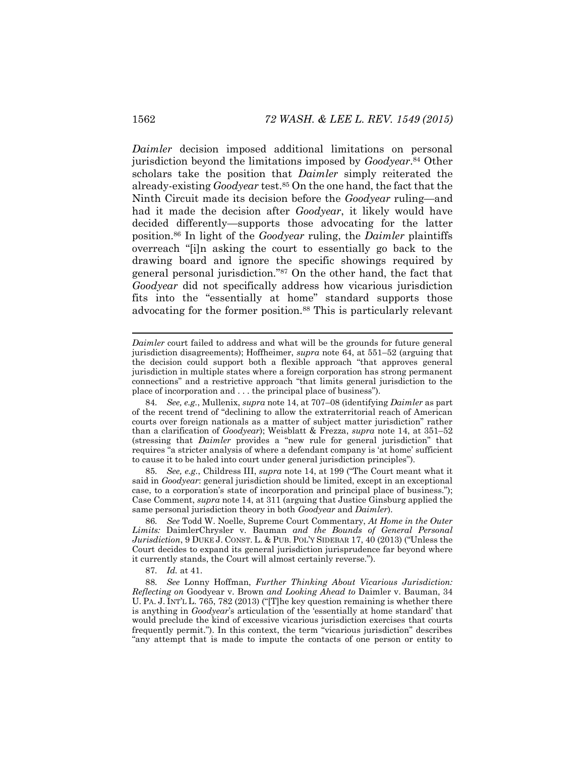*Daimler* decision imposed additional limitations on personal jurisdiction beyond the limitations imposed by *Goodyear*.[84] Other scholars take the position that *Daimler* simply reiterated the already-existing *Goodyear* test.[85] On the one hand, the fact that the Ninth Circuit made its decision before the *Goodyear* ruling—and had it made the decision after *Goodyear*, it likely would have decided differently—supports those advocating for the latter position.[86] In light of the *Goodyear* ruling, the *Daimler* plaintiffs overreach "[i]n asking the court to essentially go back to the drawing board and ignore the specific showings required by general personal jurisdiction."[87] On the other hand, the fact that *Goodyear* did not specifically address how vicarious jurisdiction fits into the "essentially at home" standard supports those advocating for the former position.[88] This is particularly relevant

---

*Daimler* court failed to address and what will be the grounds for future general jurisdiction disagreements); Hoffheimer, *supra* note 64, at 551–52 (arguing that the decision could support both a flexible approach "that approves general jurisdiction in multiple states where a foreign corporation has strong permanent connections" and a restrictive approach "that limits general jurisdiction to the place of incorporation and . . . the principal place of business").

84. *See, e.g.*, Mullenix, *supra* note 14, at 707–08 (identifying *Daimler* as part of the recent trend of "declining to allow the extraterritorial reach of American courts over foreign nationals as a matter of subject matter jurisdiction" rather than a clarification of *Goodyear*); Weisblatt & Frezza, *supra* note 14, at 351–52 (stressing that *Daimler* provides a "new rule for general jurisdiction" that requires "a stricter analysis of where a defendant company is 'at home' sufficient to cause it to be haled into court under general jurisdiction principles").

85. *See, e.g.*, Childress III, *supra* note 14, at 199 ("The Court meant what it said in *Goodyear*: general jurisdiction should be limited, except in an exceptional case, to a corporation's state of incorporation and principal place of business."); Case Comment, *supra* note 14, at 311 (arguing that Justice Ginsburg applied the same personal jurisdiction theory in both *Goodyear* and *Daimler*).

86. *See* Todd W. Noelle, Supreme Court Commentary, *At Home in the Outer Limits:* DaimlerChrysler v. Bauman *and the Bounds of General Personal Jurisdiction*, 9 DUKE J. CONST. L. & PUB. POL'Y SIDEBAR 17, 40 (2013) ("Unless the Court decides to expand its general jurisdiction jurisprudence far beyond where it currently stands, the Court will almost certainly reverse.").

87. *Id.* at 41.

88. *See* Lonny Hoffman, *Further Thinking About Vicarious Jurisdiction: Reflecting on* Goodyear v. Brown *and Looking Ahead to* Daimler v. Bauman, 34 U. PA. J. INT'L L. 765, 782 (2013) ("[T]he key question remaining is whether there is anything in *Goodyear*'s articulation of the 'essentially at home standard' that would preclude the kind of excessive vicarious jurisdiction exercises that courts frequently permit."). In this context, the term "vicarious jurisdiction" describes "any attempt that is made to impute the contacts of one person or entity to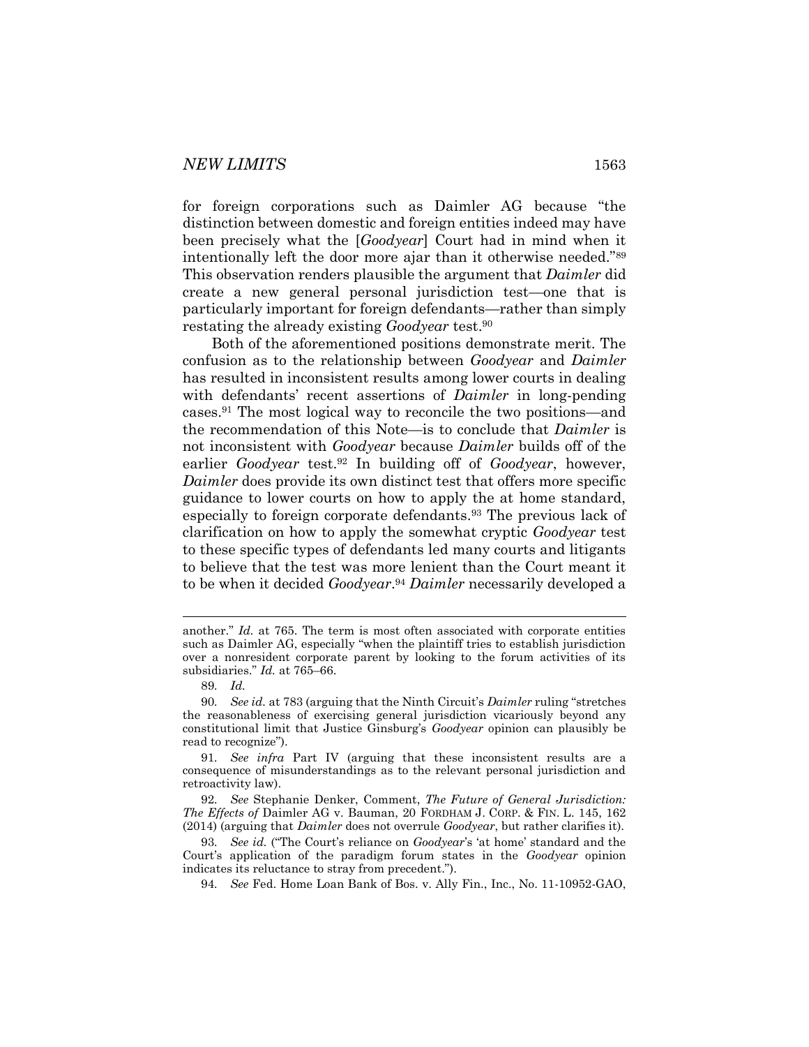for foreign corporations such as Daimler AG because "the distinction between domestic and foreign entities indeed may have been precisely what the [*Goodyear*] Court had in mind when it intentionally left the door more ajar than it otherwise needed."[89] This observation renders plausible the argument that *Daimler* did create a new general personal jurisdiction test—one that is particularly important for foreign defendants—rather than simply restating the already existing *Goodyear* test.[90]

Both of the aforementioned positions demonstrate merit. The confusion as to the relationship between *Goodyear* and *Daimler* has resulted in inconsistent results among lower courts in dealing with defendants' recent assertions of *Daimler* in long-pending cases.[91] The most logical way to reconcile the two positions—and the recommendation of this Note—is to conclude that *Daimler* is not inconsistent with *Goodyear* because *Daimler* builds off of the earlier *Goodyear* test.[92] In building off of *Goodyear*, however, *Daimler* does provide its own distinct test that offers more specific guidance to lower courts on how to apply the at home standard, especially to foreign corporate defendants.[93] The previous lack of clarification on how to apply the somewhat cryptic *Goodyear* test to these specific types of defendants led many courts and litigants to believe that the test was more lenient than the Court meant it to be when it decided *Goodyear*.[94] *Daimler* necessarily developed a

---

another." *Id.* at 765. The term is most often associated with corporate entities such as Daimler AG, especially "when the plaintiff tries to establish jurisdiction over a nonresident corporate parent by looking to the forum activities of its subsidiaries." *Id.* at 765–66.

89. *Id.*

90. *See id.* at 783 (arguing that the Ninth Circuit's *Daimler* ruling "stretches the reasonableness of exercising general jurisdiction vicariously beyond any constitutional limit that Justice Ginsburg's *Goodyear* opinion can plausibly be read to recognize").

91. *See infra* Part IV (arguing that these inconsistent results are a consequence of misunderstandings as to the relevant personal jurisdiction and retroactivity law).

92. *See* Stephanie Denker, Comment, *The Future of General Jurisdiction: The Effects of* Daimler AG v. Bauman, 20 FORDHAM J. CORP. & FIN. L. 145, 162 (2014) (arguing that *Daimler* does not overrule *Goodyear*, but rather clarifies it).

93. *See id.* ("The Court's reliance on *Goodyear*'s 'at home' standard and the Court's application of the paradigm forum states in the *Goodyear* opinion indicates its reluctance to stray from precedent.").

94. *See* Fed. Home Loan Bank of Bos. v. Ally Fin., Inc., No. 11-10952-GAO,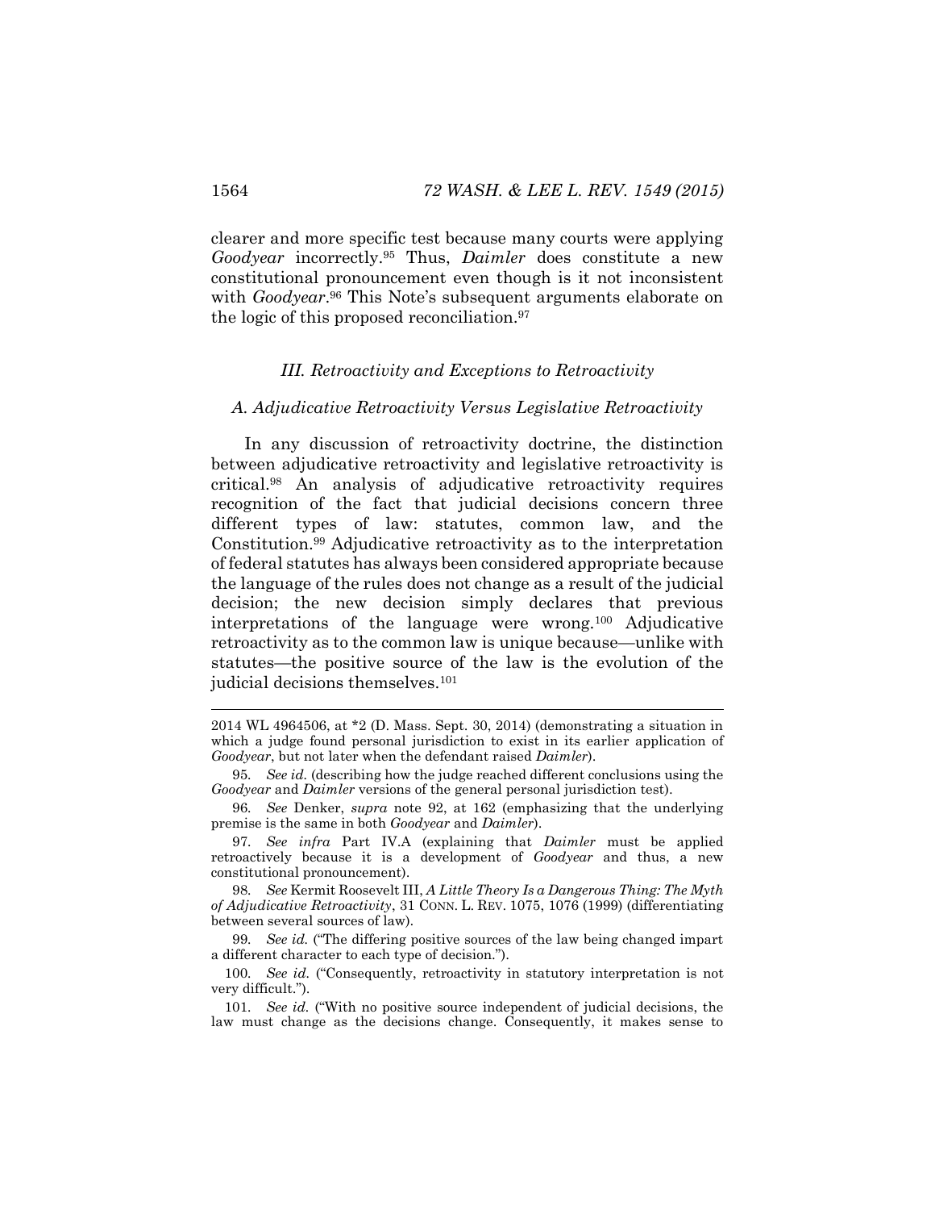clearer and more specific test because many courts were applying *Goodyear* incorrectly.[95] Thus, *Daimler* does constitute a new constitutional pronouncement even though is it not inconsistent with *Goodyear*.[96] This Note's subsequent arguments elaborate on the logic of this proposed reconciliation.[97]

### *III. Retroactivity and Exceptions to Retroactivity*

#### *A. Adjudicative Retroactivity Versus Legislative Retroactivity*

In any discussion of retroactivity doctrine, the distinction between adjudicative retroactivity and legislative retroactivity is critical.[98] An analysis of adjudicative retroactivity requires recognition of the fact that judicial decisions concern three different types of law: statutes, common law, and the Constitution.[99] Adjudicative retroactivity as to the interpretation of federal statutes has always been considered appropriate because the language of the rules does not change as a result of the judicial decision; the new decision simply declares that previous interpretations of the language were wrong.[100] Adjudicative retroactivity as to the common law is unique because—unlike with statutes—the positive source of the law is the evolution of the judicial decisions themselves.[101]

---

2014 WL 4964506, at *2 (D. Mass. Sept. 30, 2014) (demonstrating a situation in which a judge found personal jurisdiction to exist in its earlier application of *Goodyear*, but not later when the defendant raised *Daimler*).

95. *See id.* (describing how the judge reached different conclusions using the *Goodyear* and *Daimler* versions of the general personal jurisdiction test).

96. *See* Denker, *supra* note 92, at 162 (emphasizing that the underlying premise is the same in both *Goodyear* and *Daimler*).

97. *See infra* Part IV.A (explaining that *Daimler* must be applied retroactively because it is a development of *Goodyear* and thus, a new constitutional pronouncement).

98. *See* Kermit Roosevelt III, *A Little Theory Is a Dangerous Thing: The Myth of Adjudicative Retroactivity*, 31 CONN. L. REV. 1075, 1076 (1999) (differentiating between several sources of law).

99. *See id.* ("The differing positive sources of the law being changed impart a different character to each type of decision.").

100. *See id.* ("Consequently, retroactivity in statutory interpretation is not very difficult.").

101. *See id.* ("With no positive source independent of judicial decisions, the law must change as the decisions change. Consequently, it makes sense to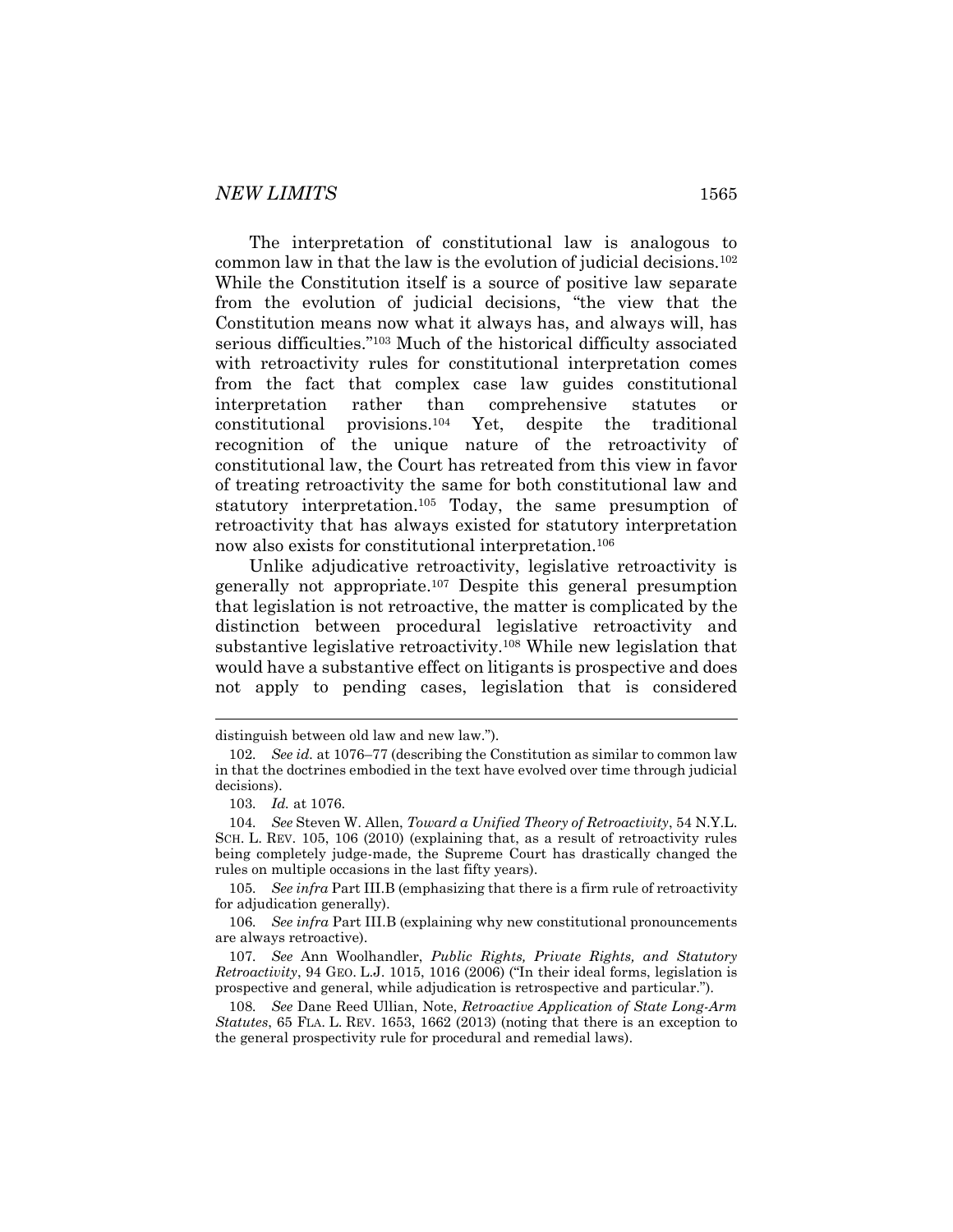The interpretation of constitutional law is analogous to common law in that the law is the evolution of judicial decisions.[102] While the Constitution itself is a source of positive law separate from the evolution of judicial decisions, "the view that the Constitution means now what it always has, and always will, has serious difficulties."[103] Much of the historical difficulty associated with retroactivity rules for constitutional interpretation comes from the fact that complex case law guides constitutional interpretation rather than comprehensive statutes or constitutional provisions.[104] Yet, despite the traditional recognition of the unique nature of the retroactivity of constitutional law, the Court has retreated from this view in favor of treating retroactivity the same for both constitutional law and statutory interpretation.[105] Today, the same presumption of retroactivity that has always existed for statutory interpretation now also exists for constitutional interpretation.[106]

Unlike adjudicative retroactivity, legislative retroactivity is generally not appropriate.[107] Despite this general presumption that legislation is not retroactive, the matter is complicated by the distinction between procedural legislative retroactivity and substantive legislative retroactivity.[108] While new legislation that would have a substantive effect on litigants is prospective and does not apply to pending cases, legislation that is considered

---

distinguish between old law and new law.").

102. *See id.* at 1076–77 (describing the Constitution as similar to common law in that the doctrines embodied in the text have evolved over time through judicial decisions).

103. *Id.* at 1076.

104. *See* Steven W. Allen, *Toward a Unified Theory of Retroactivity*, 54 N.Y.L. SCH. L. REV. 105, 106 (2010) (explaining that, as a result of retroactivity rules being completely judge-made, the Supreme Court has drastically changed the rules on multiple occasions in the last fifty years).

105. *See infra* Part III.B (emphasizing that there is a firm rule of retroactivity for adjudication generally).

106. *See infra* Part III.B (explaining why new constitutional pronouncements are always retroactive).

107. *See* Ann Woolhandler, *Public Rights, Private Rights, and Statutory Retroactivity*, 94 GEO. L.J. 1015, 1016 (2006) ("In their ideal forms, legislation is prospective and general, while adjudication is retrospective and particular.").

108. *See* Dane Reed Ullian, Note, *Retroactive Application of State Long-Arm Statutes*, 65 FLA. L. REV. 1653, 1662 (2013) (noting that there is an exception to the general prospectivity rule for procedural and remedial laws).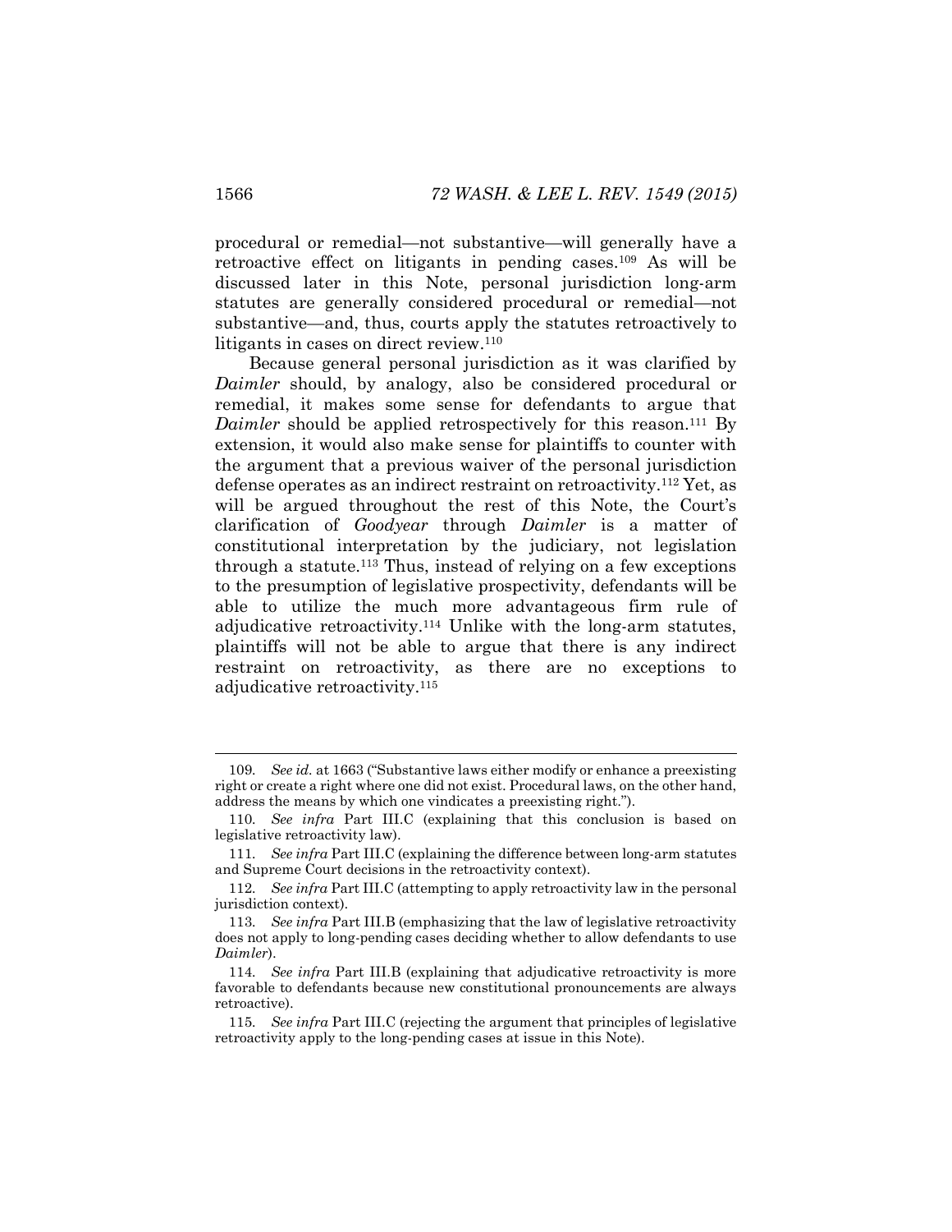procedural or remedial—not substantive—will generally have a retroactive effect on litigants in pending cases.[109] As will be discussed later in this Note, personal jurisdiction long-arm statutes are generally considered procedural or remedial—not substantive—and, thus, courts apply the statutes retroactively to litigants in cases on direct review.[110]

Because general personal jurisdiction as it was clarified by *Daimler* should, by analogy, also be considered procedural or remedial, it makes some sense for defendants to argue that *Daimler* should be applied retrospectively for this reason.[111] By extension, it would also make sense for plaintiffs to counter with the argument that a previous waiver of the personal jurisdiction defense operates as an indirect restraint on retroactivity.[112] Yet, as will be argued throughout the rest of this Note, the Court's clarification of *Goodyear* through *Daimler* is a matter of constitutional interpretation by the judiciary, not legislation through a statute.[113] Thus, instead of relying on a few exceptions to the presumption of legislative prospectivity, defendants will be able to utilize the much more advantageous firm rule of adjudicative retroactivity.[114] Unlike with the long-arm statutes, plaintiffs will not be able to argue that there is any indirect restraint on retroactivity, as there are no exceptions to adjudicative retroactivity.[115]

---

109. *See id.* at 1663 ("Substantive laws either modify or enhance a preexisting right or create a right where one did not exist. Procedural laws, on the other hand, address the means by which one vindicates a preexisting right.").

110. *See infra* Part III.C (explaining that this conclusion is based on legislative retroactivity law).

111. *See infra* Part III.C (explaining the difference between long-arm statutes and Supreme Court decisions in the retroactivity context).

112. *See infra* Part III.C (attempting to apply retroactivity law in the personal jurisdiction context).

113. *See infra* Part III.B (emphasizing that the law of legislative retroactivity does not apply to long-pending cases deciding whether to allow defendants to use *Daimler*).

114. *See infra* Part III.B (explaining that adjudicative retroactivity is more favorable to defendants because new constitutional pronouncements are always retroactive).

115. *See infra* Part III.C (rejecting the argument that principles of legislative retroactivity apply to the long-pending cases at issue in this Note).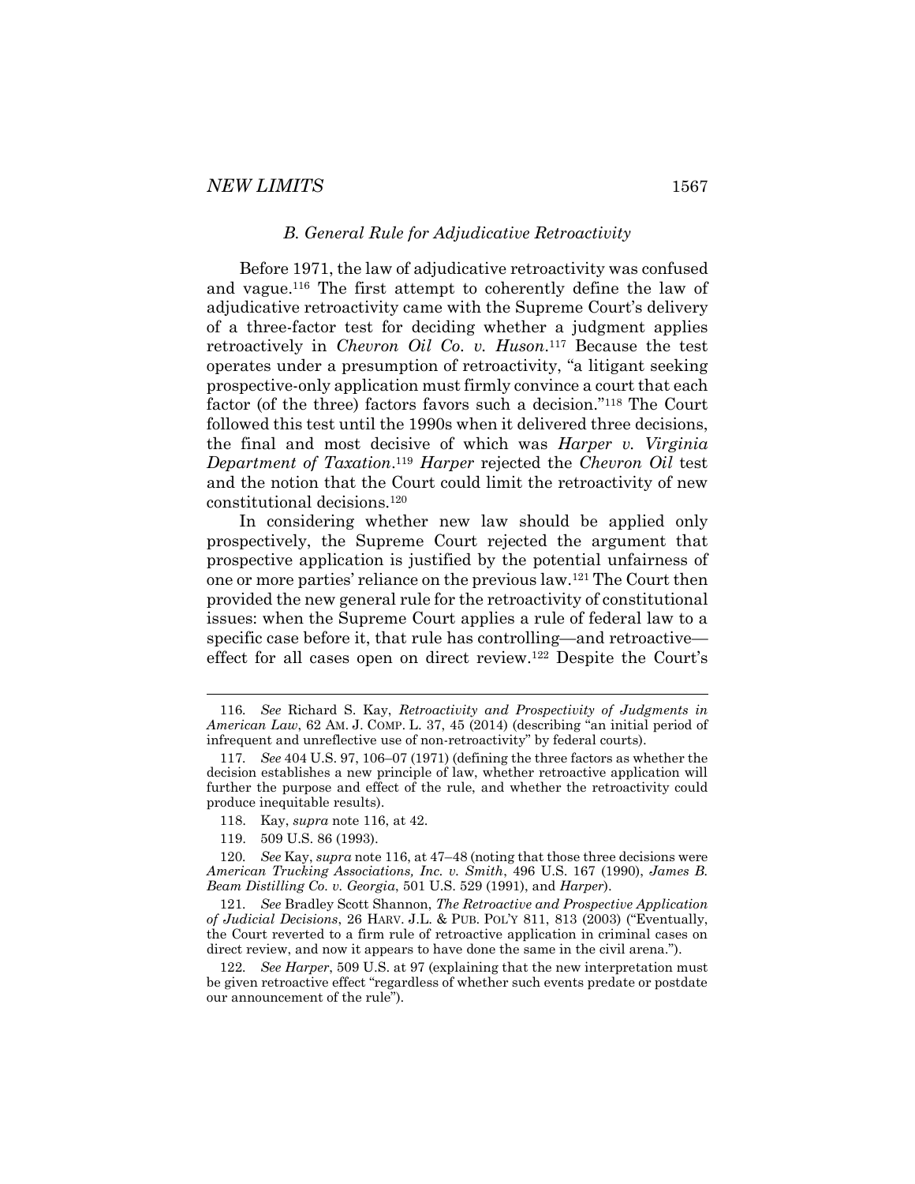### *B. General Rule for Adjudicative Retroactivity*

Before 1971, the law of adjudicative retroactivity was confused and vague.[116] The first attempt to coherently define the law of adjudicative retroactivity came with the Supreme Court's delivery of a three-factor test for deciding whether a judgment applies retroactively in *Chevron Oil Co. v. Huson*.[117] Because the test operates under a presumption of retroactivity, "a litigant seeking prospective-only application must firmly convince a court that each factor (of the three) factors favors such a decision."[118] The Court followed this test until the 1990s when it delivered three decisions, the final and most decisive of which was *Harper v. Virginia Department of Taxation*.[119] *Harper* rejected the *Chevron Oil* test and the notion that the Court could limit the retroactivity of new constitutional decisions.[120]

In considering whether new law should be applied only prospectively, the Supreme Court rejected the argument that prospective application is justified by the potential unfairness of one or more parties' reliance on the previous law.[121] The Court then provided the new general rule for the retroactivity of constitutional issues: when the Supreme Court applies a rule of federal law to a specific case before it, that rule has controlling—and retroactive—effect for all cases open on direct review.[122] Despite the Court's

---

116. *See* Richard S. Kay, *Retroactivity and Prospectivity of Judgments in American Law*, 62 AM. J. COMP. L. 37, 45 (2014) (describing "an initial period of infrequent and unreflective use of non-retroactivity" by federal courts).

117. *See* 404 U.S. 97, 106–07 (1971) (defining the three factors as whether the decision establishes a new principle of law, whether retroactive application will further the purpose and effect of the rule, and whether the retroactivity could produce inequitable results).

118. Kay, *supra* note 116, at 42.

119. 509 U.S. 86 (1993).

120. *See* Kay, *supra* note 116, at 47–48 (noting that those three decisions were *American Trucking Associations, Inc. v. Smith*, 496 U.S. 167 (1990), *James B. Beam Distilling Co. v. Georgia*, 501 U.S. 529 (1991), and *Harper*).

121. *See* Bradley Scott Shannon, *The Retroactive and Prospective Application of Judicial Decisions*, 26 HARV. J.L. & PUB. POL'Y 811, 813 (2003) ("Eventually, the Court reverted to a firm rule of retroactive application in criminal cases on direct review, and now it appears to have done the same in the civil arena.").

122. *See Harper*, 509 U.S. at 97 (explaining that the new interpretation must be given retroactive effect "regardless of whether such events predate or postdate our announcement of the rule").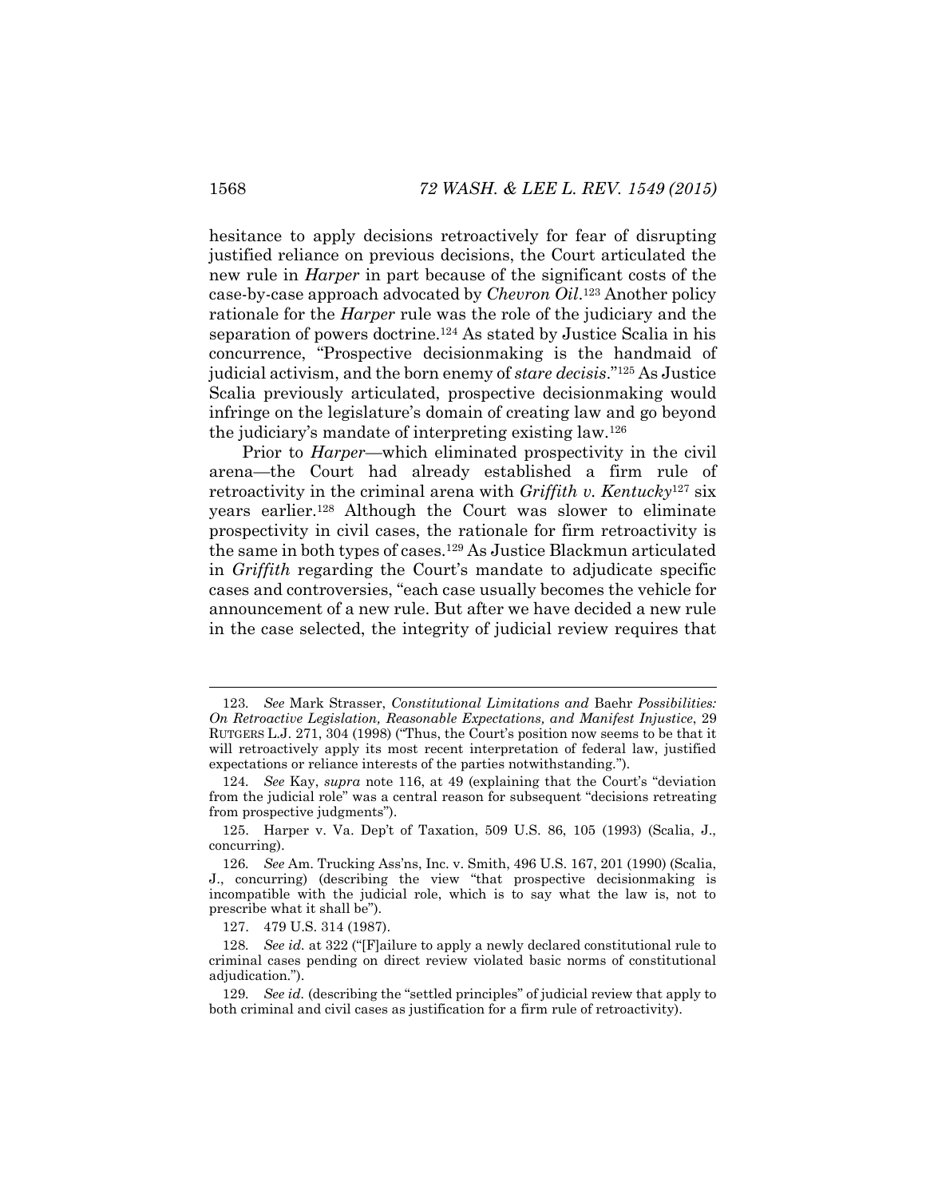hesitance to apply decisions retroactively for fear of disrupting justified reliance on previous decisions, the Court articulated the new rule in *Harper* in part because of the significant costs of the case-by-case approach advocated by *Chevron Oil*.[123] Another policy rationale for the *Harper* rule was the role of the judiciary and the separation of powers doctrine.[124] As stated by Justice Scalia in his concurrence, "Prospective decisionmaking is the handmaid of judicial activism, and the born enemy of *stare decisis*."[125] As Justice Scalia previously articulated, prospective decisionmaking would infringe on the legislature's domain of creating law and go beyond the judiciary's mandate of interpreting existing law.[126]

Prior to *Harper*—which eliminated prospectivity in the civil arena—the Court had already established a firm rule of retroactivity in the criminal arena with *Griffith v. Kentucky*[127] six years earlier.[128] Although the Court was slower to eliminate prospectivity in civil cases, the rationale for firm retroactivity is the same in both types of cases.[129] As Justice Blackmun articulated in *Griffith* regarding the Court's mandate to adjudicate specific cases and controversies, "each case usually becomes the vehicle for announcement of a new rule. But after we have decided a new rule in the case selected, the integrity of judicial review requires that

---

123. *See* Mark Strasser, *Constitutional Limitations and* Baehr *Possibilities: On Retroactive Legislation, Reasonable Expectations, and Manifest Injustice*, 29 RUTGERS L.J. 271, 304 (1998) ("Thus, the Court's position now seems to be that it will retroactively apply its most recent interpretation of federal law, justified expectations or reliance interests of the parties notwithstanding.").

124. *See* Kay, *supra* note 116, at 49 (explaining that the Court's "deviation from the judicial role" was a central reason for subsequent "decisions retreating from prospective judgments").

125. Harper v. Va. Dep't of Taxation, 509 U.S. 86, 105 (1993) (Scalia, J., concurring).

126. *See* Am. Trucking Ass'ns, Inc. v. Smith, 496 U.S. 167, 201 (1990) (Scalia, J., concurring) (describing the view "that prospective decisionmaking is incompatible with the judicial role, which is to say what the law is, not to prescribe what it shall be").

127. 479 U.S. 314 (1987).

128. *See id.* at 322 ("[F]ailure to apply a newly declared constitutional rule to criminal cases pending on direct review violated basic norms of constitutional adjudication.").

129. *See id.* (describing the "settled principles" of judicial review that apply to both criminal and civil cases as justification for a firm rule of retroactivity).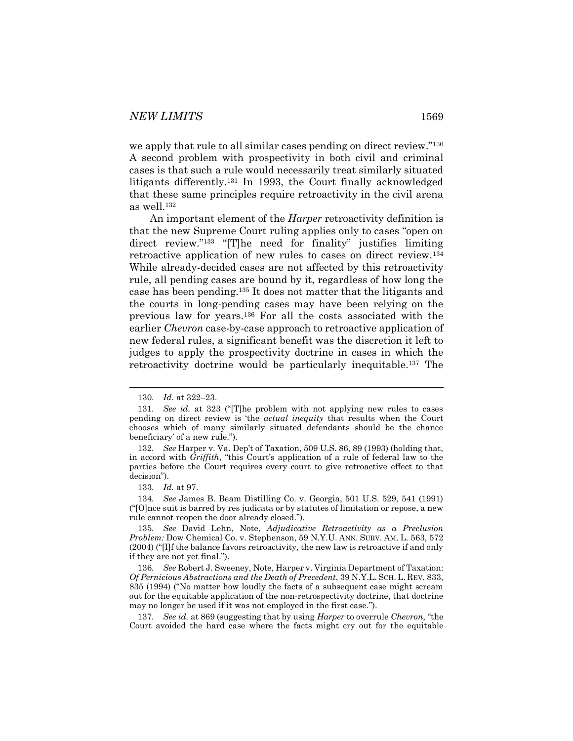we apply that rule to all similar cases pending on direct review."[130] A second problem with prospectivity in both civil and criminal cases is that such a rule would necessarily treat similarly situated litigants differently.[131] In 1993, the Court finally acknowledged that these same principles require retroactivity in the civil arena as well.[132]

An important element of the *Harper* retroactivity definition is that the new Supreme Court ruling applies only to cases "open on direct review."[133] "[T]he need for finality" justifies limiting retroactive application of new rules to cases on direct review.[134] While already-decided cases are not affected by this retroactivity rule, all pending cases are bound by it, regardless of how long the case has been pending.[135] It does not matter that the litigants and the courts in long-pending cases may have been relying on the previous law for years.[136] For all the costs associated with the earlier *Chevron* case-by-case approach to retroactive application of new federal rules, a significant benefit was the discretion it left to judges to apply the prospectivity doctrine in cases in which the retroactivity doctrine would be particularly inequitable.[137] The

---

130. *Id.* at 322–23.

131. *See id.* at 323 ("[T]he problem with not applying new rules to cases pending on direct review is 'the *actual inequity* that results when the Court chooses which of many similarly situated defendants should be the chance beneficiary' of a new rule.").

132. *See* Harper v. Va. Dep't of Taxation, 509 U.S. 86, 89 (1993) (holding that, in accord with *Griffith*, "this Court's application of a rule of federal law to the parties before the Court requires every court to give retroactive effect to that decision").

133. *Id.* at 97.

134. *See* James B. Beam Distilling Co. v. Georgia, 501 U.S. 529, 541 (1991) ("[O]nce suit is barred by res judicata or by statutes of limitation or repose, a new rule cannot reopen the door already closed.").

135. *See* David Lehn, Note, *Adjudicative Retroactivity as a Preclusion Problem:* Dow Chemical Co. v. Stephenson, 59 N.Y.U. ANN. SURV. AM. L. 563, 572 (2004) ("[I]f the balance favors retroactivity, the new law is retroactive if and only if they are not yet final.").

136. *See* Robert J. Sweeney, Note, Harper v. Virginia Department of Taxation: *Of Pernicious Abstractions and the Death of Precedent*, 39 N.Y.L. SCH. L. REV. 833, 835 (1994) ("No matter how loudly the facts of a subsequent case might scream out for the equitable application of the non-retrospectivity doctrine, that doctrine may no longer be used if it was not employed in the first case.").

137. *See id.* at 869 (suggesting that by using *Harper* to overrule *Chevron*, "the Court avoided the hard case where the facts might cry out for the equitable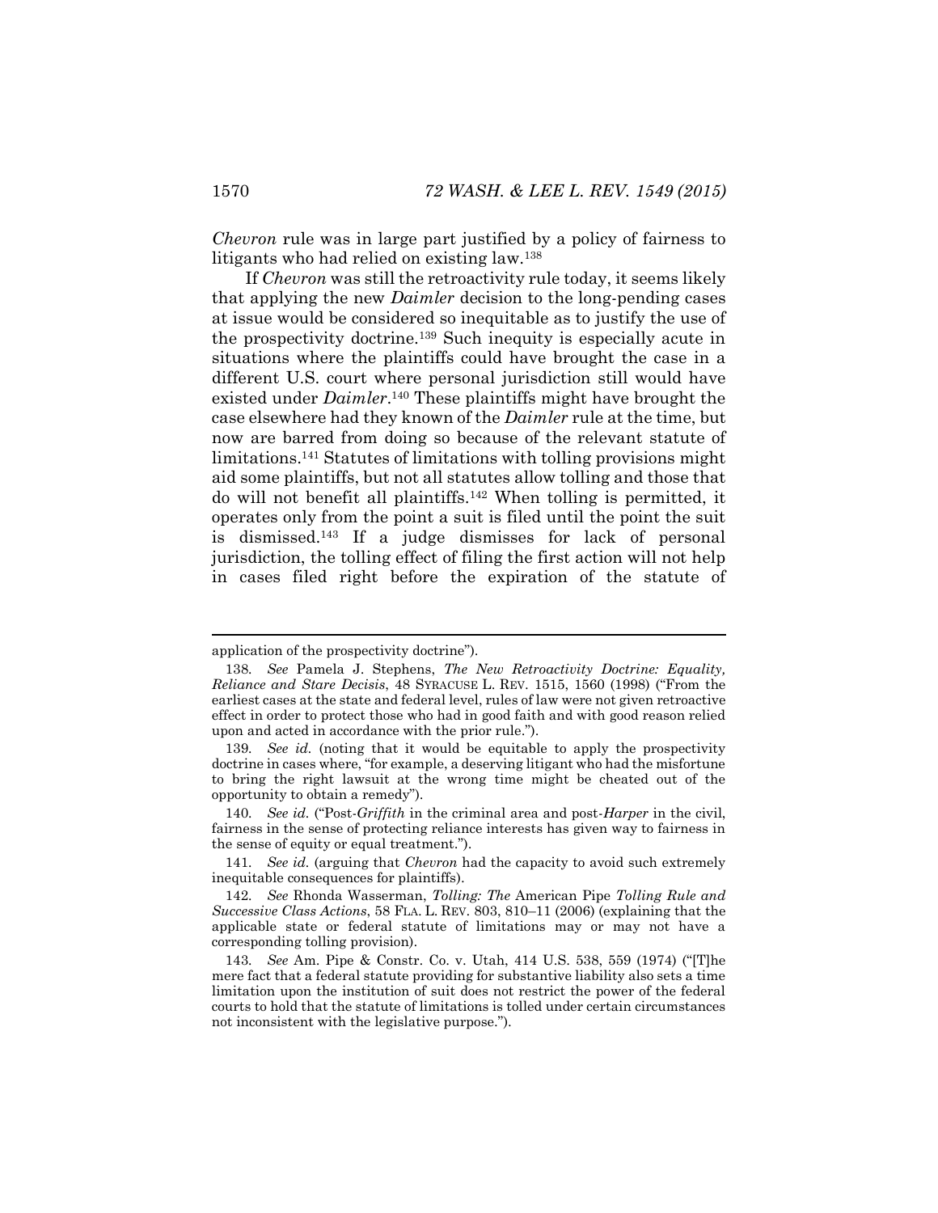*Chevron* rule was in large part justified by a policy of fairness to litigants who had relied on existing law.[138]

If *Chevron* was still the retroactivity rule today, it seems likely that applying the new *Daimler* decision to the long-pending cases at issue would be considered so inequitable as to justify the use of the prospectivity doctrine.[139] Such inequity is especially acute in situations where the plaintiffs could have brought the case in a different U.S. court where personal jurisdiction still would have existed under *Daimler*.[140] These plaintiffs might have brought the case elsewhere had they known of the *Daimler* rule at the time, but now are barred from doing so because of the relevant statute of limitations.[141] Statutes of limitations with tolling provisions might aid some plaintiffs, but not all statutes allow tolling and those that do will not benefit all plaintiffs.[142] When tolling is permitted, it operates only from the point a suit is filed until the point the suit is dismissed.[143] If a judge dismisses for lack of personal jurisdiction, the tolling effect of filing the first action will not help in cases filed right before the expiration of the statute of

---

application of the prospectivity doctrine").

138. *See* Pamela J. Stephens, *The New Retroactivity Doctrine: Equality, Reliance and Stare Decisis*, 48 SYRACUSE L. REV. 1515, 1560 (1998) ("From the earliest cases at the state and federal level, rules of law were not given retroactive effect in order to protect those who had in good faith and with good reason relied upon and acted in accordance with the prior rule.").

139. *See id.* (noting that it would be equitable to apply the prospectivity doctrine in cases where, "for example, a deserving litigant who had the misfortune to bring the right lawsuit at the wrong time might be cheated out of the opportunity to obtain a remedy").

140. *See id.* ("Post-*Griffith* in the criminal area and post-*Harper* in the civil, fairness in the sense of protecting reliance interests has given way to fairness in the sense of equity or equal treatment.").

141. *See id.* (arguing that *Chevron* had the capacity to avoid such extremely inequitable consequences for plaintiffs).

142. *See* Rhonda Wasserman, *Tolling: The* American Pipe *Tolling Rule and Successive Class Actions*, 58 FLA. L. REV. 803, 810–11 (2006) (explaining that the applicable state or federal statute of limitations may or may not have a corresponding tolling provision).

143. *See* Am. Pipe & Constr. Co. v. Utah, 414 U.S. 538, 559 (1974) ("[T]he mere fact that a federal statute providing for substantive liability also sets a time limitation upon the institution of suit does not restrict the power of the federal courts to hold that the statute of limitations is tolled under certain circumstances not inconsistent with the legislative purpose.").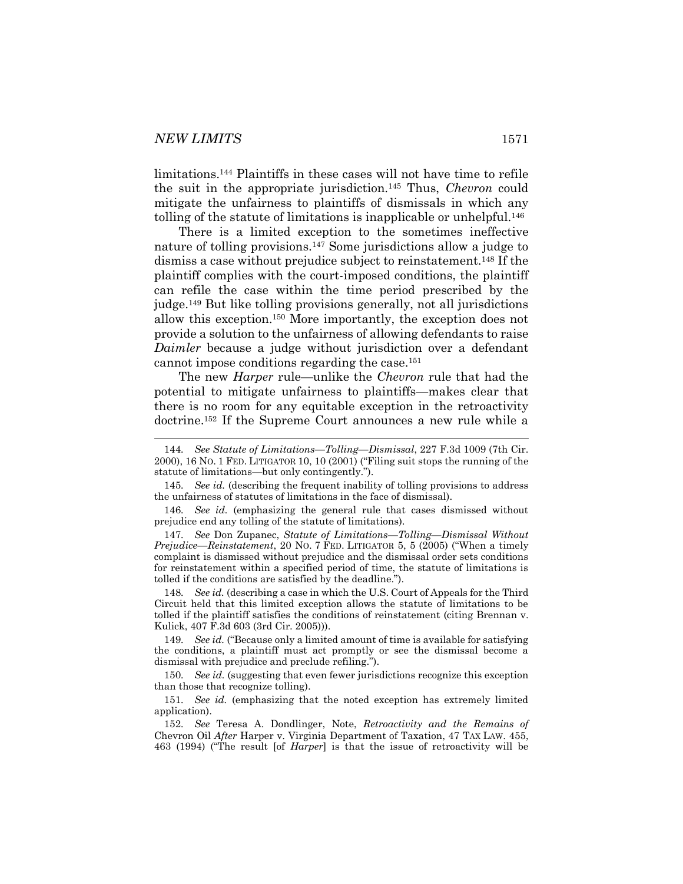limitations.[144] Plaintiffs in these cases will not have time to refile the suit in the appropriate jurisdiction.[145] Thus, *Chevron* could mitigate the unfairness to plaintiffs of dismissals in which any tolling of the statute of limitations is inapplicable or unhelpful.[146]

There is a limited exception to the sometimes ineffective nature of tolling provisions.[147] Some jurisdictions allow a judge to dismiss a case without prejudice subject to reinstatement.[148] If the plaintiff complies with the court-imposed conditions, the plaintiff can refile the case within the time period prescribed by the judge.[149] But like tolling provisions generally, not all jurisdictions allow this exception.[150] More importantly, the exception does not provide a solution to the unfairness of allowing defendants to raise *Daimler* because a judge without jurisdiction over a defendant cannot impose conditions regarding the case.[151]

The new *Harper* rule—unlike the *Chevron* rule that had the potential to mitigate unfairness to plaintiffs—makes clear that there is no room for any equitable exception in the retroactivity doctrine.[152] If the Supreme Court announces a new rule while a

---

144. *See Statute of Limitations—Tolling—Dismissal*, 227 F.3d 1009 (7th Cir. 2000), 16 NO. 1 FED. LITIGATOR 10, 10 (2001) ("Filing suit stops the running of the statute of limitations—but only contingently.").

145. *See id.* (describing the frequent inability of tolling provisions to address the unfairness of statutes of limitations in the face of dismissal).

146. *See id.* (emphasizing the general rule that cases dismissed without prejudice end any tolling of the statute of limitations).

147. *See* Don Zupanec, *Statute of Limitations—Tolling—Dismissal Without Prejudice—Reinstatement*, 20 NO. 7 FED. LITIGATOR 5, 5 (2005) ("When a timely complaint is dismissed without prejudice and the dismissal order sets conditions for reinstatement within a specified period of time, the statute of limitations is tolled if the conditions are satisfied by the deadline.").

148. *See id.* (describing a case in which the U.S. Court of Appeals for the Third Circuit held that this limited exception allows the statute of limitations to be tolled if the plaintiff satisfies the conditions of reinstatement (citing Brennan v. Kulick, 407 F.3d 603 (3rd Cir. 2005))).

149. *See id.* ("Because only a limited amount of time is available for satisfying the conditions, a plaintiff must act promptly or see the dismissal become a dismissal with prejudice and preclude refiling.").

150. *See id.* (suggesting that even fewer jurisdictions recognize this exception than those that recognize tolling).

151. *See id.* (emphasizing that the noted exception has extremely limited application).

152. *See* Teresa A. Dondlinger, Note, *Retroactivity and the Remains of* Chevron Oil *After* Harper v. Virginia Department of Taxation, 47 TAX LAW. 455, 463 (1994) ("The result [of *Harper*] is that the issue of retroactivity will be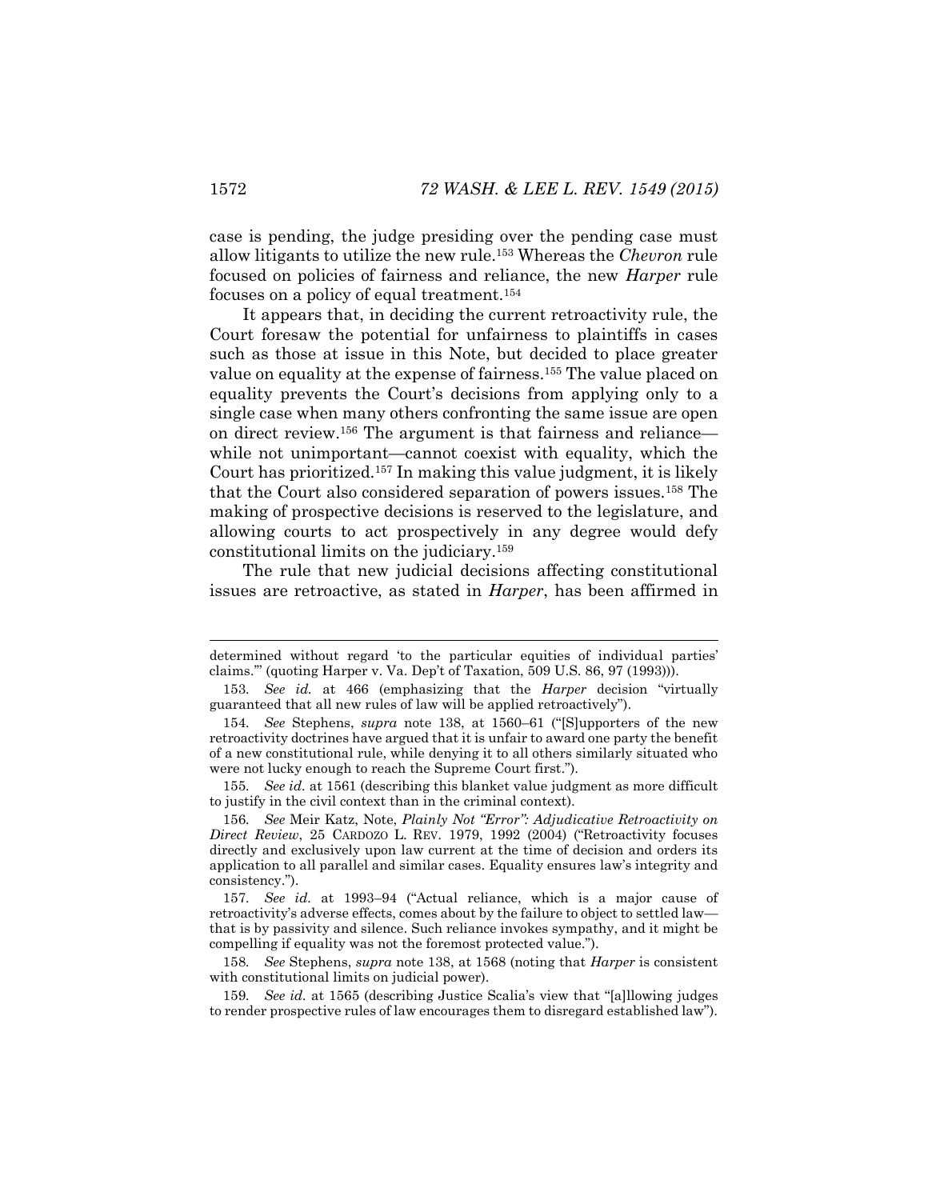case is pending, the judge presiding over the pending case must allow litigants to utilize the new rule.[153] Whereas the *Chevron* rule focused on policies of fairness and reliance, the new *Harper* rule focuses on a policy of equal treatment.[154]

It appears that, in deciding the current retroactivity rule, the Court foresaw the potential for unfairness to plaintiffs in cases such as those at issue in this Note, but decided to place greater value on equality at the expense of fairness.[155] The value placed on equality prevents the Court's decisions from applying only to a single case when many others confronting the same issue are open on direct review.[156] The argument is that fairness and reliance—while not unimportant—cannot coexist with equality, which the Court has prioritized.[157] In making this value judgment, it is likely that the Court also considered separation of powers issues.[158] The making of prospective decisions is reserved to the legislature, and allowing courts to act prospectively in any degree would defy constitutional limits on the judiciary.[159]

The rule that new judicial decisions affecting constitutional issues are retroactive, as stated in *Harper*, has been affirmed in

---

determined without regard 'to the particular equities of individual parties' claims.'" (quoting Harper v. Va. Dep't of Taxation, 509 U.S. 86, 97 (1993))).

153. *See id.* at 466 (emphasizing that the *Harper* decision "virtually guaranteed that all new rules of law will be applied retroactively").

154. *See* Stephens, *supra* note 138, at 1560–61 ("[S]upporters of the new retroactivity doctrines have argued that it is unfair to award one party the benefit of a new constitutional rule, while denying it to all others similarly situated who were not lucky enough to reach the Supreme Court first.").

155. *See id.* at 1561 (describing this blanket value judgment as more difficult to justify in the civil context than in the criminal context).

156. *See* Meir Katz, Note, *Plainly Not "Error": Adjudicative Retroactivity on Direct Review*, 25 CARDOZO L. REV. 1979, 1992 (2004) ("Retroactivity focuses directly and exclusively upon law current at the time of decision and orders its application to all parallel and similar cases. Equality ensures law's integrity and consistency.").

157. *See id.* at 1993–94 ("Actual reliance, which is a major cause of retroactivity's adverse effects, comes about by the failure to object to settled law—that is by passivity and silence. Such reliance invokes sympathy, and it might be compelling if equality was not the foremost protected value.").

158. *See* Stephens, *supra* note 138, at 1568 (noting that *Harper* is consistent with constitutional limits on judicial power).

159. *See id.* at 1565 (describing Justice Scalia's view that "[a]llowing judges to render prospective rules of law encourages them to disregard established law").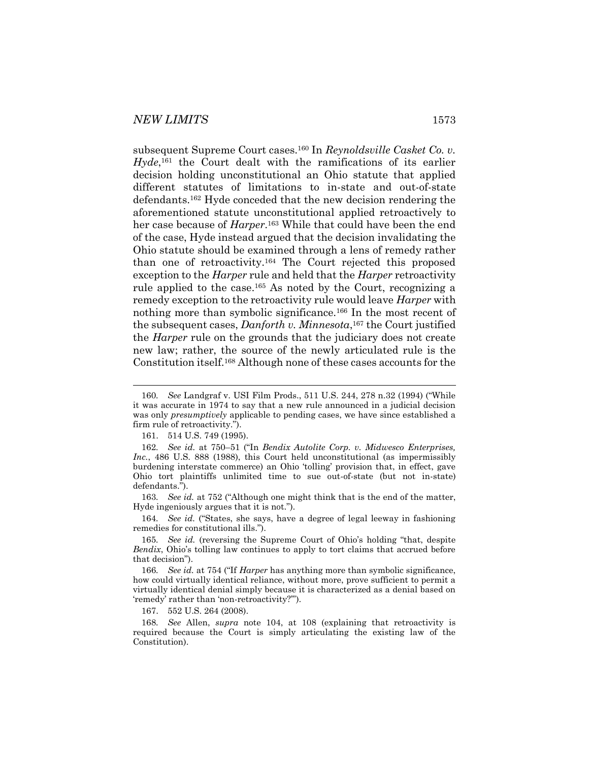subsequent Supreme Court cases.[160] In *Reynoldsville Casket Co. v. Hyde*,[161] the Court dealt with the ramifications of its earlier decision holding unconstitutional an Ohio statute that applied different statutes of limitations to in-state and out-of-state defendants.[162] Hyde conceded that the new decision rendering the aforementioned statute unconstitutional applied retroactively to her case because of *Harper*.[163] While that could have been the end of the case, Hyde instead argued that the decision invalidating the Ohio statute should be examined through a lens of remedy rather than one of retroactivity.[164] The Court rejected this proposed exception to the *Harper* rule and held that the *Harper* retroactivity rule applied to the case.[165] As noted by the Court, recognizing a remedy exception to the retroactivity rule would leave *Harper* with nothing more than symbolic significance.[166] In the most recent of the subsequent cases, *Danforth v. Minnesota*,[167] the Court justified the *Harper* rule on the grounds that the judiciary does not create new law; rather, the source of the newly articulated rule is the Constitution itself.[168] Although none of these cases accounts for the

---

160. *See* Landgraf v. USI Film Prods., 511 U.S. 244, 278 n.32 (1994) ("While it was accurate in 1974 to say that a new rule announced in a judicial decision was only *presumptively* applicable to pending cases, we have since established a firm rule of retroactivity.").

161. 514 U.S. 749 (1995).

162. *See id.* at 750–51 ("In *Bendix Autolite Corp. v. Midwesco Enterprises, Inc.*, 486 U.S. 888 (1988), this Court held unconstitutional (as impermissibly burdening interstate commerce) an Ohio 'tolling' provision that, in effect, gave Ohio tort plaintiffs unlimited time to sue out-of-state (but not in-state) defendants.").

163. *See id.* at 752 ("Although one might think that is the end of the matter, Hyde ingeniously argues that it is not.").

164. *See id.* ("States, she says, have a degree of legal leeway in fashioning remedies for constitutional ills.").

165. *See id.* (reversing the Supreme Court of Ohio's holding "that, despite *Bendix*, Ohio's tolling law continues to apply to tort claims that accrued before that decision").

166. *See id.* at 754 ("If *Harper* has anything more than symbolic significance, how could virtually identical reliance, without more, prove sufficient to permit a virtually identical denial simply because it is characterized as a denial based on 'remedy' rather than 'non-retroactivity?'").

167. 552 U.S. 264 (2008).

168. *See* Allen, *supra* note 104, at 108 (explaining that retroactivity is required because the Court is simply articulating the existing law of the Constitution).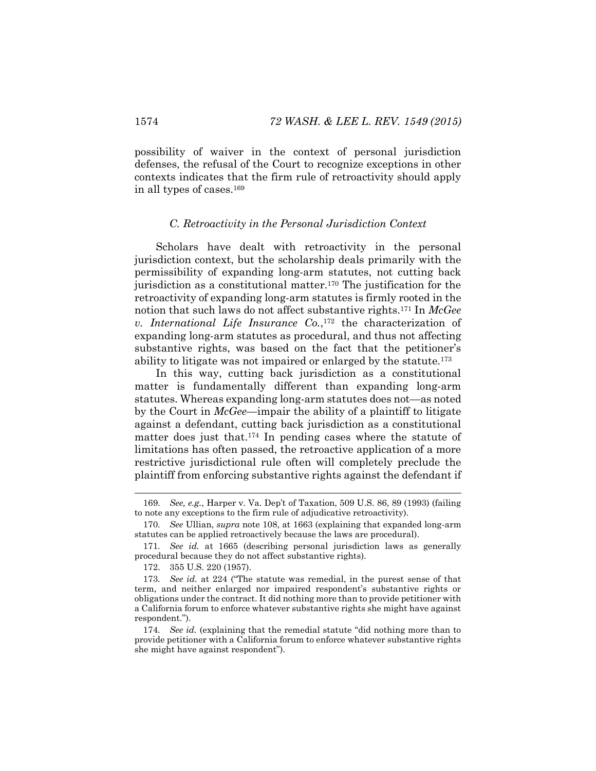possibility of waiver in the context of personal jurisdiction defenses, the refusal of the Court to recognize exceptions in other contexts indicates that the firm rule of retroactivity should apply in all types of cases.[169]

### *C. Retroactivity in the Personal Jurisdiction Context*

Scholars have dealt with retroactivity in the personal jurisdiction context, but the scholarship deals primarily with the permissibility of expanding long-arm statutes, not cutting back jurisdiction as a constitutional matter.[170] The justification for the retroactivity of expanding long-arm statutes is firmly rooted in the notion that such laws do not affect substantive rights.[171] In *McGee v. International Life Insurance Co.*,[172] the characterization of expanding long-arm statutes as procedural, and thus not affecting substantive rights, was based on the fact that the petitioner's ability to litigate was not impaired or enlarged by the statute.[173]

In this way, cutting back jurisdiction as a constitutional matter is fundamentally different than expanding long-arm statutes. Whereas expanding long-arm statutes does not—as noted by the Court in *McGee*—impair the ability of a plaintiff to litigate against a defendant, cutting back jurisdiction as a constitutional matter does just that.[174] In pending cases where the statute of limitations has often passed, the retroactive application of a more restrictive jurisdictional rule often will completely preclude the plaintiff from enforcing substantive rights against the defendant if

---

169. *See, e.g.*, Harper v. Va. Dep't of Taxation, 509 U.S. 86, 89 (1993) (failing to note any exceptions to the firm rule of adjudicative retroactivity).

170. *See* Ullian, *supra* note 108, at 1663 (explaining that expanded long-arm statutes can be applied retroactively because the laws are procedural).

171. *See id.* at 1665 (describing personal jurisdiction laws as generally procedural because they do not affect substantive rights).

172. 355 U.S. 220 (1957).

173. *See id.* at 224 ("The statute was remedial, in the purest sense of that term, and neither enlarged nor impaired respondent's substantive rights or obligations under the contract. It did nothing more than to provide petitioner with a California forum to enforce whatever substantive rights she might have against respondent.").

174. *See id.* (explaining that the remedial statute "did nothing more than to provide petitioner with a California forum to enforce whatever substantive rights she might have against respondent").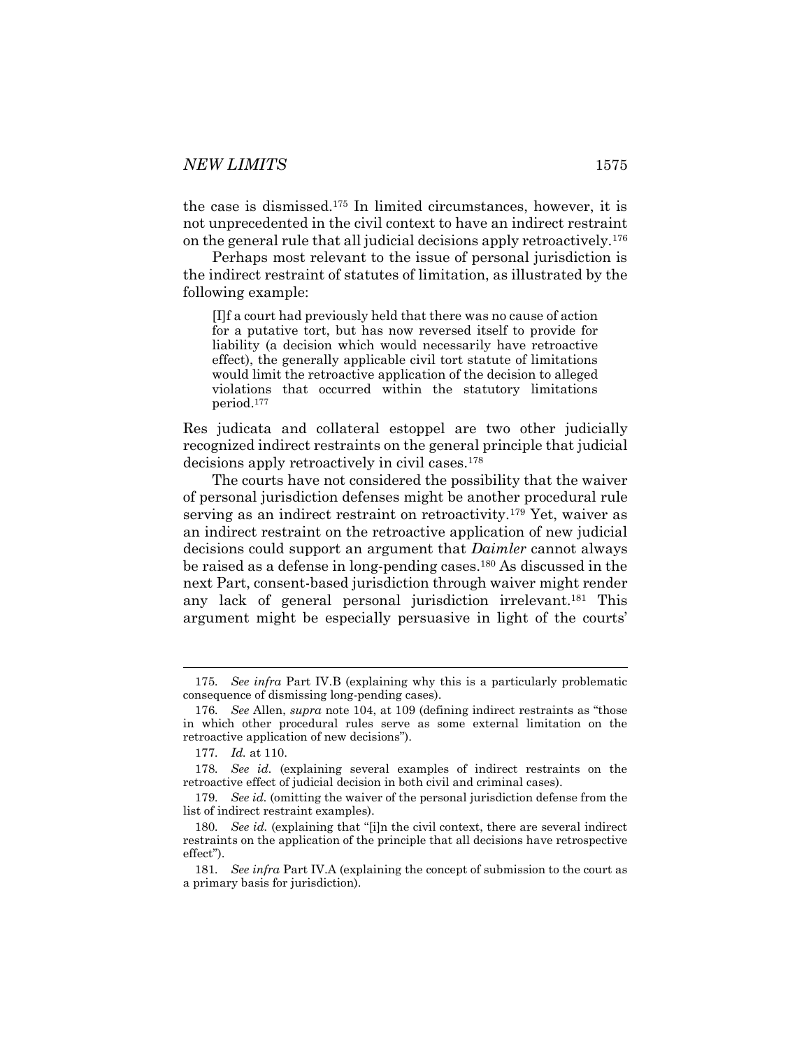the case is dismissed.[175] In limited circumstances, however, it is not unprecedented in the civil context to have an indirect restraint on the general rule that all judicial decisions apply retroactively.[176]

Perhaps most relevant to the issue of personal jurisdiction is the indirect restraint of statutes of limitation, as illustrated by the following example:

> [I]f a court had previously held that there was no cause of action for a putative tort, but has now reversed itself to provide for liability (a decision which would necessarily have retroactive effect), the generally applicable civil tort statute of limitations would limit the retroactive application of the decision to alleged violations that occurred within the statutory limitations period.[177]

Res judicata and collateral estoppel are two other judicially recognized indirect restraints on the general principle that judicial decisions apply retroactively in civil cases.[178]

The courts have not considered the possibility that the waiver of personal jurisdiction defenses might be another procedural rule serving as an indirect restraint on retroactivity.[179] Yet, waiver as an indirect restraint on the retroactive application of new judicial decisions could support an argument that *Daimler* cannot always be raised as a defense in long-pending cases.[180] As discussed in the next Part, consent-based jurisdiction through waiver might render any lack of general personal jurisdiction irrelevant.[181] This argument might be especially persuasive in light of the courts'

---

175. *See infra* Part IV.B (explaining why this is a particularly problematic consequence of dismissing long-pending cases).

176. *See* Allen, *supra* note 104, at 109 (defining indirect restraints as "those in which other procedural rules serve as some external limitation on the retroactive application of new decisions").

177. *Id.* at 110.

178. *See id.* (explaining several examples of indirect restraints on the retroactive effect of judicial decision in both civil and criminal cases).

179. *See id.* (omitting the waiver of the personal jurisdiction defense from the list of indirect restraint examples).

180. *See id.* (explaining that "[i]n the civil context, there are several indirect restraints on the application of the principle that all decisions have retrospective effect").

181. *See infra* Part IV.A (explaining the concept of submission to the court as a primary basis for jurisdiction).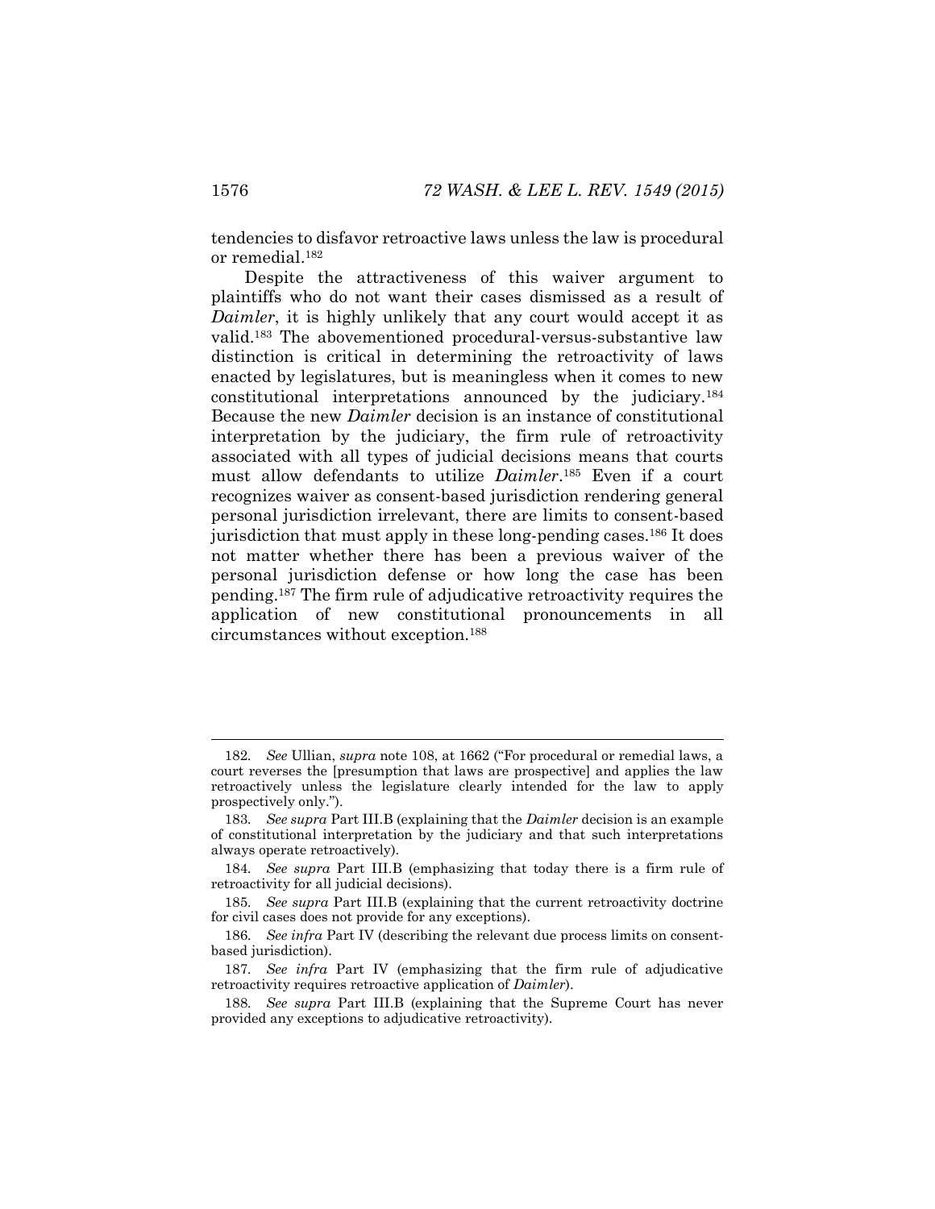tendencies to disfavor retroactive laws unless the law is procedural or remedial.[182]

Despite the attractiveness of this waiver argument to plaintiffs who do not want their cases dismissed as a result of *Daimler*, it is highly unlikely that any court would accept it as valid.[183] The abovementioned procedural-versus-substantive law distinction is critical in determining the retroactivity of laws enacted by legislatures, but is meaningless when it comes to new constitutional interpretations announced by the judiciary.[184] Because the new *Daimler* decision is an instance of constitutional interpretation by the judiciary, the firm rule of retroactivity associated with all types of judicial decisions means that courts must allow defendants to utilize *Daimler*.[185] Even if a court recognizes waiver as consent-based jurisdiction rendering general personal jurisdiction irrelevant, there are limits to consent-based jurisdiction that must apply in these long-pending cases.[186] It does not matter whether there has been a previous waiver of the personal jurisdiction defense or how long the case has been pending.[187] The firm rule of adjudicative retroactivity requires the application of new constitutional pronouncements in all circumstances without exception.[188]

---

182. *See* Ullian, *supra* note 108, at 1662 ("For procedural or remedial laws, a court reverses the [presumption that laws are prospective] and applies the law retroactively unless the legislature clearly intended for the law to apply prospectively only.").

183. *See supra* Part III.B (explaining that the *Daimler* decision is an example of constitutional interpretation by the judiciary and that such interpretations always operate retroactively).

184. *See supra* Part III.B (emphasizing that today there is a firm rule of retroactivity for all judicial decisions).

185. *See supra* Part III.B (explaining that the current retroactivity doctrine for civil cases does not provide for any exceptions).

186. *See infra* Part IV (describing the relevant due process limits on consent-based jurisdiction).

187. *See infra* Part IV (emphasizing that the firm rule of adjudicative retroactivity requires retroactive application of *Daimler*).

188. *See supra* Part III.B (explaining that the Supreme Court has never provided any exceptions to adjudicative retroactivity).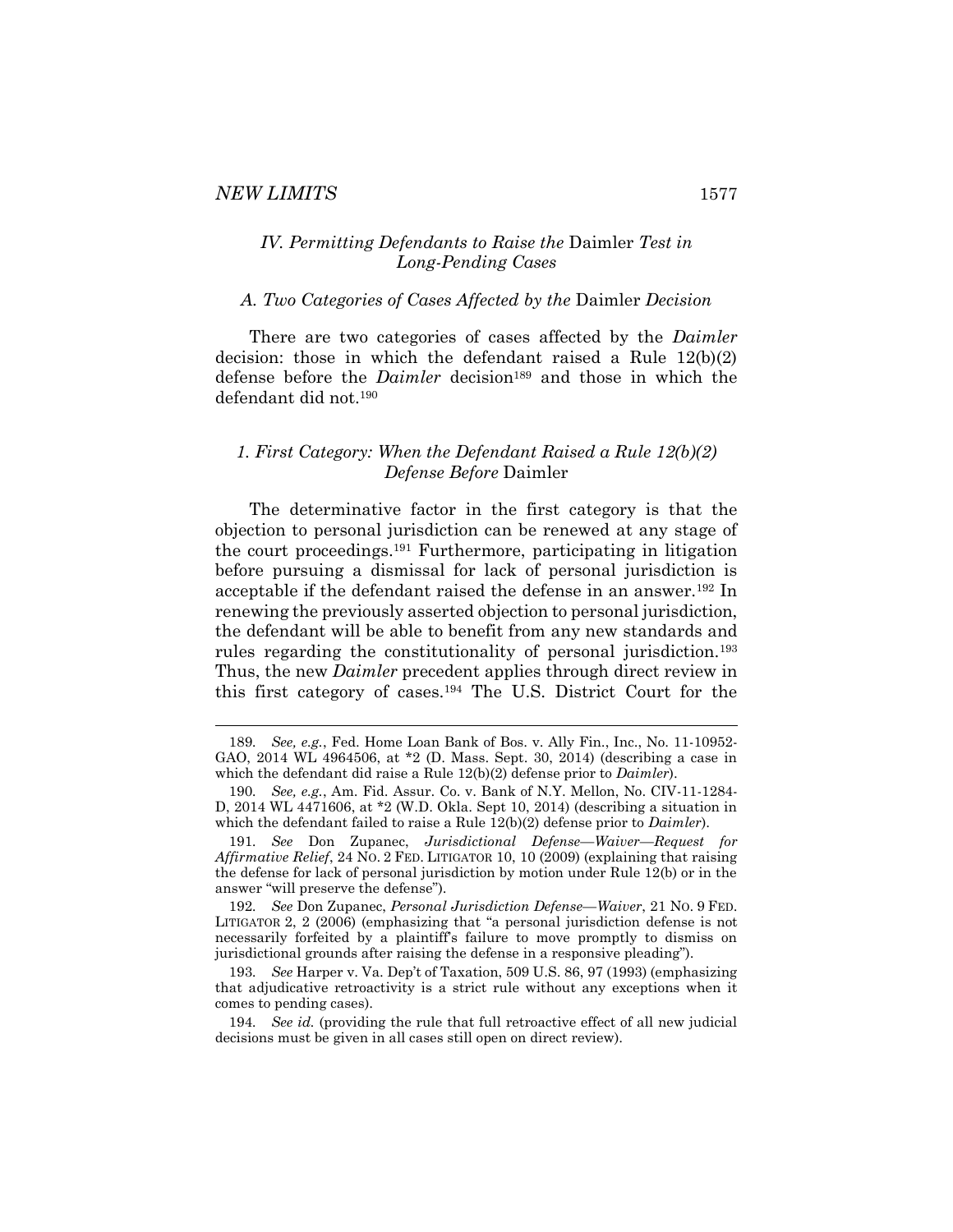### *IV. Permitting Defendants to Raise the* Daimler *Test in Long-Pending Cases*

#### *A. Two Categories of Cases Affected by the* Daimler *Decision*

There are two categories of cases affected by the *Daimler* decision: those in which the defendant raised a Rule 12(b)(2) defense before the *Daimler* decision[189] and those in which the defendant did not.[190]

##### *1. First Category: When the Defendant Raised a Rule 12(b)(2) Defense Before* Daimler

The determinative factor in the first category is that the objection to personal jurisdiction can be renewed at any stage of the court proceedings.[191] Furthermore, participating in litigation before pursuing a dismissal for lack of personal jurisdiction is acceptable if the defendant raised the defense in an answer.[192] In renewing the previously asserted objection to personal jurisdiction, the defendant will be able to benefit from any new standards and rules regarding the constitutionality of personal jurisdiction.[193] Thus, the new *Daimler* precedent applies through direct review in this first category of cases.[194] The U.S. District Court for the

---

189. *See, e.g.*, Fed. Home Loan Bank of Bos. v. Ally Fin., Inc., No. 11-10952-GAO, 2014 WL 4964506, at *2 (D. Mass. Sept. 30, 2014) (describing a case in which the defendant did raise a Rule 12(b)(2) defense prior to *Daimler*).

190. *See, e.g.*, Am. Fid. Assur. Co. v. Bank of N.Y. Mellon, No. CIV-11-1284-D, 2014 WL 4471606, at *2 (W.D. Okla. Sept 10, 2014) (describing a situation in which the defendant failed to raise a Rule 12(b)(2) defense prior to *Daimler*).

191. *See* Don Zupanec, *Jurisdictional Defense—Waiver—Request for Affirmative Relief*, 24 NO. 2 FED. LITIGATOR 10, 10 (2009) (explaining that raising the defense for lack of personal jurisdiction by motion under Rule 12(b) or in the answer "will preserve the defense").

192. *See* Don Zupanec, *Personal Jurisdiction Defense—Waiver*, 21 NO. 9 FED. LITIGATOR 2, 2 (2006) (emphasizing that "a personal jurisdiction defense is not necessarily forfeited by a plaintiff's failure to move promptly to dismiss on jurisdictional grounds after raising the defense in a responsive pleading").

193. *See* Harper v. Va. Dep't of Taxation, 509 U.S. 86, 97 (1993) (emphasizing that adjudicative retroactivity is a strict rule without any exceptions when it comes to pending cases).

194. *See id.* (providing the rule that full retroactive effect of all new judicial decisions must be given in all cases still open on direct review).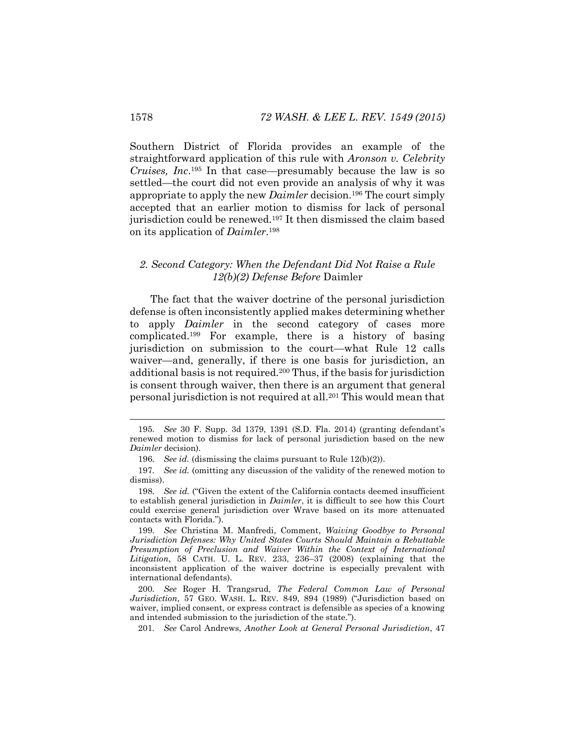Southern District of Florida provides an example of the straightforward application of this rule with *Aronson v. Celebrity Cruises, Inc.*[195] In that case—presumably because the law is so settled—the court did not even provide an analysis of why it was appropriate to apply the new *Daimler* decision.[196] The court simply accepted that an earlier motion to dismiss for lack of personal jurisdiction could be renewed.[197] It then dismissed the claim based on its application of *Daimler*.[198]

### *2. Second Category: When the Defendant Did Not Raise a Rule 12(b)(2) Defense Before* Daimler

The fact that the waiver doctrine of the personal jurisdiction defense is often inconsistently applied makes determining whether to apply *Daimler* in the second category of cases more complicated.[199] For example, there is a history of basing jurisdiction on submission to the court—what Rule 12 calls waiver—and, generally, if there is one basis for jurisdiction, an additional basis is not required.[200] Thus, if the basis for jurisdiction is consent through waiver, then there is an argument that general personal jurisdiction is not required at all.[201] This would mean that

---

195. *See* 30 F. Supp. 3d 1379, 1391 (S.D. Fla. 2014) (granting defendant's renewed motion to dismiss for lack of personal jurisdiction based on the new *Daimler* decision).

196. *See id.* (dismissing the claims pursuant to Rule 12(b)(2)).

197. *See id.* (omitting any discussion of the validity of the renewed motion to dismiss).

198. *See id.* ("Given the extent of the California contacts deemed insufficient to establish general jurisdiction in *Daimler*, it is difficult to see how this Court could exercise general jurisdiction over Wrave based on its more attenuated contacts with Florida.").

199. *See* Christina M. Manfredi, Comment, *Waiving Goodbye to Personal Jurisdiction Defenses: Why United States Courts Should Maintain a Rebuttable Presumption of Preclusion and Waiver Within the Context of International Litigation*, 58 CATH. U. L. REV. 233, 236–37 (2008) (explaining that the inconsistent application of the waiver doctrine is especially prevalent with international defendants).

200. *See* Roger H. Trangsrud, *The Federal Common Law of Personal Jurisdiction*, 57 GEO. WASH. L. REV. 849, 894 (1989) ("Jurisdiction based on waiver, implied consent, or express contract is defensible as species of a knowing and intended submission to the jurisdiction of the state.").

201. *See* Carol Andrews, *Another Look at General Personal Jurisdiction*, 47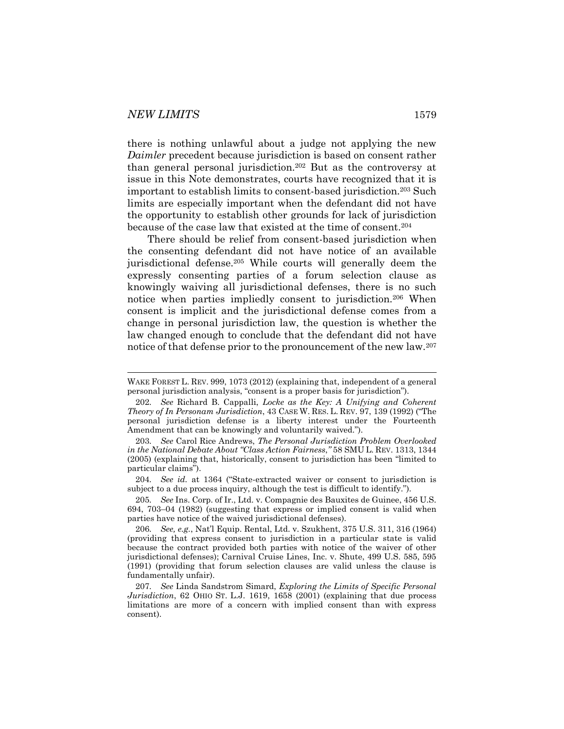there is nothing unlawful about a judge not applying the new *Daimler* precedent because jurisdiction is based on consent rather than general personal jurisdiction.[202] But as the controversy at issue in this Note demonstrates, courts have recognized that it is important to establish limits to consent-based jurisdiction.[203] Such limits are especially important when the defendant did not have the opportunity to establish other grounds for lack of jurisdiction because of the case law that existed at the time of consent.[204]

There should be relief from consent-based jurisdiction when the consenting defendant did not have notice of an available jurisdictional defense.[205] While courts will generally deem the expressly consenting parties of a forum selection clause as knowingly waiving all jurisdictional defenses, there is no such notice when parties impliedly consent to jurisdiction.[206] When consent is implicit and the jurisdictional defense comes from a change in personal jurisdiction law, the question is whether the law changed enough to conclude that the defendant did not have notice of that defense prior to the pronouncement of the new law.[207]

---

WAKE FOREST L. REV. 999, 1073 (2012) (explaining that, independent of a general personal jurisdiction analysis, "consent is a proper basis for jurisdiction").

202. *See* Richard B. Cappalli, *Locke as the Key: A Unifying and Coherent Theory of In Personam Jurisdiction*, 43 CASE W. RES. L. REV. 97, 139 (1992) ("The personal jurisdiction defense is a liberty interest under the Fourteenth Amendment that can be knowingly and voluntarily waived.").

203. *See* Carol Rice Andrews, *The Personal Jurisdiction Problem Overlooked in the National Debate About "Class Action Fairness*,*"* 58 SMU L. REV. 1313, 1344 (2005) (explaining that, historically, consent to jurisdiction has been "limited to particular claims").

204. *See id.* at 1364 ("State-extracted waiver or consent to jurisdiction is subject to a due process inquiry, although the test is difficult to identify.").

205. *See* Ins. Corp. of Ir., Ltd. v. Compagnie des Bauxites de Guinee, 456 U.S. 694, 703–04 (1982) (suggesting that express or implied consent is valid when parties have notice of the waived jurisdictional defenses).

206. *See, e.g.*, Nat'l Equip. Rental, Ltd. v. Szukhent, 375 U.S. 311, 316 (1964) (providing that express consent to jurisdiction in a particular state is valid because the contract provided both parties with notice of the waiver of other jurisdictional defenses); Carnival Cruise Lines, Inc. v. Shute, 499 U.S. 585, 595 (1991) (providing that forum selection clauses are valid unless the clause is fundamentally unfair).

207. *See* Linda Sandstrom Simard, *Exploring the Limits of Specific Personal Jurisdiction*, 62 OHIO ST. L.J. 1619, 1658 (2001) (explaining that due process limitations are more of a concern with implied consent than with express consent).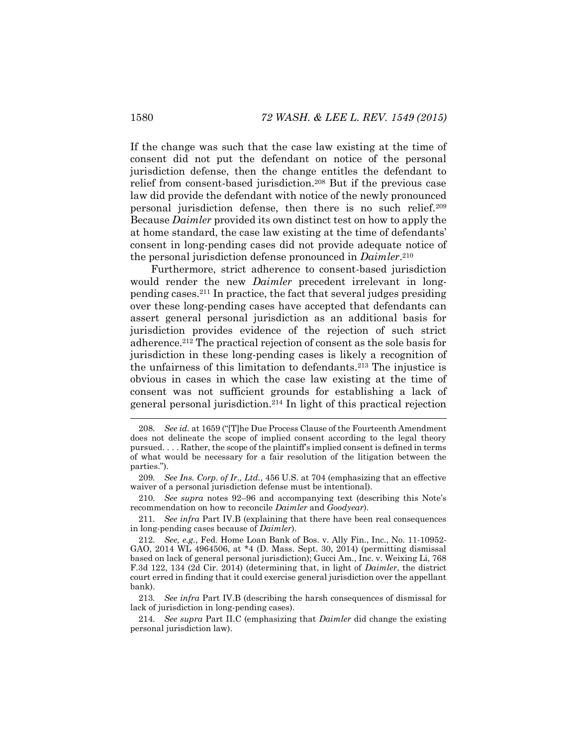If the change was such that the case law existing at the time of consent did not put the defendant on notice of the personal jurisdiction defense, then the change entitles the defendant to relief from consent-based jurisdiction.[208] But if the previous case law did provide the defendant with notice of the newly pronounced personal jurisdiction defense, then there is no such relief.[209] Because *Daimler* provided its own distinct test on how to apply the at home standard, the case law existing at the time of defendants' consent in long-pending cases did not provide adequate notice of the personal jurisdiction defense pronounced in *Daimler*.[210]

Furthermore, strict adherence to consent-based jurisdiction would render the new *Daimler* precedent irrelevant in long-pending cases.[211] In practice, the fact that several judges presiding over these long-pending cases have accepted that defendants can assert general personal jurisdiction as an additional basis for jurisdiction provides evidence of the rejection of such strict adherence.[212] The practical rejection of consent as the sole basis for jurisdiction in these long-pending cases is likely a recognition of the unfairness of this limitation to defendants.[213] The injustice is obvious in cases in which the case law existing at the time of consent was not sufficient grounds for establishing a lack of general personal jurisdiction.[214] In light of this practical rejection

---

208. *See id.* at 1659 ("[T]he Due Process Clause of the Fourteenth Amendment does not delineate the scope of implied consent according to the legal theory pursued. . . . Rather, the scope of the plaintiff's implied consent is defined in terms of what would be necessary for a fair resolution of the litigation between the parties.").

209. *See Ins. Corp. of Ir., Ltd.*, 456 U.S. at 704 (emphasizing that an effective waiver of a personal jurisdiction defense must be intentional).

210. *See supra* notes 92–96 and accompanying text (describing this Note's recommendation on how to reconcile *Daimler* and *Goodyear*).

211. *See infra* Part IV.B (explaining that there have been real consequences in long-pending cases because of *Daimler*).

212. *See, e.g.*, Fed. Home Loan Bank of Bos. v. Ally Fin., Inc., No. 11-10952-GAO, 2014 WL 4964506, at *4 (D. Mass. Sept. 30, 2014) (permitting dismissal based on lack of general personal jurisdiction); Gucci Am., Inc. v. Weixing Li, 768 F.3d 122, 134 (2d Cir. 2014) (determining that, in light of *Daimler*, the district court erred in finding that it could exercise general jurisdiction over the appellant bank).

213. *See infra* Part IV.B (describing the harsh consequences of dismissal for lack of jurisdiction in long-pending cases).

214. *See supra* Part II.C (emphasizing that *Daimler* did change the existing personal jurisdiction law).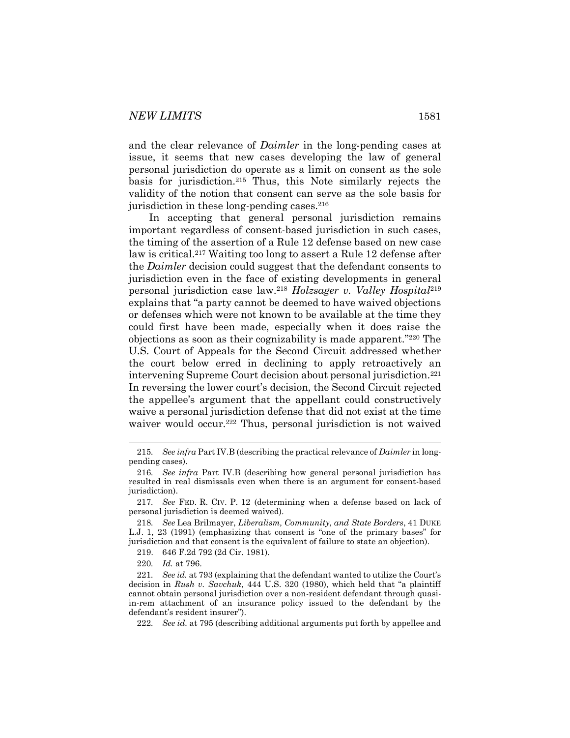and the clear relevance of *Daimler* in the long-pending cases at issue, it seems that new cases developing the law of general personal jurisdiction do operate as a limit on consent as the sole basis for jurisdiction.[215] Thus, this Note similarly rejects the validity of the notion that consent can serve as the sole basis for jurisdiction in these long-pending cases.[216]

In accepting that general personal jurisdiction remains important regardless of consent-based jurisdiction in such cases, the timing of the assertion of a Rule 12 defense based on new case law is critical.[217] Waiting too long to assert a Rule 12 defense after the *Daimler* decision could suggest that the defendant consents to jurisdiction even in the face of existing developments in general personal jurisdiction case law.[218] *Holzsager v. Valley Hospital*[219] explains that "a party cannot be deemed to have waived objections or defenses which were not known to be available at the time they could first have been made, especially when it does raise the objections as soon as their cognizability is made apparent."[220] The U.S. Court of Appeals for the Second Circuit addressed whether the court below erred in declining to apply retroactively an intervening Supreme Court decision about personal jurisdiction.[221] In reversing the lower court's decision, the Second Circuit rejected the appellee's argument that the appellant could constructively waive a personal jurisdiction defense that did not exist at the time waiver would occur.[222] Thus, personal jurisdiction is not waived

---

215. *See infra* Part IV.B (describing the practical relevance of *Daimler* in long-pending cases).

216. *See infra* Part IV.B (describing how general personal jurisdiction has resulted in real dismissals even when there is an argument for consent-based jurisdiction).

217. *See* FED. R. CIV. P. 12 (determining when a defense based on lack of personal jurisdiction is deemed waived).

218. *See* Lea Brilmayer, *Liberalism, Community, and State Borders*, 41 DUKE L.J. 1, 23 (1991) (emphasizing that consent is "one of the primary bases" for jurisdiction and that consent is the equivalent of failure to state an objection).

219. 646 F.2d 792 (2d Cir. 1981).

220. *Id.* at 796.

221. *See id.* at 793 (explaining that the defendant wanted to utilize the Court's decision in *Rush v. Savchuk*, 444 U.S. 320 (1980), which held that "a plaintiff cannot obtain personal jurisdiction over a non-resident defendant through quasi-in-rem attachment of an insurance policy issued to the defendant by the defendant's resident insurer").

222. *See id.* at 795 (describing additional arguments put forth by appellee and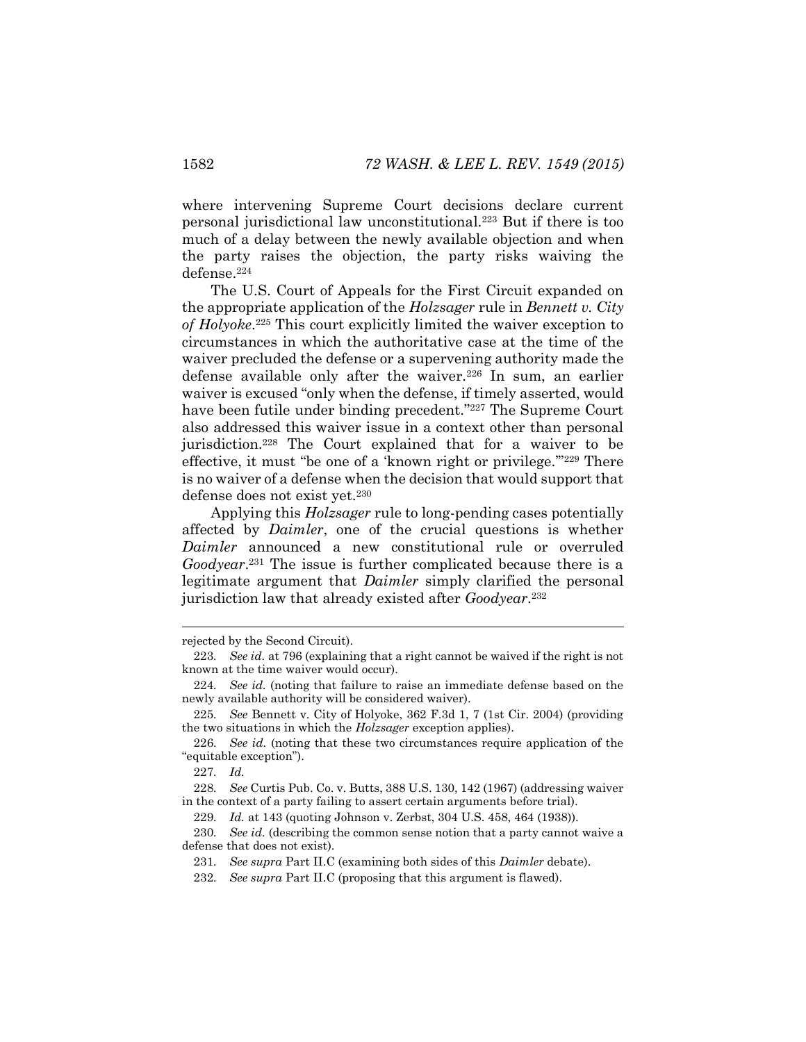where intervening Supreme Court decisions declare current personal jurisdictional law unconstitutional.[223] But if there is too much of a delay between the newly available objection and when the party raises the objection, the party risks waiving the defense.[224]

The U.S. Court of Appeals for the First Circuit expanded on the appropriate application of the *Holzsager* rule in *Bennett v. City of Holyoke*.[225] This court explicitly limited the waiver exception to circumstances in which the authoritative case at the time of the waiver precluded the defense or a supervening authority made the defense available only after the waiver.[226] In sum, an earlier waiver is excused "only when the defense, if timely asserted, would have been futile under binding precedent."[227] The Supreme Court also addressed this waiver issue in a context other than personal jurisdiction.[228] The Court explained that for a waiver to be effective, it must "be one of a 'known right or privilege.'"[229] There is no waiver of a defense when the decision that would support that defense does not exist yet.[230]

Applying this *Holzsager* rule to long-pending cases potentially affected by *Daimler*, one of the crucial questions is whether *Daimler* announced a new constitutional rule or overruled *Goodyear*.[231] The issue is further complicated because there is a legitimate argument that *Daimler* simply clarified the personal jurisdiction law that already existed after *Goodyear*.[232]

---

rejected by the Second Circuit).

223. *See id.* at 796 (explaining that a right cannot be waived if the right is not known at the time waiver would occur).

224. *See id.* (noting that failure to raise an immediate defense based on the newly available authority will be considered waiver).

225. *See* Bennett v. City of Holyoke, 362 F.3d 1, 7 (1st Cir. 2004) (providing the two situations in which the *Holzsager* exception applies).

226. *See id.* (noting that these two circumstances require application of the "equitable exception").

227. *Id.*

228. *See* Curtis Pub. Co. v. Butts, 388 U.S. 130, 142 (1967) (addressing waiver in the context of a party failing to assert certain arguments before trial).

229. *Id.* at 143 (quoting Johnson v. Zerbst, 304 U.S. 458, 464 (1938)).

230. *See id.* (describing the common sense notion that a party cannot waive a defense that does not exist).

231. *See supra* Part II.C (examining both sides of this *Daimler* debate).

232. *See supra* Part II.C (proposing that this argument is flawed).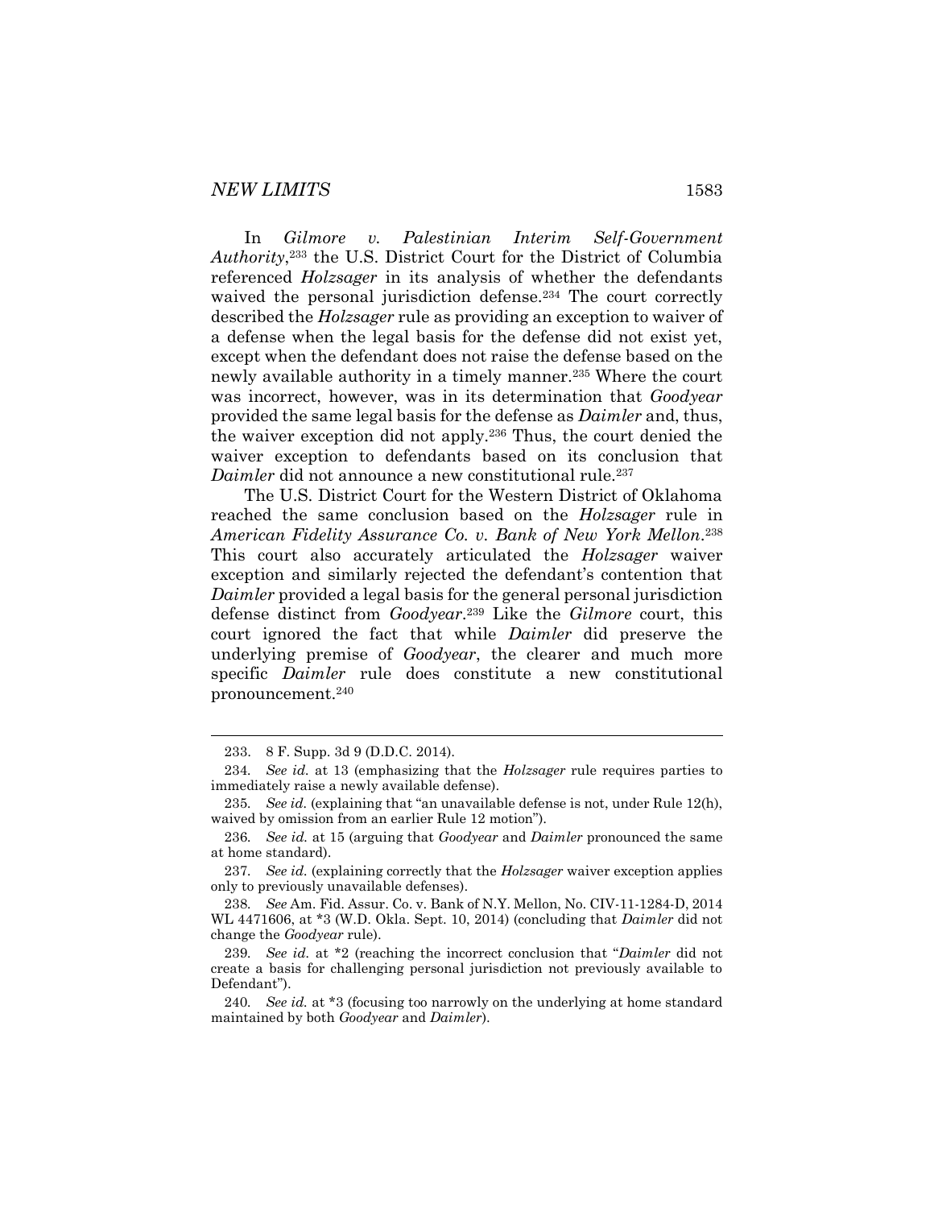In *Gilmore v. Palestinian Interim Self-Government Authority*,[233] the U.S. District Court for the District of Columbia referenced *Holzsager* in its analysis of whether the defendants waived the personal jurisdiction defense.[234] The court correctly described the *Holzsager* rule as providing an exception to waiver of a defense when the legal basis for the defense did not exist yet, except when the defendant does not raise the defense based on the newly available authority in a timely manner.[235] Where the court was incorrect, however, was in its determination that *Goodyear* provided the same legal basis for the defense as *Daimler* and, thus, the waiver exception did not apply.[236] Thus, the court denied the waiver exception to defendants based on its conclusion that *Daimler* did not announce a new constitutional rule.[237]

The U.S. District Court for the Western District of Oklahoma reached the same conclusion based on the *Holzsager* rule in *American Fidelity Assurance Co. v. Bank of New York Mellon*.[238] This court also accurately articulated the *Holzsager* waiver exception and similarly rejected the defendant's contention that *Daimler* provided a legal basis for the general personal jurisdiction defense distinct from *Goodyear*.[239] Like the *Gilmore* court, this court ignored the fact that while *Daimler* did preserve the underlying premise of *Goodyear*, the clearer and much more specific *Daimler* rule does constitute a new constitutional pronouncement.[240]

---

233. 8 F. Supp. 3d 9 (D.D.C. 2014).

234. *See id.* at 13 (emphasizing that the *Holzsager* rule requires parties to immediately raise a newly available defense).

235. *See id.* (explaining that "an unavailable defense is not, under Rule 12(h), waived by omission from an earlier Rule 12 motion").

236. *See id.* at 15 (arguing that *Goodyear* and *Daimler* pronounced the same at home standard).

237. *See id.* (explaining correctly that the *Holzsager* waiver exception applies only to previously unavailable defenses).

238. *See* Am. Fid. Assur. Co. v. Bank of N.Y. Mellon, No. CIV-11-1284-D, 2014 WL 4471606, at *3 (W.D. Okla. Sept. 10, 2014) (concluding that *Daimler* did not change the *Goodyear* rule).

239. *See id.* at *2 (reaching the incorrect conclusion that "*Daimler* did not create a basis for challenging personal jurisdiction not previously available to Defendant").

240. *See id.* at *3 (focusing too narrowly on the underlying at home standard maintained by both *Goodyear* and *Daimler*).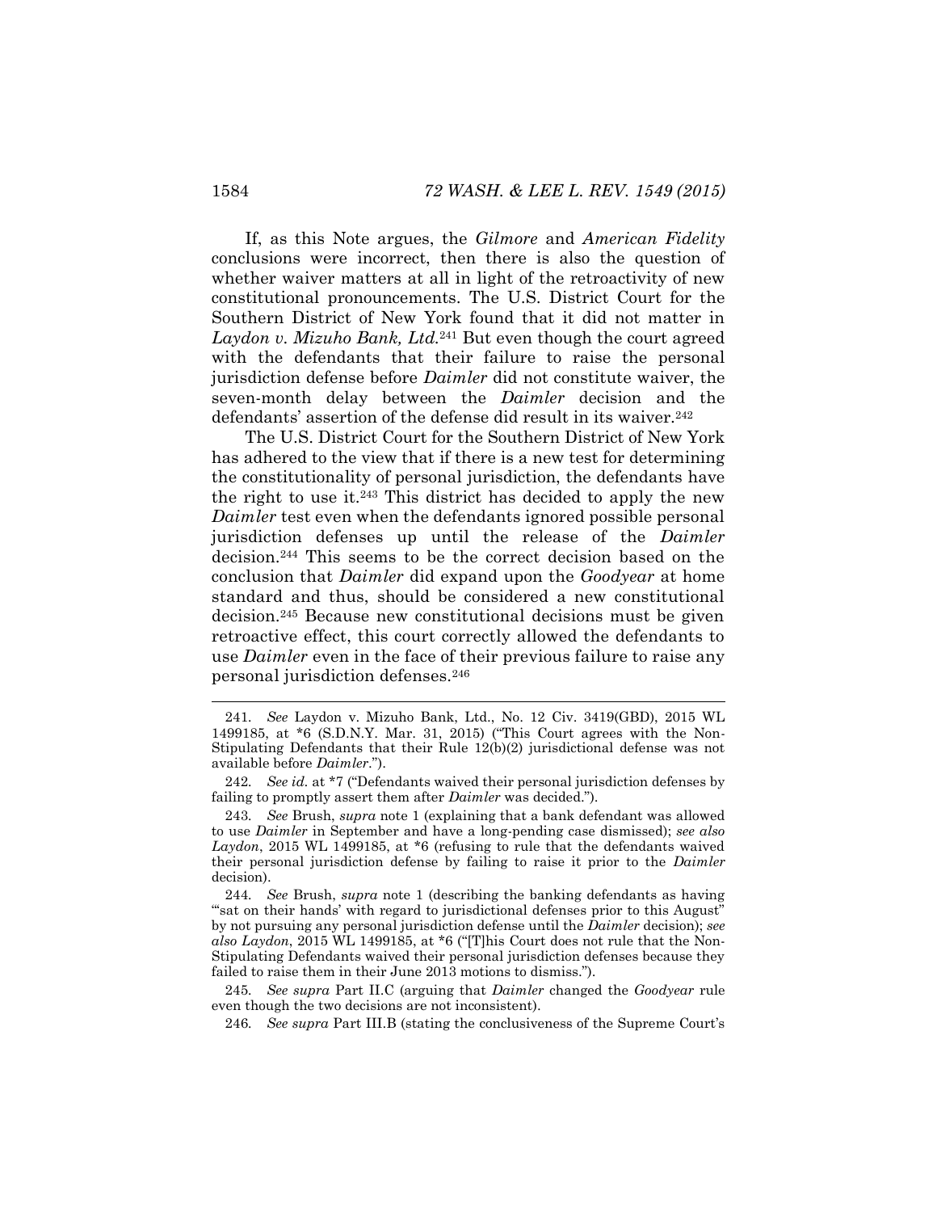If, as this Note argues, the *Gilmore* and *American Fidelity* conclusions were incorrect, then there is also the question of whether waiver matters at all in light of the retroactivity of new constitutional pronouncements. The U.S. District Court for the Southern District of New York found that it did not matter in *Laydon v. Mizuho Bank, Ltd.*[241] But even though the court agreed with the defendants that their failure to raise the personal jurisdiction defense before *Daimler* did not constitute waiver, the seven-month delay between the *Daimler* decision and the defendants' assertion of the defense did result in its waiver.[242]

The U.S. District Court for the Southern District of New York has adhered to the view that if there is a new test for determining the constitutionality of personal jurisdiction, the defendants have the right to use it.[243] This district has decided to apply the new *Daimler* test even when the defendants ignored possible personal jurisdiction defenses up until the release of the *Daimler* decision.[244] This seems to be the correct decision based on the conclusion that *Daimler* did expand upon the *Goodyear* at home standard and thus, should be considered a new constitutional decision.[245] Because new constitutional decisions must be given retroactive effect, this court correctly allowed the defendants to use *Daimler* even in the face of their previous failure to raise any personal jurisdiction defenses.[246]

---

241. *See* Laydon v. Mizuho Bank, Ltd., No. 12 Civ. 3419(GBD), 2015 WL 1499185, at *6 (S.D.N.Y. Mar. 31, 2015) ("This Court agrees with the Non-Stipulating Defendants that their Rule 12(b)(2) jurisdictional defense was not available before *Daimler*.").

242. *See id.* at *7 ("Defendants waived their personal jurisdiction defenses by failing to promptly assert them after *Daimler* was decided.").

243. *See* Brush, *supra* note 1 (explaining that a bank defendant was allowed to use *Daimler* in September and have a long-pending case dismissed); *see also Laydon*, 2015 WL 1499185, at *6 (refusing to rule that the defendants waived their personal jurisdiction defense by failing to raise it prior to the *Daimler* decision).

244. *See* Brush, *supra* note 1 (describing the banking defendants as having "'sat on their hands' with regard to jurisdictional defenses prior to this August" by not pursuing any personal jurisdiction defense until the *Daimler* decision); *see also Laydon*, 2015 WL 1499185, at *6 ("[T]his Court does not rule that the Non-Stipulating Defendants waived their personal jurisdiction defenses because they failed to raise them in their June 2013 motions to dismiss.").

245. *See supra* Part II.C (arguing that *Daimler* changed the *Goodyear* rule even though the two decisions are not inconsistent).

246. *See supra* Part III.B (stating the conclusiveness of the Supreme Court's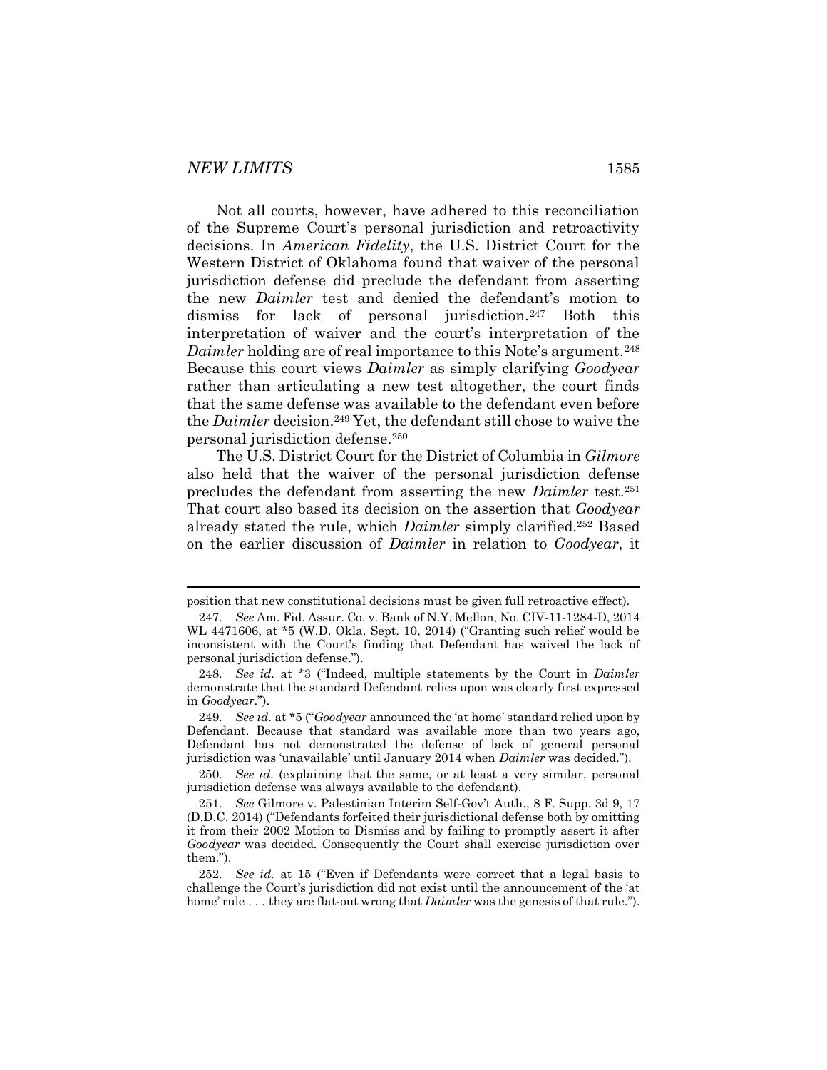Not all courts, however, have adhered to this reconciliation of the Supreme Court's personal jurisdiction and retroactivity decisions. In *American Fidelity*, the U.S. District Court for the Western District of Oklahoma found that waiver of the personal jurisdiction defense did preclude the defendant from asserting the new *Daimler* test and denied the defendant's motion to dismiss for lack of personal jurisdiction.[247] Both this interpretation of waiver and the court's interpretation of the *Daimler* holding are of real importance to this Note's argument.[248] Because this court views *Daimler* as simply clarifying *Goodyear* rather than articulating a new test altogether, the court finds that the same defense was available to the defendant even before the *Daimler* decision.[249] Yet, the defendant still chose to waive the personal jurisdiction defense.[250]

The U.S. District Court for the District of Columbia in *Gilmore* also held that the waiver of the personal jurisdiction defense precludes the defendant from asserting the new *Daimler* test.[251] That court also based its decision on the assertion that *Goodyear* already stated the rule, which *Daimler* simply clarified.[252] Based on the earlier discussion of *Daimler* in relation to *Goodyear*, it

---

position that new constitutional decisions must be given full retroactive effect).

247. *See* Am. Fid. Assur. Co. v. Bank of N.Y. Mellon, No. CIV-11-1284-D, 2014 WL 4471606, at *5 (W.D. Okla. Sept. 10, 2014) ("Granting such relief would be inconsistent with the Court's finding that Defendant has waived the lack of personal jurisdiction defense.").

248. *See id.* at *3 ("Indeed, multiple statements by the Court in *Daimler* demonstrate that the standard Defendant relies upon was clearly first expressed in *Goodyear*.").

249. *See id.* at *5 ("*Goodyear* announced the 'at home' standard relied upon by Defendant. Because that standard was available more than two years ago, Defendant has not demonstrated the defense of lack of general personal jurisdiction was 'unavailable' until January 2014 when *Daimler* was decided.").

250. *See id.* (explaining that the same, or at least a very similar, personal jurisdiction defense was always available to the defendant).

251. *See* Gilmore v. Palestinian Interim Self-Gov't Auth., 8 F. Supp. 3d 9, 17 (D.D.C. 2014) ("Defendants forfeited their jurisdictional defense both by omitting it from their 2002 Motion to Dismiss and by failing to promptly assert it after *Goodyear* was decided. Consequently the Court shall exercise jurisdiction over them.").

252. *See id.* at 15 ("Even if Defendants were correct that a legal basis to challenge the Court's jurisdiction did not exist until the announcement of the 'at home' rule . . . they are flat-out wrong that *Daimler* was the genesis of that rule.").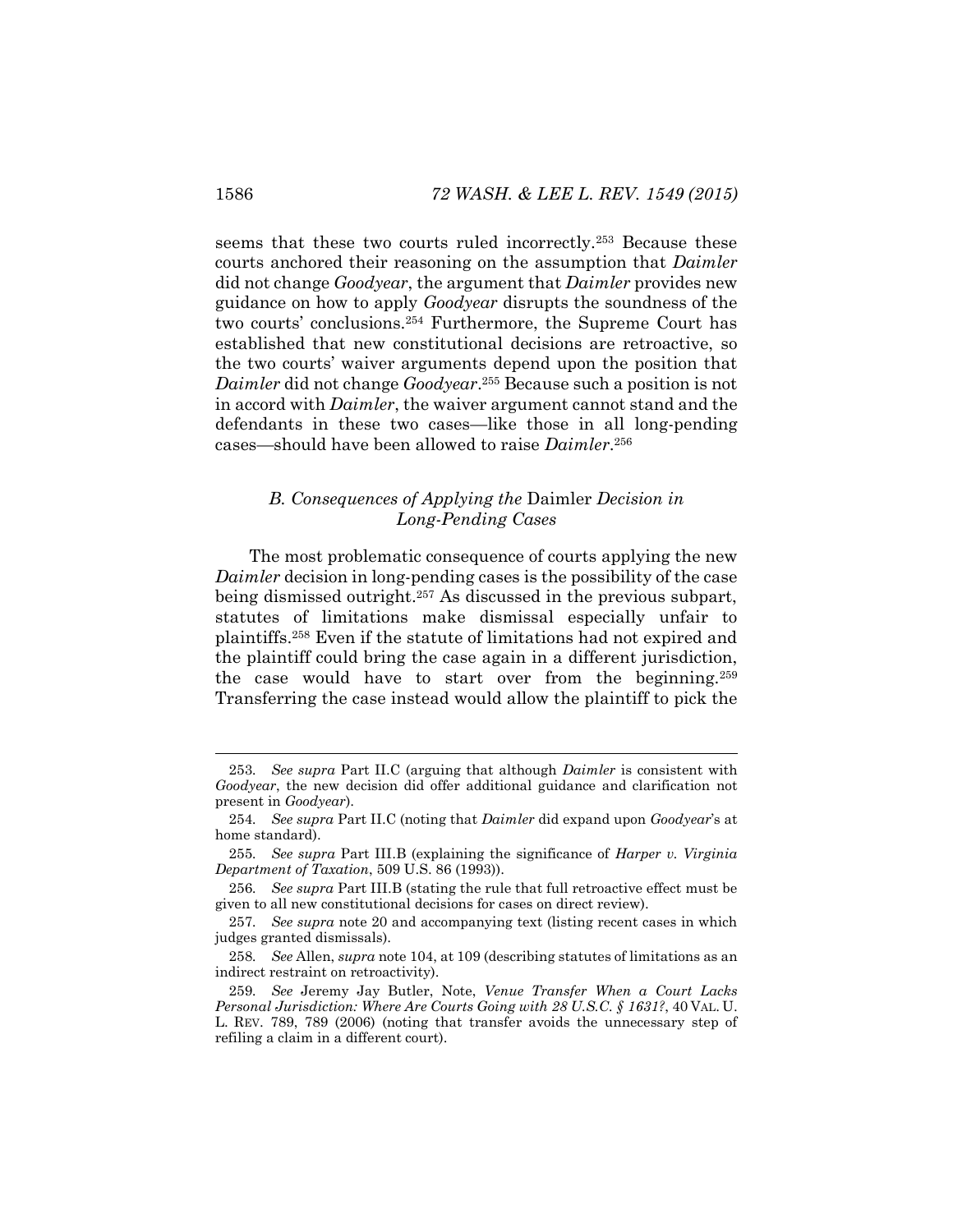seems that these two courts ruled incorrectly.[253] Because these courts anchored their reasoning on the assumption that *Daimler* did not change *Goodyear*, the argument that *Daimler* provides new guidance on how to apply *Goodyear* disrupts the soundness of the two courts' conclusions.[254] Furthermore, the Supreme Court has established that new constitutional decisions are retroactive, so the two courts' waiver arguments depend upon the position that *Daimler* did not change *Goodyear*.[255] Because such a position is not in accord with *Daimler*, the waiver argument cannot stand and the defendants in these two cases—like those in all long-pending cases—should have been allowed to raise *Daimler*.[256]

### *B. Consequences of Applying the* Daimler *Decision in Long-Pending Cases*

The most problematic consequence of courts applying the new *Daimler* decision in long-pending cases is the possibility of the case being dismissed outright.[257] As discussed in the previous subpart, statutes of limitations make dismissal especially unfair to plaintiffs.[258] Even if the statute of limitations had not expired and the plaintiff could bring the case again in a different jurisdiction, the case would have to start over from the beginning.[259] Transferring the case instead would allow the plaintiff to pick the

---

253. *See supra* Part II.C (arguing that although *Daimler* is consistent with *Goodyear*, the new decision did offer additional guidance and clarification not present in *Goodyear*).

254. *See supra* Part II.C (noting that *Daimler* did expand upon *Goodyear*'s at home standard).

255. *See supra* Part III.B (explaining the significance of *Harper v. Virginia Department of Taxation*, 509 U.S. 86 (1993)).

256. *See supra* Part III.B (stating the rule that full retroactive effect must be given to all new constitutional decisions for cases on direct review).

257. *See supra* note 20 and accompanying text (listing recent cases in which judges granted dismissals).

258. *See* Allen, *supra* note 104, at 109 (describing statutes of limitations as an indirect restraint on retroactivity).

259. *See* Jeremy Jay Butler, Note, *Venue Transfer When a Court Lacks Personal Jurisdiction: Where Are Courts Going with 28 U.S.C. § 1631?*, 40 VAL. U. L. REV. 789, 789 (2006) (noting that transfer avoids the unnecessary step of refiling a claim in a different court).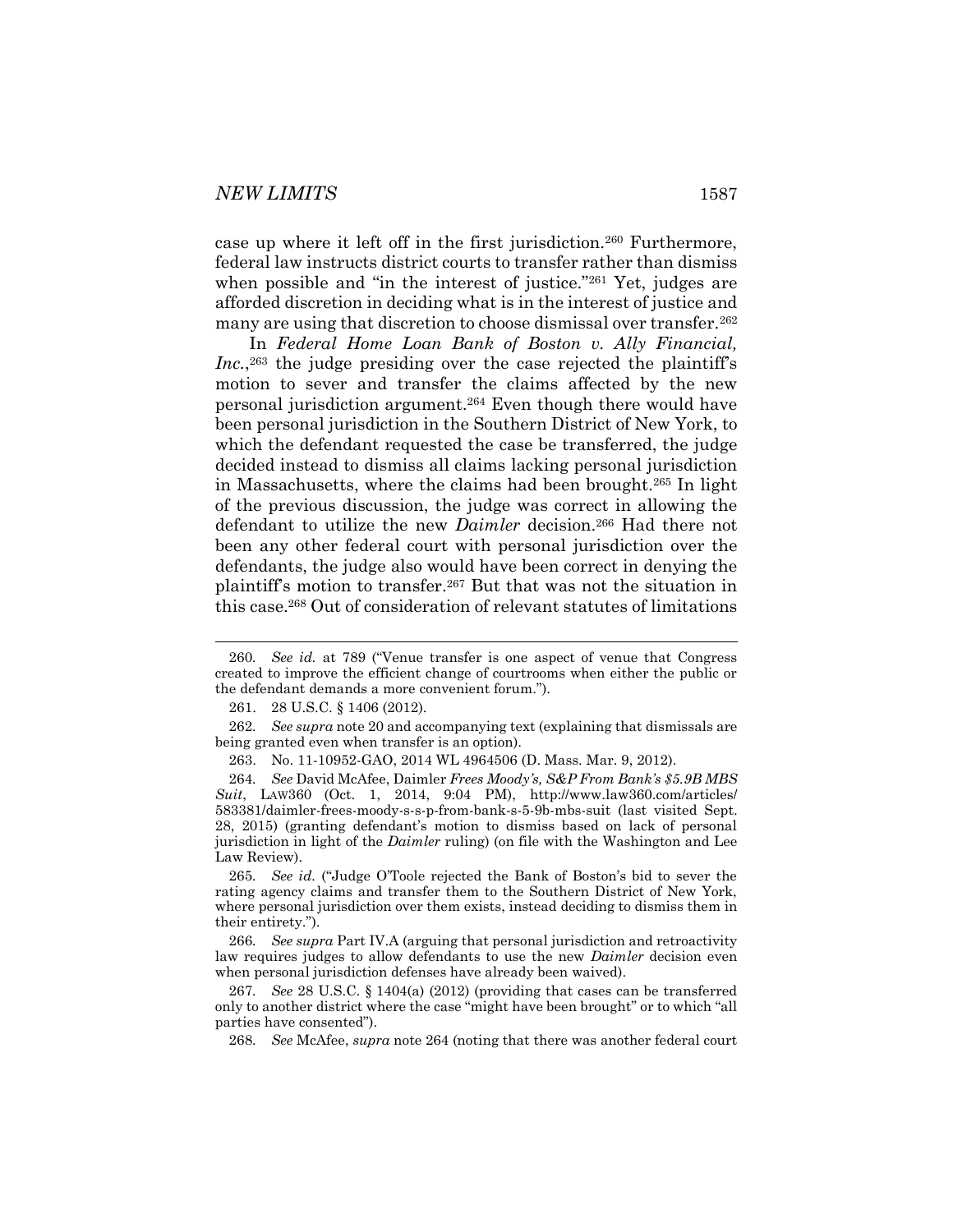case up where it left off in the first jurisdiction.[260] Furthermore, federal law instructs district courts to transfer rather than dismiss when possible and "in the interest of justice."[261] Yet, judges are afforded discretion in deciding what is in the interest of justice and many are using that discretion to choose dismissal over transfer.[262]

In *Federal Home Loan Bank of Boston v. Ally Financial, Inc.*,[263] the judge presiding over the case rejected the plaintiff's motion to sever and transfer the claims affected by the new personal jurisdiction argument.[264] Even though there would have been personal jurisdiction in the Southern District of New York, to which the defendant requested the case be transferred, the judge decided instead to dismiss all claims lacking personal jurisdiction in Massachusetts, where the claims had been brought.[265] In light of the previous discussion, the judge was correct in allowing the defendant to utilize the new *Daimler* decision.[266] Had there not been any other federal court with personal jurisdiction over the defendants, the judge also would have been correct in denying the plaintiff's motion to transfer.[267] But that was not the situation in this case.[268] Out of consideration of relevant statutes of limitations

---

260. *See id.* at 789 ("Venue transfer is one aspect of venue that Congress created to improve the efficient change of courtrooms when either the public or the defendant demands a more convenient forum.").

261. 28 U.S.C. § 1406 (2012).

262. *See supra* note 20 and accompanying text (explaining that dismissals are being granted even when transfer is an option).

263. No. 11-10952-GAO, 2014 WL 4964506 (D. Mass. Mar. 9, 2012).

264. *See* David McAfee, Daimler *Frees Moody's, S&P From Bank's $5.9B MBS Suit*, LAW360 (Oct. 1, 2014, 9:04 PM), http://www.law360.com/articles/583381/daimler-frees-moody-s-s-p-from-bank-s-5-9b-mbs-suit (last visited Sept. 28, 2015) (granting defendant's motion to dismiss based on lack of personal jurisdiction in light of the *Daimler* ruling) (on file with the Washington and Lee Law Review).

265. *See id.* ("Judge O'Toole rejected the Bank of Boston's bid to sever the rating agency claims and transfer them to the Southern District of New York, where personal jurisdiction over them exists, instead deciding to dismiss them in their entirety.").

266. *See supra* Part IV.A (arguing that personal jurisdiction and retroactivity law requires judges to allow defendants to use the new *Daimler* decision even when personal jurisdiction defenses have already been waived).

267. *See* 28 U.S.C. § 1404(a) (2012) (providing that cases can be transferred only to another district where the case "might have been brought" or to which "all parties have consented").

268. *See* McAfee, *supra* note 264 (noting that there was another federal court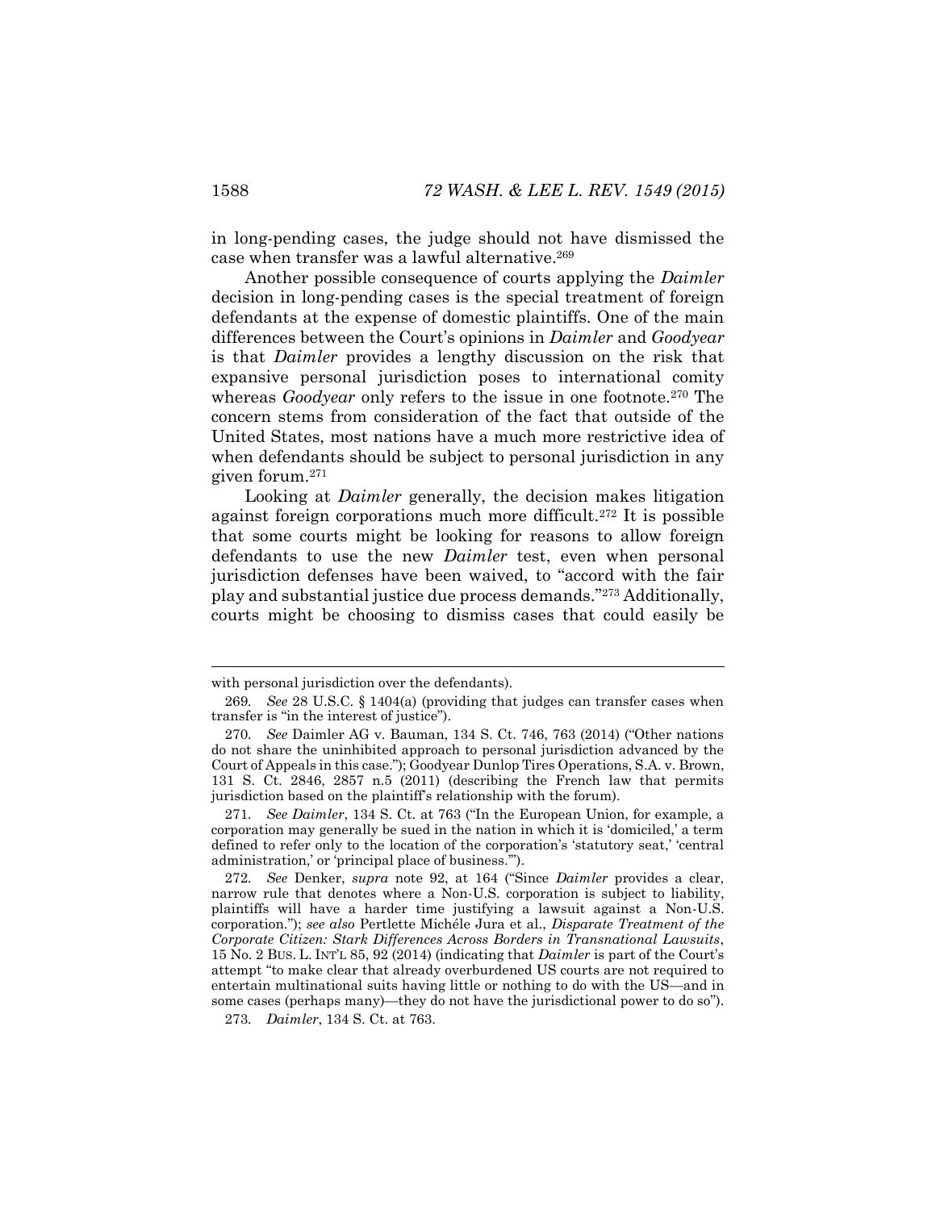in long-pending cases, the judge should not have dismissed the case when transfer was a lawful alternative.[269]

Another possible consequence of courts applying the *Daimler* decision in long-pending cases is the special treatment of foreign defendants at the expense of domestic plaintiffs. One of the main differences between the Court's opinions in *Daimler* and *Goodyear* is that *Daimler* provides a lengthy discussion on the risk that expansive personal jurisdiction poses to international comity whereas *Goodyear* only refers to the issue in one footnote.[270] The concern stems from consideration of the fact that outside of the United States, most nations have a much more restrictive idea of when defendants should be subject to personal jurisdiction in any given forum.[271]

Looking at *Daimler* generally, the decision makes litigation against foreign corporations much more difficult.[272] It is possible that some courts might be looking for reasons to allow foreign defendants to use the new *Daimler* test, even when personal jurisdiction defenses have been waived, to "accord with the fair play and substantial justice due process demands."[273] Additionally, courts might be choosing to dismiss cases that could easily be

---

with personal jurisdiction over the defendants).

269. *See* 28 U.S.C. § 1404(a) (providing that judges can transfer cases when transfer is "in the interest of justice").

270. *See* Daimler AG v. Bauman, 134 S. Ct. 746, 763 (2014) ("Other nations do not share the uninhibited approach to personal jurisdiction advanced by the Court of Appeals in this case."); Goodyear Dunlop Tires Operations, S.A. v. Brown, 131 S. Ct. 2846, 2857 n.5 (2011) (describing the French law that permits jurisdiction based on the plaintiff's relationship with the forum).

271. *See Daimler*, 134 S. Ct. at 763 ("In the European Union, for example, a corporation may generally be sued in the nation in which it is 'domiciled,' a term defined to refer only to the location of the corporation's 'statutory seat,' 'central administration,' or 'principal place of business.'").

272. *See* Denker, *supra* note 92, at 164 ("Since *Daimler* provides a clear, narrow rule that denotes where a Non-U.S. corporation is subject to liability, plaintiffs will have a harder time justifying a lawsuit against a Non-U.S. corporation."); *see also* Pertlette Michéle Jura et al., *Disparate Treatment of the Corporate Citizen: Stark Differences Across Borders in Transnational Lawsuits*, 15 NO. 2 BUS. L. INT'L 85, 92 (2014) (indicating that *Daimler* is part of the Court's attempt "to make clear that already overburdened US courts are not required to entertain multinational suits having little or nothing to do with the US—and in some cases (perhaps many)—they do not have the jurisdictional power to do so").

273. *Daimler*, 134 S. Ct. at 763.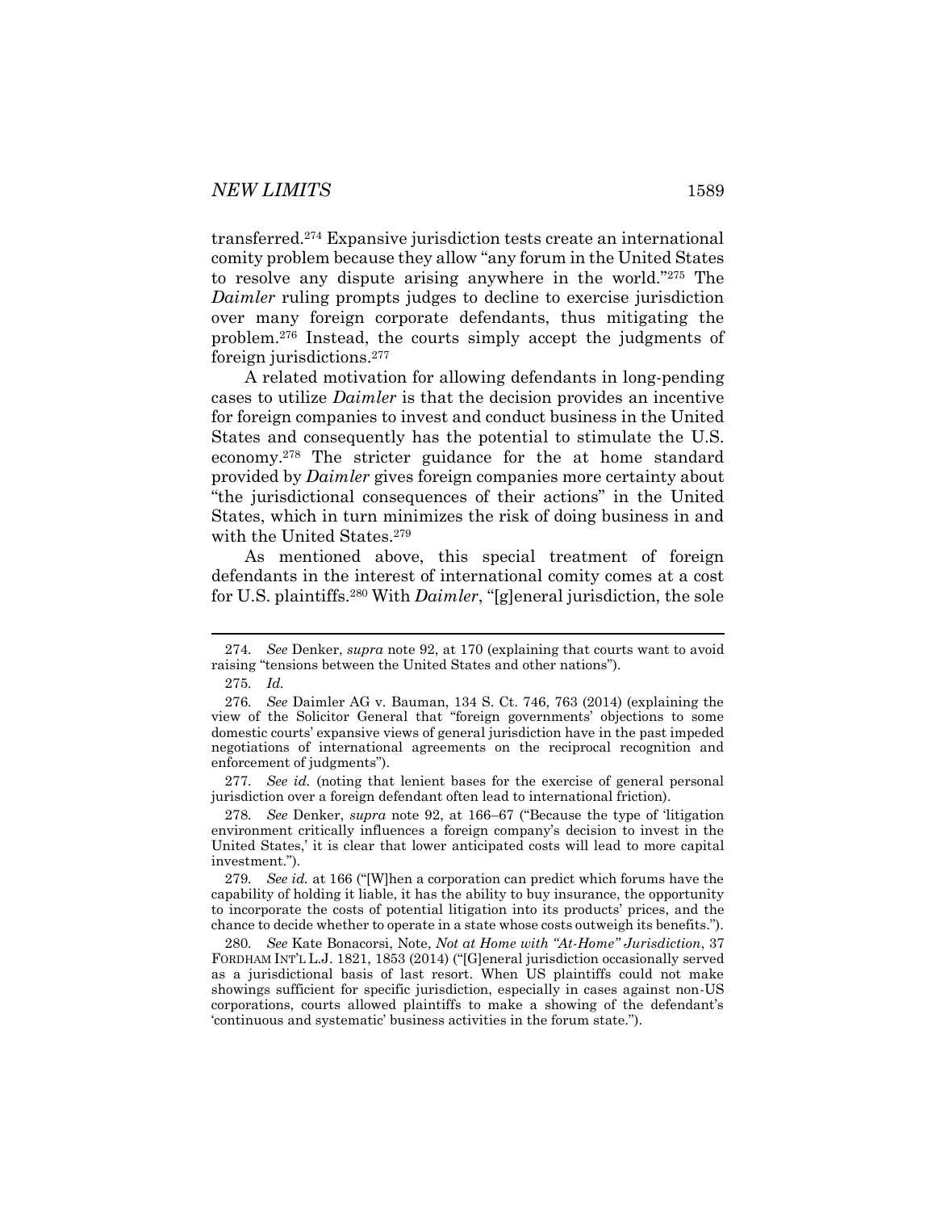transferred.[274] Expansive jurisdiction tests create an international comity problem because they allow "any forum in the United States to resolve any dispute arising anywhere in the world."[275] The *Daimler* ruling prompts judges to decline to exercise jurisdiction over many foreign corporate defendants, thus mitigating the problem.[276] Instead, the courts simply accept the judgments of foreign jurisdictions.[277]

A related motivation for allowing defendants in long-pending cases to utilize *Daimler* is that the decision provides an incentive for foreign companies to invest and conduct business in the United States and consequently has the potential to stimulate the U.S. economy.[278] The stricter guidance for the at home standard provided by *Daimler* gives foreign companies more certainty about "the jurisdictional consequences of their actions" in the United States, which in turn minimizes the risk of doing business in and with the United States.[279]

As mentioned above, this special treatment of foreign defendants in the interest of international comity comes at a cost for U.S. plaintiffs.[280] With *Daimler*, "[g]eneral jurisdiction, the sole

---

274. *See* Denker, *supra* note 92, at 170 (explaining that courts want to avoid raising "tensions between the United States and other nations").

275. *Id.*

276. *See* Daimler AG v. Bauman, 134 S. Ct. 746, 763 (2014) (explaining the view of the Solicitor General that "foreign governments' objections to some domestic courts' expansive views of general jurisdiction have in the past impeded negotiations of international agreements on the reciprocal recognition and enforcement of judgments").

277. *See id.* (noting that lenient bases for the exercise of general personal jurisdiction over a foreign defendant often lead to international friction).

278. *See* Denker, *supra* note 92, at 166–67 ("Because the type of 'litigation environment critically influences a foreign company's decision to invest in the United States,' it is clear that lower anticipated costs will lead to more capital investment.").

279. *See id.* at 166 ("[W]hen a corporation can predict which forums have the capability of holding it liable, it has the ability to buy insurance, the opportunity to incorporate the costs of potential litigation into its products' prices, and the chance to decide whether to operate in a state whose costs outweigh its benefits.").

280. *See* Kate Bonacorsi, Note, *Not at Home with "At-Home" Jurisdiction*, 37 FORDHAM INT'L L.J. 1821, 1853 (2014) ("[G]eneral jurisdiction occasionally served as a jurisdictional basis of last resort. When US plaintiffs could not make showings sufficient for specific jurisdiction, especially in cases against non-US corporations, courts allowed plaintiffs to make a showing of the defendant's 'continuous and systematic' business activities in the forum state.").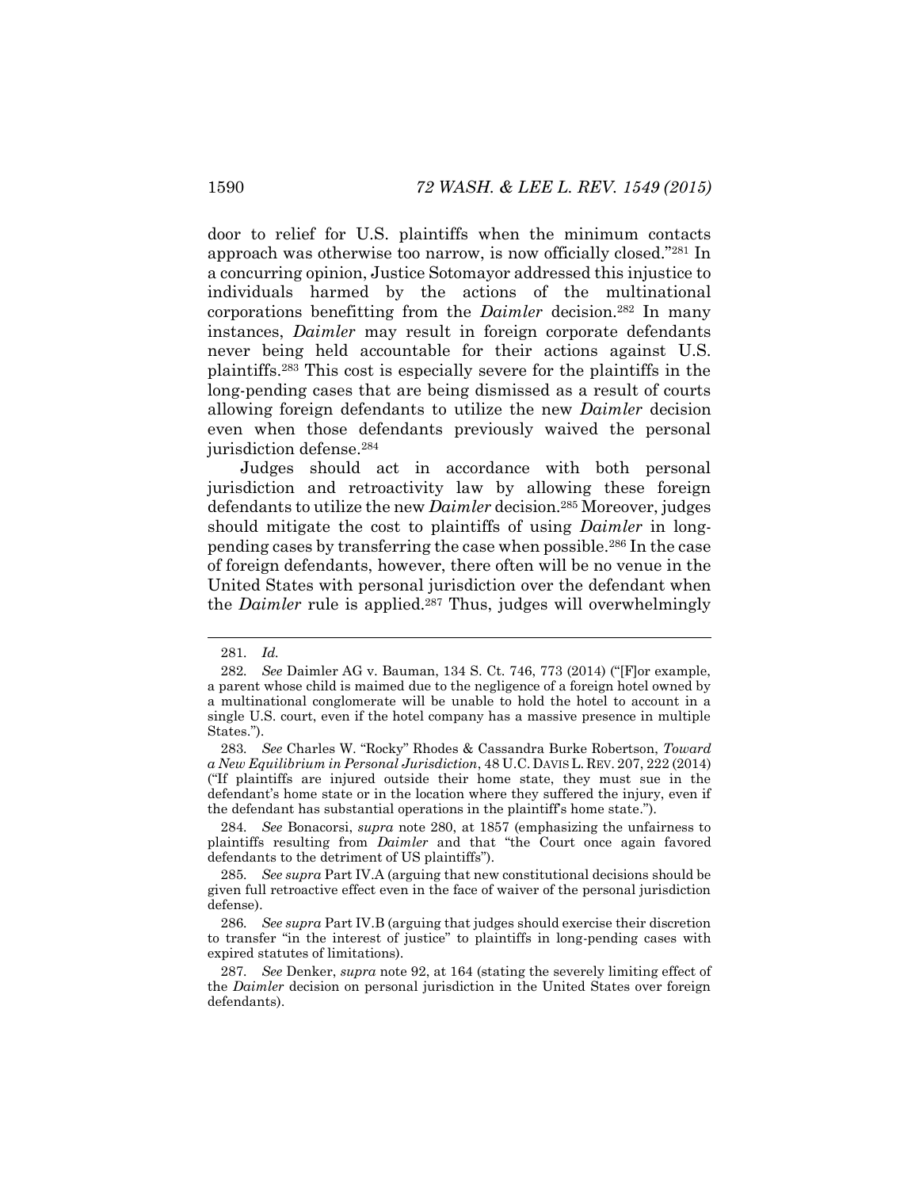door to relief for U.S. plaintiffs when the minimum contacts approach was otherwise too narrow, is now officially closed."[281] In a concurring opinion, Justice Sotomayor addressed this injustice to individuals harmed by the actions of the multinational corporations benefitting from the *Daimler* decision.[282] In many instances, *Daimler* may result in foreign corporate defendants never being held accountable for their actions against U.S. plaintiffs.[283] This cost is especially severe for the plaintiffs in the long-pending cases that are being dismissed as a result of courts allowing foreign defendants to utilize the new *Daimler* decision even when those defendants previously waived the personal jurisdiction defense.[284]

Judges should act in accordance with both personal jurisdiction and retroactivity law by allowing these foreign defendants to utilize the new *Daimler* decision.[285] Moreover, judges should mitigate the cost to plaintiffs of using *Daimler* in long-pending cases by transferring the case when possible.[286] In the case of foreign defendants, however, there often will be no venue in the United States with personal jurisdiction over the defendant when the *Daimler* rule is applied.[287] Thus, judges will overwhelmingly

---

281. *Id.*

282. *See* Daimler AG v. Bauman, 134 S. Ct. 746, 773 (2014) ("[F]or example, a parent whose child is maimed due to the negligence of a foreign hotel owned by a multinational conglomerate will be unable to hold the hotel to account in a single U.S. court, even if the hotel company has a massive presence in multiple States.").

283. *See* Charles W. "Rocky" Rhodes & Cassandra Burke Robertson, *Toward a New Equilibrium in Personal Jurisdiction*, 48 U.C. DAVIS L. REV. 207, 222 (2014) ("If plaintiffs are injured outside their home state, they must sue in the defendant's home state or in the location where they suffered the injury, even if the defendant has substantial operations in the plaintiff's home state.").

284. *See* Bonacorsi, *supra* note 280, at 1857 (emphasizing the unfairness to plaintiffs resulting from *Daimler* and that "the Court once again favored defendants to the detriment of US plaintiffs").

285. *See supra* Part IV.A (arguing that new constitutional decisions should be given full retroactive effect even in the face of waiver of the personal jurisdiction defense).

286. *See supra* Part IV.B (arguing that judges should exercise their discretion to transfer "in the interest of justice" to plaintiffs in long-pending cases with expired statutes of limitations).

287. *See* Denker, *supra* note 92, at 164 (stating the severely limiting effect of the *Daimler* decision on personal jurisdiction in the United States over foreign defendants).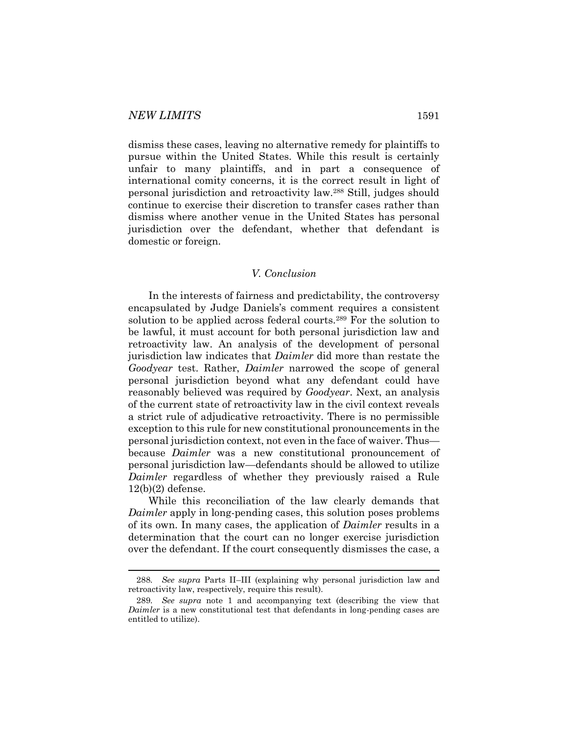dismiss these cases, leaving no alternative remedy for plaintiffs to pursue within the United States. While this result is certainly unfair to many plaintiffs, and in part a consequence of international comity concerns, it is the correct result in light of personal jurisdiction and retroactivity law.[288] Still, judges should continue to exercise their discretion to transfer cases rather than dismiss where another venue in the United States has personal jurisdiction over the defendant, whether that defendant is domestic or foreign.

## *V. Conclusion*

In the interests of fairness and predictability, the controversy encapsulated by Judge Daniels's comment requires a consistent solution to be applied across federal courts.[289] For the solution to be lawful, it must account for both personal jurisdiction law and retroactivity law. An analysis of the development of personal jurisdiction law indicates that *Daimler* did more than restate the *Goodyear* test. Rather, *Daimler* narrowed the scope of general personal jurisdiction beyond what any defendant could have reasonably believed was required by *Goodyear*. Next, an analysis of the current state of retroactivity law in the civil context reveals a strict rule of adjudicative retroactivity. There is no permissible exception to this rule for new constitutional pronouncements in the personal jurisdiction context, not even in the face of waiver. Thus—because *Daimler* was a new constitutional pronouncement of personal jurisdiction law—defendants should be allowed to utilize *Daimler* regardless of whether they previously raised a Rule 12(b)(2) defense.

While this reconciliation of the law clearly demands that *Daimler* apply in long-pending cases, this solution poses problems of its own. In many cases, the application of *Daimler* results in a determination that the court can no longer exercise jurisdiction over the defendant. If the court consequently dismisses the case, a

---

288. *See supra* Parts II–III (explaining why personal jurisdiction law and retroactivity law, respectively, require this result).

289. *See supra* note 1 and accompanying text (describing the view that *Daimler* is a new constitutional test that defendants in long-pending cases are entitled to utilize).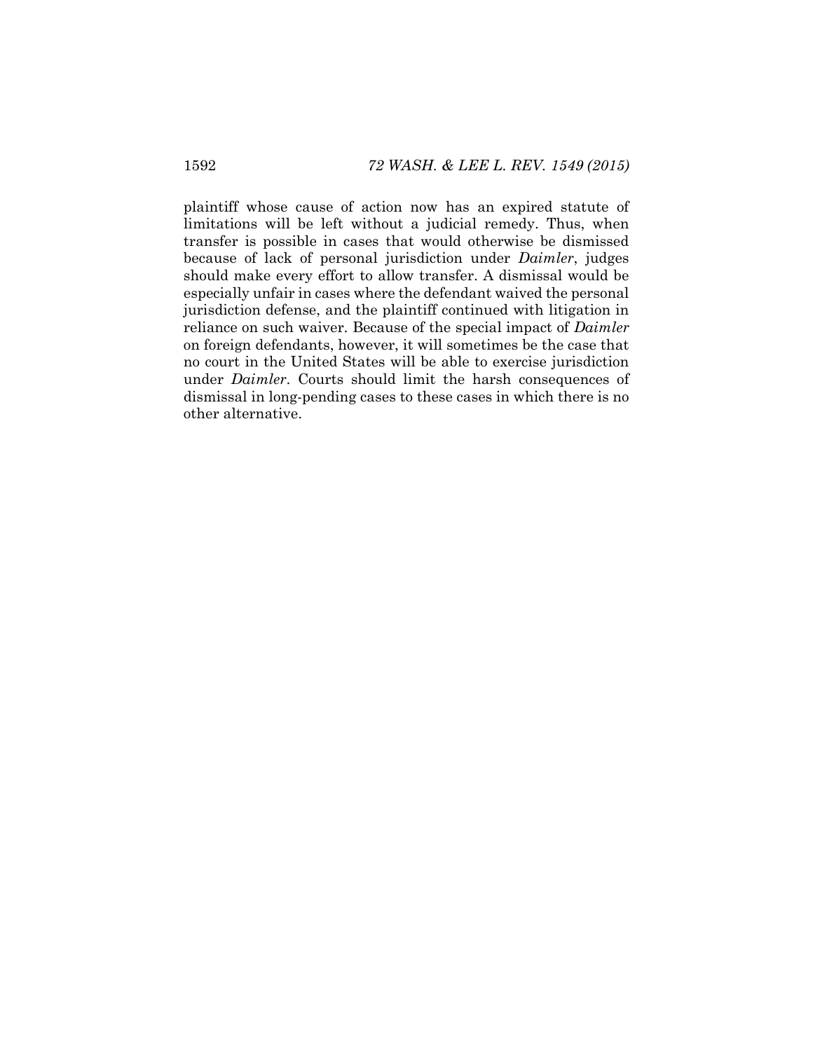plaintiff whose cause of action now has an expired statute of limitations will be left without a judicial remedy. Thus, when transfer is possible in cases that would otherwise be dismissed because of lack of personal jurisdiction under *Daimler*, judges should make every effort to allow transfer. A dismissal would be especially unfair in cases where the defendant waived the personal jurisdiction defense, and the plaintiff continued with litigation in reliance on such waiver. Because of the special impact of *Daimler* on foreign defendants, however, it will sometimes be the case that no court in the United States will be able to exercise jurisdiction under *Daimler*. Courts should limit the harsh consequences of dismissal in long-pending cases to these cases in which there is no other alternative.